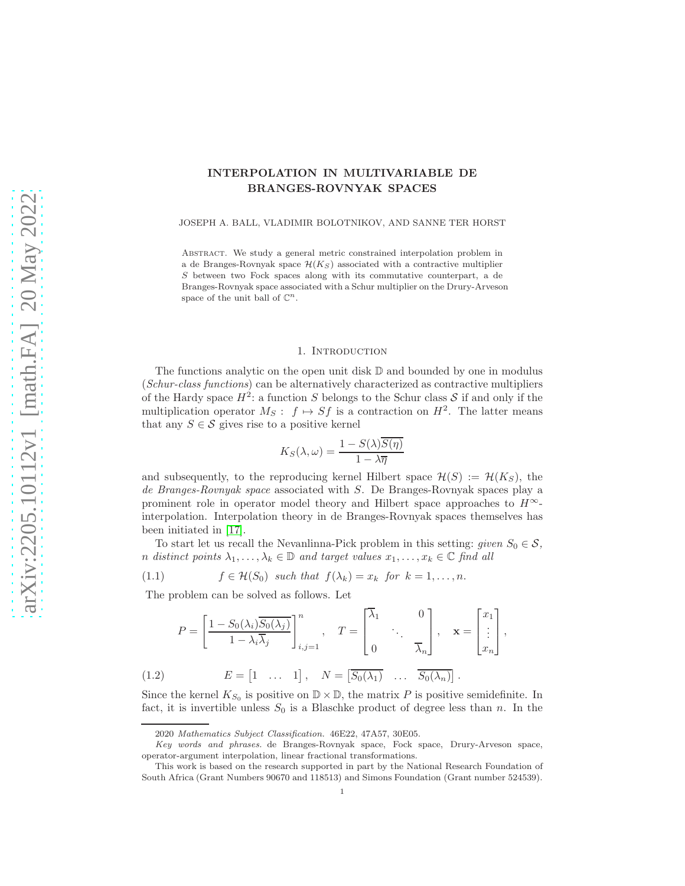# INTERPOLATION IN MULTIVARIABLE DE BRANGES-ROVNYAK SPACES

JOSEPH A. BALL, VLADIMIR BOLOTNIKOV, AND SANNE TER HORST

Abstract. We study a general metric constrained interpolation problem in a de Branges-Rovnyak space $\mathcal{H}(K_S)$ associated with a contractive multiplier $S$ between two Fock spaces along with its commutative counterpart, a de Branges-Rovnyak space associated with a Schur multiplier on the Drury-Arveson space of the unit ball of $\mathbb{C}^n$.

## 1. Introduction

The functions analytic on the open unit disk $\mathbb{D}$ and bounded by one in modulus (*Schur-class functions*) can be alternatively characterized as contractive multipliers of the Hardy space $H^2$: a function $S$ belongs to the Schur class $\mathcal{S}$ if and only if the multiplication operator $M_S:\ f \mapsto Sf$ is a contraction on $H^2$. The latter means that any $S \in \mathcal{S}$ gives rise to a positive kernel

$$K_S(\lambda, \omega) = \frac{1 - S(\lambda)\overline{S(\eta)}}{1 - \lambda\overline{\eta}}$$

and subsequently, to the reproducing kernel Hilbert space $\mathcal{H}(S) := \mathcal{H}(K_S)$, the *de Branges-Rovnyak space* associated with $S$. De Branges-Rovnyak spaces play a prominent role in operator model theory and Hilbert space approaches to $H^\infty$-interpolation. Interpolation theory in de Branges-Rovnyak spaces themselves has been initiated in [17].

To start let us recall the Nevanlinna-Pick problem in this setting: *given $S_0 \in \mathcal{S}$, $n$ distinct points $\lambda_1, \ldots, \lambda_k \in \mathbb{D}$ and target values $x_1, \ldots, x_k \in \mathbb{C}$ find all*

$$f \in \mathcal{H}(S_0) \ \text{ such that } \ f(\lambda_k) = x_k \ \text{ for } \ k = 1, \ldots, n. \tag{1.1}$$

The problem can be solved as follows. Let

$$P = \left[\frac{1 - S_0(\lambda_i)\overline{S_0(\lambda_j)}}{1 - \lambda_i\overline{\lambda}_j}\right]_{i,j=1}^n, \quad T = \begin{bmatrix} \overline{\lambda}_1 & & 0 \\ & \ddots & \\ 0 & & \overline{\lambda}_n \end{bmatrix}, \quad \mathbf{x} = \begin{bmatrix} x_1 \\ \vdots \\ x_n \end{bmatrix},$$

$$E = \begin{bmatrix} 1 & \ldots & 1 \end{bmatrix}, \quad N = \begin{bmatrix} \overline{S_0(\lambda_1)} & \ldots & \overline{S_0(\lambda_n)} \end{bmatrix}. \tag{1.2}$$

Since the kernel $K_{S_0}$ is positive on $\mathbb{D} \times \mathbb{D}$, the matrix $P$ is positive semidefinite. In fact, it is invertible unless $S_0$ is a Blaschke product of degree less than $n$. In the

2020 *Mathematics Subject Classification.* 46E22, 47A57, 30E05.

*Key words and phrases.* de Branges-Rovnyak space, Fock space, Drury-Arveson space, operator-argument interpolation, linear fractional transformations.

This work is based on the research supported in part by the National Research Foundation of South Africa (Grant Numbers 90670 and 118513) and Simons Foundation (Grant number 524539).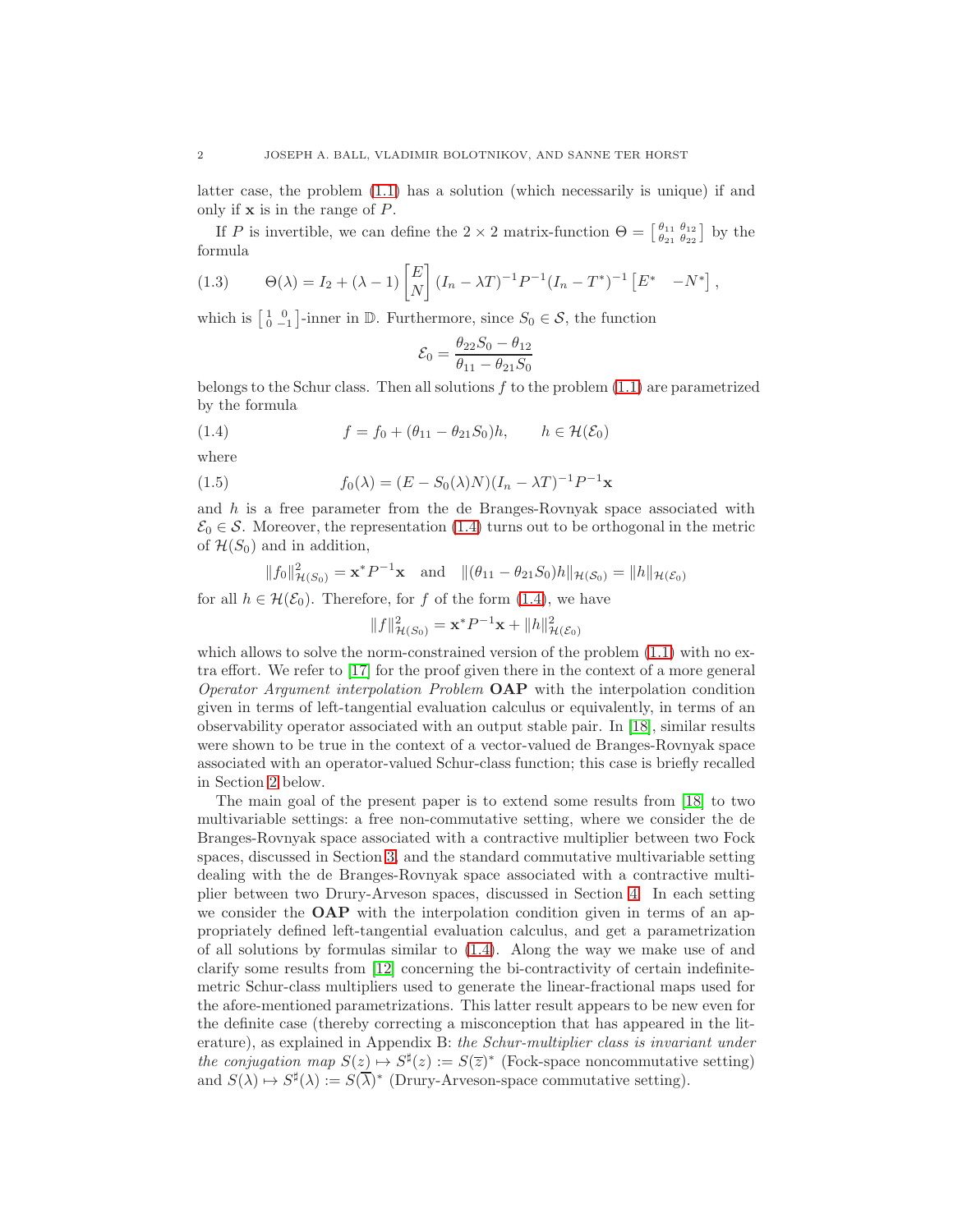latter case, the problem (1.1) has a solution (which necessarily is unique) if and only if $\mathbf{x}$ is in the range of $P$.

If $P$ is invertible, we can define the $2 \times 2$ matrix-function $\Theta = \left[\begin{smallmatrix} \theta_{11} & \theta_{12} \\ \theta_{21} & \theta_{22} \end{smallmatrix}\right]$ by the formula

$$\Theta(\lambda) = I_2 + (\lambda - 1) \begin{bmatrix} E \\ N \end{bmatrix} (I_n - \lambda T)^{-1} P^{-1} (I_n - T^*)^{-1} \begin{bmatrix} E^* & -N^* \end{bmatrix}, \tag{1.3}$$

which is $\left[\begin{smallmatrix} 1 & 0 \\ 0 & -1 \end{smallmatrix}\right]$-inner in $\mathbb{D}$. Furthermore, since $S_0 \in \mathcal{S}$, the function

$$\mathcal{E}_0 = \frac{\theta_{22} S_0 - \theta_{12}}{\theta_{11} - \theta_{21} S_0}$$

belongs to the Schur class. Then all solutions $f$ to the problem (1.1) are parametrized by the formula

$$f = f_0 + (\theta_{11} - \theta_{21} S_0) h, \qquad h \in \mathcal{H}(\mathcal{E}_0) \tag{1.4}$$

where

$$f_0(\lambda) = (E - S_0(\lambda) N)(I_n - \lambda T)^{-1} P^{-1} \mathbf{x} \tag{1.5}$$

and $h$ is a free parameter from the de Branges-Rovnyak space associated with $\mathcal{E}_0 \in \mathcal{S}$. Moreover, the representation (1.4) turns out to be orthogonal in the metric of $\mathcal{H}(S_0)$ and in addition,

$$\|f_0\|^2_{\mathcal{H}(S_0)} = \mathbf{x}^* P^{-1} \mathbf{x} \quad \text{and} \quad \|(\theta_{11} - \theta_{21} S_0) h\|_{\mathcal{H}(S_0)} = \|h\|_{\mathcal{H}(\mathcal{E}_0)}$$

for all $h \in \mathcal{H}(\mathcal{E}_0)$. Therefore, for $f$ of the form (1.4), we have

$$\|f\|^2_{\mathcal{H}(S_0)} = \mathbf{x}^* P^{-1} \mathbf{x} + \|h\|^2_{\mathcal{H}(\mathcal{E}_0)}$$

which allows to solve the norm-constrained version of the problem (1.1) with no extra effort. We refer to [17] for the proof given there in the context of a more general *Operator Argument interpolation Problem* **OAP** with the interpolation condition given in terms of left-tangential evaluation calculus or equivalently, in terms of an observability operator associated with an output stable pair. In [18], similar results were shown to be true in the context of a vector-valued de Branges-Rovnyak space associated with an operator-valued Schur-class function; this case is briefly recalled in Section 2 below.

The main goal of the present paper is to extend some results from [18] to two multivariable settings: a free non-commutative setting, where we consider the de Branges-Rovnyak space associated with a contractive multiplier between two Fock spaces, discussed in Section 3, and the standard commutative multivariable setting dealing with the de Branges-Rovnyak space associated with a contractive multiplier between two Drury-Arveson spaces, discussed in Section 4. In each setting we consider the **OAP** with the interpolation condition given in terms of an appropriately defined left-tangential evaluation calculus, and get a parametrization of all solutions by formulas similar to (1.4). Along the way we make use of and clarify some results from [12] concerning the bi-contractivity of certain indefinite-metric Schur-class multipliers used to generate the linear-fractional maps used for the afore-mentioned parametrizations. This latter result appears to be new even for the definite case (thereby correcting a misconception that has appeared in the literature), as explained in Appendix B: *the Schur-multiplier class is invariant under the conjugation map* $S(z) \mapsto S^\sharp(z) := S(\overline{z})^*$ (Fock-space noncommutative setting) and $S(\lambda) \mapsto S^\sharp(\lambda) := S(\overline{\lambda})^*$ (Drury-Arveson-space commutative setting).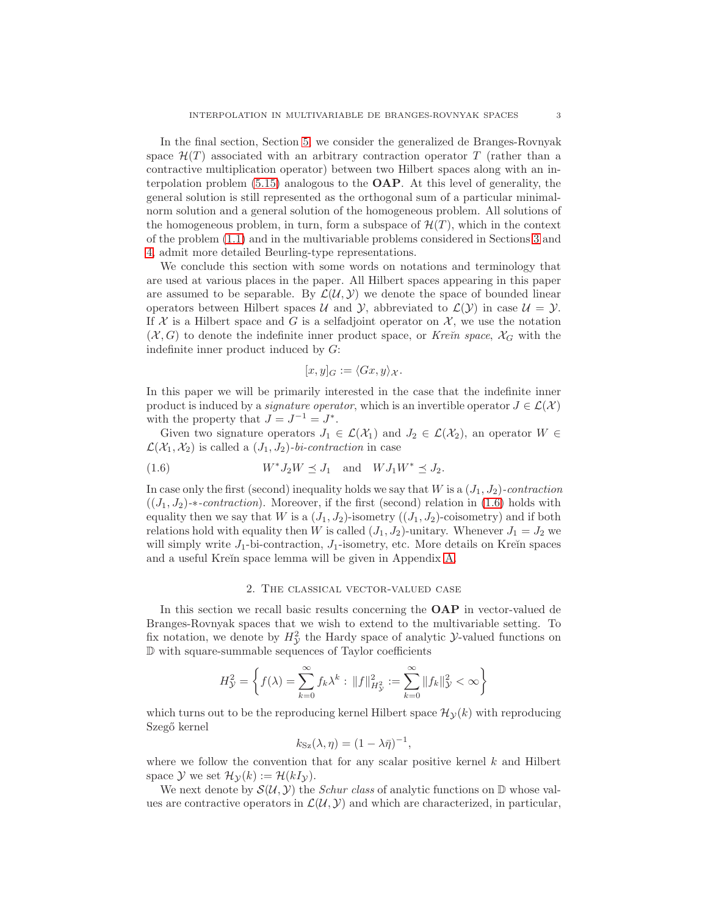In the final section, Section 5, we consider the generalized de Branges-Rovnyak space $\mathcal{H}(T)$ associated with an arbitrary contraction operator $T$ (rather than a contractive multiplication operator) between two Hilbert spaces along with an interpolation problem (5.15) analogous to the **OAP**. At this level of generality, the general solution is still represented as the orthogonal sum of a particular minimal-norm solution and a general solution of the homogeneous problem. All solutions of the homogeneous problem, in turn, form a subspace of $\mathcal{H}(T)$, which in the context of the problem (1.1) and in the multivariable problems considered in Sections 3 and 4, admit more detailed Beurling-type representations.

We conclude this section with some words on notations and terminology that are used at various places in the paper. All Hilbert spaces appearing in this paper are assumed to be separable. By $\mathcal{L}(\mathcal{U},\mathcal{Y})$ we denote the space of bounded linear operators between Hilbert spaces $\mathcal{U}$ and $\mathcal{Y}$, abbreviated to $\mathcal{L}(\mathcal{Y})$ in case $\mathcal{U}=\mathcal{Y}$. If $\mathcal{X}$ is a Hilbert space and $G$ is a selfadjoint operator on $\mathcal{X}$, we use the notation $(\mathcal{X},G)$ to denote the indefinite inner product space, or *Kreĭn space*, $\mathcal{X}_G$ with the indefinite inner product induced by $G$:

$$[x,y]_G := \langle Gx, y\rangle_{\mathcal{X}}.$$

In this paper we will be primarily interested in the case that the indefinite inner product is induced by a *signature operator*, which is an invertible operator $J\in\mathcal{L}(\mathcal{X})$ with the property that $J=J^{-1}=J^*$.

Given two signature operators $J_1\in\mathcal{L}(\mathcal{X}_1)$ and $J_2\in\mathcal{L}(\mathcal{X}_2)$, an operator $W\in\mathcal{L}(\mathcal{X}_1,\mathcal{X}_2)$ is called a $(J_1,J_2)$-*bi-contraction* in case

$$W^*J_2W \preceq J_1 \quad\text{and}\quad WJ_1W^* \preceq J_2. \tag{1.6}$$

In case only the first (second) inequality holds we say that $W$ is a $(J_1,J_2)$-*contraction* ($(J_1,J_2)$-$*$-*contraction*). Moreover, if the first (second) relation in (1.6) holds with equality then we say that $W$ is a $(J_1,J_2)$-isometry ($(J_1,J_2)$-coisometry) and if both relations hold with equality then $W$ is called $(J_1,J_2)$-unitary. Whenever $J_1=J_2$ we will simply write $J_1$-bi-contraction, $J_1$-isometry, etc. More details on Kreĭn spaces and a useful Kreĭn space lemma will be given in Appendix A.

## 2. The classical vector-valued case

In this section we recall basic results concerning the **OAP** in vector-valued de Branges-Rovnyak spaces that we wish to extend to the multivariable setting. To fix notation, we denote by $H^2_{\mathcal{Y}}$ the Hardy space of analytic $\mathcal{Y}$-valued functions on $\mathbb{D}$ with square-summable sequences of Taylor coefficients

$$H^2_{\mathcal{Y}} = \left\{ f(\lambda)=\sum_{k=0}^{\infty} f_k\lambda^k : \, \|f\|^2_{H^2_{\mathcal{Y}}} := \sum_{k=0}^{\infty}\|f_k\|^2_{\mathcal{Y}}<\infty \right\}$$

which turns out to be the reproducing kernel Hilbert space $\mathcal{H}_{\mathcal{Y}}(k)$ with reproducing Szegő kernel

$$k_{\rm Sz}(\lambda,\eta) = (1-\lambda\bar{\eta})^{-1},$$

where we follow the convention that for any scalar positive kernel $k$ and Hilbert space $\mathcal{Y}$ we set $\mathcal{H}_{\mathcal{Y}}(k) := \mathcal{H}(kI_{\mathcal{Y}})$.

We next denote by $\mathcal{S}(\mathcal{U},\mathcal{Y})$ the *Schur class* of analytic functions on $\mathbb{D}$ whose values are contractive operators in $\mathcal{L}(\mathcal{U},\mathcal{Y})$ and which are characterized, in particular,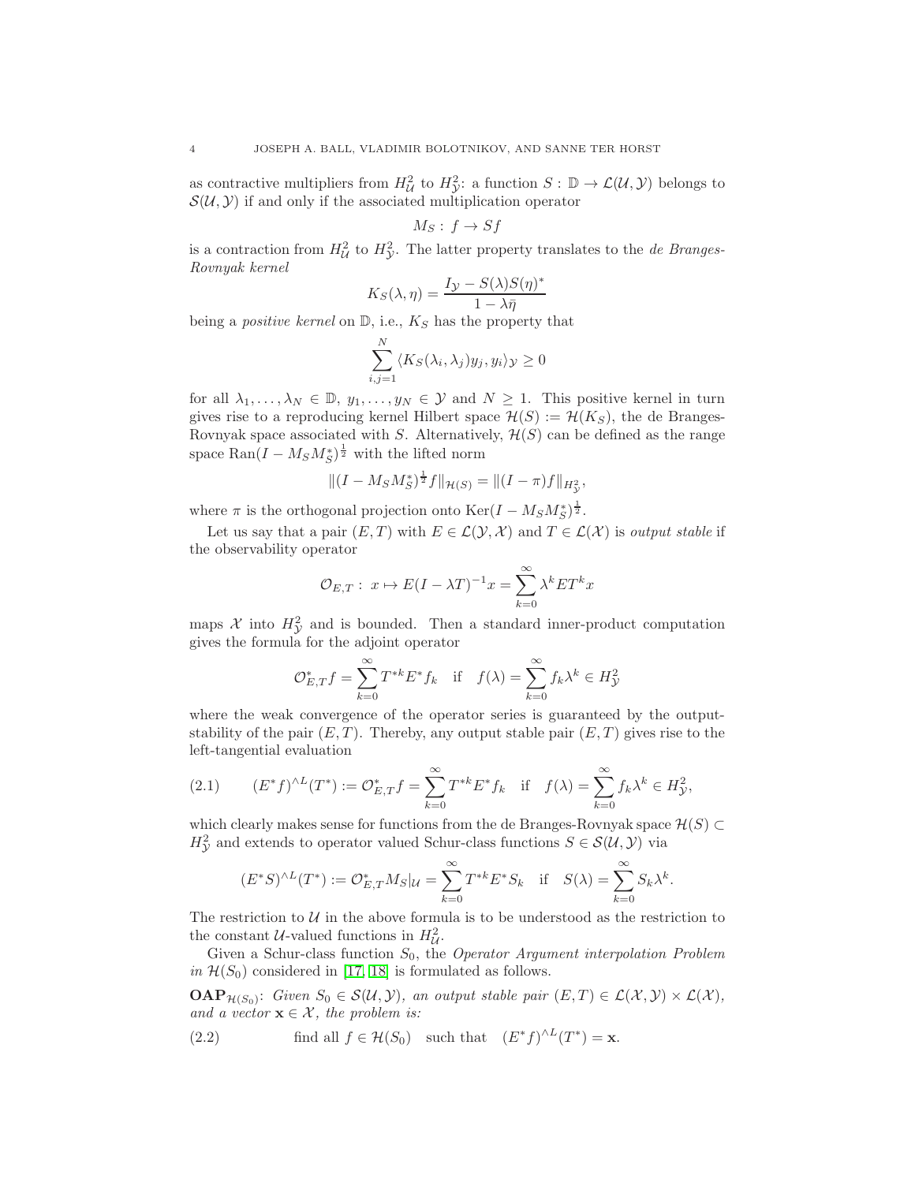as contractive multipliers from $H^2_{\mathcal{U}}$ to $H^2_{\mathcal{Y}}$: a function $S : \mathbb{D} \to \mathcal{L}(\mathcal{U}, \mathcal{Y})$ belongs to $\mathcal{S}(\mathcal{U}, \mathcal{Y})$ if and only if the associated multiplication operator

$$M_S : f \to Sf$$

is a contraction from $H^2_{\mathcal{U}}$ to $H^2_{\mathcal{Y}}$. The latter property translates to the *de Branges-Rovnyak kernel*

$$K_S(\lambda, \eta) = \frac{I_{\mathcal{Y}} - S(\lambda)S(\eta)^*}{1 - \lambda\bar{\eta}}$$

being a *positive kernel* on $\mathbb{D}$, i.e., $K_S$ has the property that

$$\sum_{i,j=1}^{N} \langle K_S(\lambda_i, \lambda_j) y_j, y_i \rangle_{\mathcal{Y}} \geq 0$$

for all $\lambda_1, \ldots, \lambda_N \in \mathbb{D}$, $y_1, \ldots, y_N \in \mathcal{Y}$ and $N \geq 1$. This positive kernel in turn gives rise to a reproducing kernel Hilbert space $\mathcal{H}(S) := \mathcal{H}(K_S)$, the de Branges-Rovnyak space associated with $S$. Alternatively, $\mathcal{H}(S)$ can be defined as the range space $\operatorname{Ran}(I - M_S M_S^*)^{\frac{1}{2}}$ with the lifted norm

$$\|(I - M_S M_S^*)^{\frac{1}{2}} f\|_{\mathcal{H}(S)} = \|(I - \pi) f\|_{H^2_{\mathcal{Y}}},$$

where $\pi$ is the orthogonal projection onto $\operatorname{Ker}(I - M_S M_S^*)^{\frac{1}{2}}$.

Let us say that a pair $(E, T)$ with $E \in \mathcal{L}(\mathcal{Y}, \mathcal{X})$ and $T \in \mathcal{L}(\mathcal{X})$ is *output stable* if the observability operator

$$\mathcal{O}_{E,T} : \; x \mapsto E(I - \lambda T)^{-1} x = \sum_{k=0}^{\infty} \lambda^k E T^k x$$

maps $\mathcal{X}$ into $H^2_{\mathcal{Y}}$ and is bounded. Then a standard inner-product computation gives the formula for the adjoint operator

$$\mathcal{O}_{E,T}^* f = \sum_{k=0}^{\infty} T^{*k} E^* f_k \quad \text{if} \quad f(\lambda) = \sum_{k=0}^{\infty} f_k \lambda^k \in H^2_{\mathcal{Y}}$$

where the weak convergence of the operator series is guaranteed by the output-stability of the pair $(E, T)$. Thereby, any output stable pair $(E, T)$ gives rise to the left-tangential evaluation

$$(E^* f)^{\wedge L}(T^*) := \mathcal{O}_{E,T}^* f = \sum_{k=0}^{\infty} T^{*k} E^* f_k \quad \text{if} \quad f(\lambda) = \sum_{k=0}^{\infty} f_k \lambda^k \in H^2_{\mathcal{Y}}, \tag{2.1}$$

which clearly makes sense for functions from the de Branges-Rovnyak space $\mathcal{H}(S) \subset H^2_{\mathcal{Y}}$ and extends to operator valued Schur-class functions $S \in \mathcal{S}(\mathcal{U}, \mathcal{Y})$ via

$$(E^* S)^{\wedge L}(T^*) := \mathcal{O}_{E,T}^* M_S|_{\mathcal{U}} = \sum_{k=0}^{\infty} T^{*k} E^* S_k \quad \text{if} \quad S(\lambda) = \sum_{k=0}^{\infty} S_k \lambda^k.$$

The restriction to $\mathcal{U}$ in the above formula is to be understood as the restriction to the constant $\mathcal{U}$-valued functions in $H^2_{\mathcal{U}}$.

Given a Schur-class function $S_0$, the *Operator Argument interpolation Problem in* $\mathcal{H}(S_0)$ considered in [17, 18] is formulated as follows.

**OAP**$_{\mathcal{H}(S_0)}$: *Given* $S_0 \in \mathcal{S}(\mathcal{U}, \mathcal{Y})$, *an output stable pair* $(E, T) \in \mathcal{L}(\mathcal{X}, \mathcal{Y}) \times \mathcal{L}(\mathcal{X})$, *and a vector* $\mathbf{x} \in \mathcal{X}$, *the problem is:*

$$\text{find all } f \in \mathcal{H}(S_0) \quad \text{such that} \quad (E^* f)^{\wedge L}(T^*) = \mathbf{x}. \tag{2.2}$$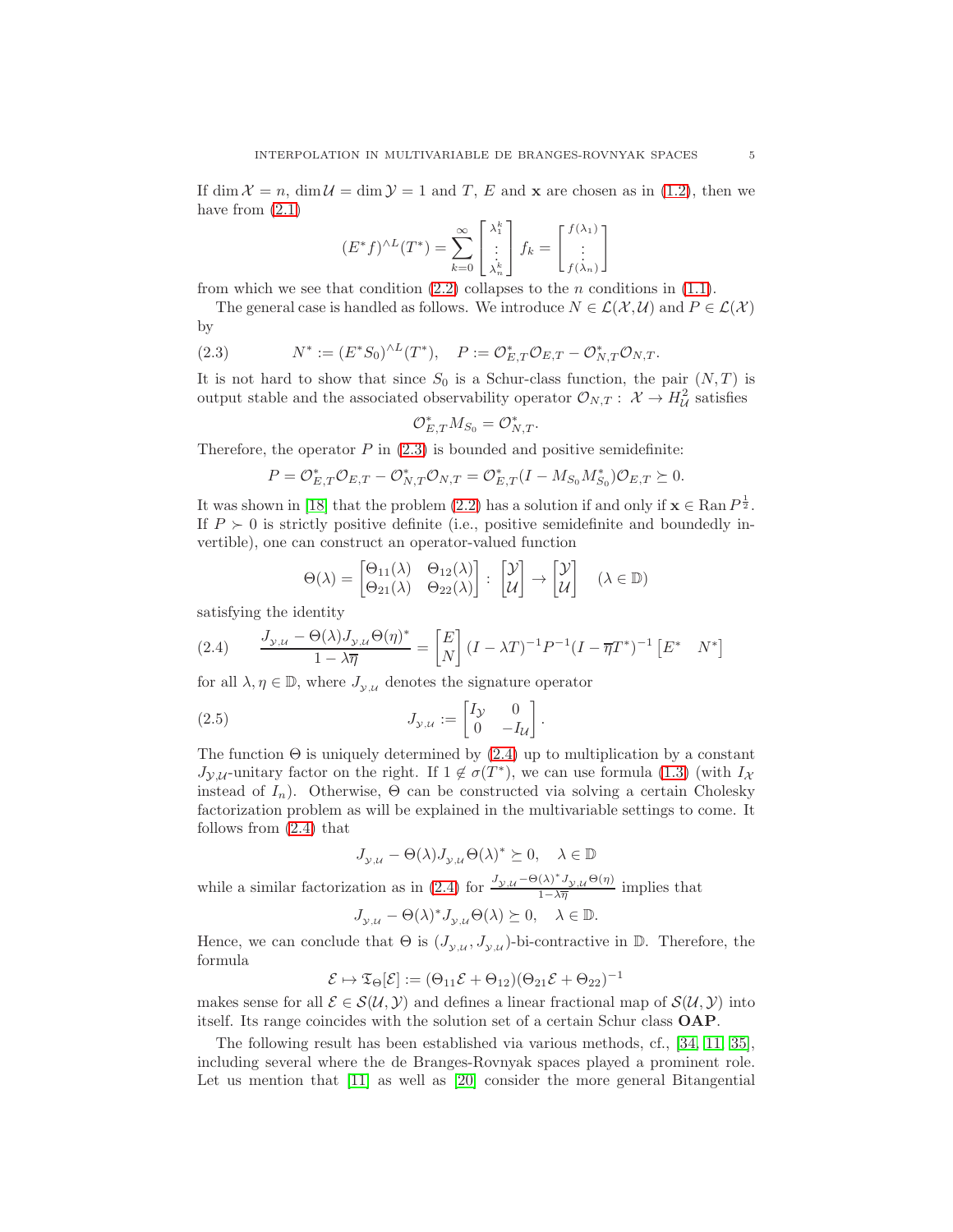If $\dim \mathcal{X} = n$, $\dim \mathcal{U} = \dim \mathcal{Y} = 1$ and $T$, $E$ and $\mathbf{x}$ are chosen as in (1.2), then we have from (2.1)

$$(E^* f)^{\wedge L}(T^*) = \sum_{k=0}^{\infty} \begin{bmatrix} \lambda_1^k \\ \vdots \\ \lambda_n^k \end{bmatrix} f_k = \begin{bmatrix} f(\lambda_1) \\ \vdots \\ f(\lambda_n) \end{bmatrix}$$

from which we see that condition (2.2) collapses to the $n$ conditions in (1.1).

The general case is handled as follows. We introduce $N \in \mathcal{L}(\mathcal{X}, \mathcal{U})$ and $P \in \mathcal{L}(\mathcal{X})$ by

$$N^* := (E^* S_0)^{\wedge L}(T^*), \quad P := \mathcal{O}_{E,T}^* \mathcal{O}_{E,T} - \mathcal{O}_{N,T}^* \mathcal{O}_{N,T}. \tag{2.3}$$

It is not hard to show that since $S_0$ is a Schur-class function, the pair $(N, T)$ is output stable and the associated observability operator $\mathcal{O}_{N,T} : \mathcal{X} \to H^2_{\mathcal{U}}$ satisfies

$$\mathcal{O}_{E,T}^* M_{S_0} = \mathcal{O}_{N,T}^*.$$

Therefore, the operator $P$ in (2.3) is bounded and positive semidefinite:

$$P = \mathcal{O}_{E,T}^* \mathcal{O}_{E,T} - \mathcal{O}_{N,T}^* \mathcal{O}_{N,T} = \mathcal{O}_{E,T}^* (I - M_{S_0} M_{S_0}^*) \mathcal{O}_{E,T} \succeq 0.$$

It was shown in [18] that the problem (2.2) has a solution if and only if $\mathbf{x} \in \operatorname{Ran} P^{\frac{1}{2}}$. If $P \succ 0$ is strictly positive definite (i.e., positive semidefinite and boundedly invertible), one can construct an operator-valued function

$$\Theta(\lambda) = \begin{bmatrix} \Theta_{11}(\lambda) & \Theta_{12}(\lambda) \\ \Theta_{21}(\lambda) & \Theta_{22}(\lambda) \end{bmatrix} : \begin{bmatrix} \mathcal{Y} \\ \mathcal{U} \end{bmatrix} \to \begin{bmatrix} \mathcal{Y} \\ \mathcal{U} \end{bmatrix} \quad (\lambda \in \mathbb{D})$$

satisfying the identity

$$\frac{J_{\mathcal{Y},\mathcal{U}} - \Theta(\lambda) J_{\mathcal{Y},\mathcal{U}} \Theta(\eta)^*}{1 - \lambda\overline{\eta}} = \begin{bmatrix} E \\ N \end{bmatrix} (I - \lambda T)^{-1} P^{-1} (I - \overline{\eta} T^*)^{-1} \begin{bmatrix} E^* & N^* \end{bmatrix} \tag{2.4}$$

for all $\lambda, \eta \in \mathbb{D}$, where $J_{\mathcal{Y},\mathcal{U}}$ denotes the signature operator

$$J_{\mathcal{Y},\mathcal{U}} := \begin{bmatrix} I_{\mathcal{Y}} & 0 \\ 0 & -I_{\mathcal{U}} \end{bmatrix}. \tag{2.5}$$

The function $\Theta$ is uniquely determined by (2.4) up to multiplication by a constant $J_{\mathcal{Y},\mathcal{U}}$-unitary factor on the right. If $1 \notin \sigma(T^*)$, we can use formula (1.3) (with $I_{\mathcal{X}}$ instead of $I_n$). Otherwise, $\Theta$ can be constructed via solving a certain Cholesky factorization problem as will be explained in the multivariable settings to come. It follows from (2.4) that

$$J_{\mathcal{Y},\mathcal{U}} - \Theta(\lambda) J_{\mathcal{Y},\mathcal{U}} \Theta(\lambda)^* \succeq 0, \quad \lambda \in \mathbb{D}$$

while a similar factorization as in (2.4) for $\frac{J_{\mathcal{Y},\mathcal{U}} - \Theta(\lambda)^* J_{\mathcal{Y},\mathcal{U}} \Theta(\eta)}{1 - \lambda\overline{\eta}}$ implies that

$$J_{\mathcal{Y},\mathcal{U}} - \Theta(\lambda)^* J_{\mathcal{Y},\mathcal{U}} \Theta(\lambda) \succeq 0, \quad \lambda \in \mathbb{D}.$$

Hence, we can conclude that $\Theta$ is $(J_{\mathcal{Y},\mathcal{U}}, J_{\mathcal{Y},\mathcal{U}})$-bi-contractive in $\mathbb{D}$. Therefore, the formula

$$\mathcal{E} \mapsto \mathfrak{T}_{\Theta}[\mathcal{E}] := (\Theta_{11}\mathcal{E} + \Theta_{12})(\Theta_{21}\mathcal{E} + \Theta_{22})^{-1}$$

makes sense for all $\mathcal{E} \in \mathcal{S}(\mathcal{U}, \mathcal{Y})$ and defines a linear fractional map of $\mathcal{S}(\mathcal{U}, \mathcal{Y})$ into itself. Its range coincides with the solution set of a certain Schur class **OAP**.

The following result has been established via various methods, cf., [34, 11, 35], including several where the de Branges-Rovnyak spaces played a prominent role. Let us mention that [11] as well as [20] consider the more general Bitangential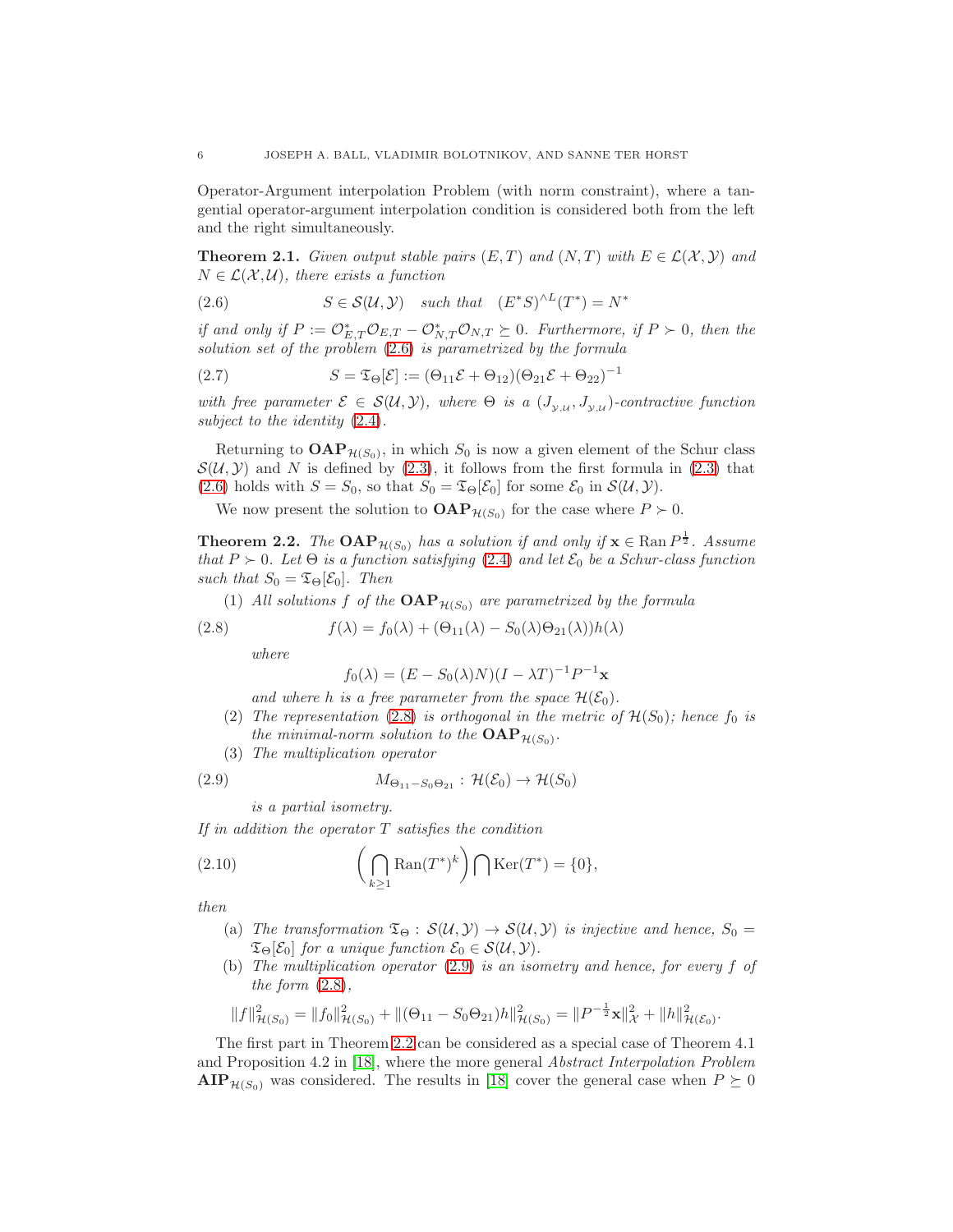Operator-Argument interpolation Problem (with norm constraint), where a tangential operator-argument interpolation condition is considered both from the left and the right simultaneously.

**Theorem 2.1.** *Given output stable pairs $(E,T)$ and $(N,T)$ with $E \in \mathcal{L}(\mathcal{X},\mathcal{Y})$ and $N \in \mathcal{L}(\mathcal{X},\mathcal{U})$, there exists a function*

$$S \in \mathcal{S}(\mathcal{U},\mathcal{Y}) \quad \text{such that} \quad (E^*S)^{\wedge L}(T^*) = N^* \tag{2.6}$$

*if and only if $P := \mathcal{O}_{E,T}^*\mathcal{O}_{E,T} - \mathcal{O}_{N,T}^*\mathcal{O}_{N,T} \succeq 0$. Furthermore, if $P \succ 0$, then the solution set of the problem (2.6) is parametrized by the formula*

$$S = \mathfrak{T}_\Theta[\mathcal{E}] := (\Theta_{11}\mathcal{E} + \Theta_{12})(\Theta_{21}\mathcal{E} + \Theta_{22})^{-1} \tag{2.7}$$

*with free parameter $\mathcal{E} \in \mathcal{S}(\mathcal{U},\mathcal{Y})$, where $\Theta$ is a $(J_{\mathcal{Y},\mathcal{U}}, J_{\mathcal{Y},\mathcal{U}})$-contractive function subject to the identity (2.4).*

Returning to $\mathbf{OAP}_{\mathcal{H}(S_0)}$, in which $S_0$ is now a given element of the Schur class $\mathcal{S}(\mathcal{U},\mathcal{Y})$ and $N$ is defined by (2.3), it follows from the first formula in (2.3) that (2.6) holds with $S = S_0$, so that $S_0 = \mathfrak{T}_\Theta[\mathcal{E}_0]$ for some $\mathcal{E}_0$ in $\mathcal{S}(\mathcal{U},\mathcal{Y})$.

We now present the solution to $\mathbf{OAP}_{\mathcal{H}(S_0)}$ for the case where $P \succ 0$.

**Theorem 2.2.** *The $\mathbf{OAP}_{\mathcal{H}(S_0)}$ has a solution if and only if $\mathbf{x} \in \operatorname{Ran} P^{\frac{1}{2}}$. Assume that $P \succ 0$. Let $\Theta$ is a function satisfying (2.4) and let $\mathcal{E}_0$ be a Schur-class function such that $S_0 = \mathfrak{T}_\Theta[\mathcal{E}_0]$. Then*

(1) *All solutions $f$ of the $\mathbf{OAP}_{\mathcal{H}(S_0)}$ are parametrized by the formula*

$$f(\lambda) = f_0(\lambda) + (\Theta_{11}(\lambda) - S_0(\lambda)\Theta_{21}(\lambda))h(\lambda) \tag{2.8}$$

*where*

$$f_0(\lambda) = (E - S_0(\lambda)N)(I - \lambda T)^{-1}P^{-1}\mathbf{x}$$

*and where $h$ is a free parameter from the space $\mathcal{H}(\mathcal{E}_0)$.*

(2) *The representation (2.8) is orthogonal in the metric of $\mathcal{H}(S_0)$; hence $f_0$ is the minimal-norm solution to the $\mathbf{OAP}_{\mathcal{H}(S_0)}$.*

(3) *The multiplication operator*

$$M_{\Theta_{11} - S_0\Theta_{21}} : \mathcal{H}(\mathcal{E}_0) \to \mathcal{H}(S_0) \tag{2.9}$$

*is a partial isometry.*

*If in addition the operator $T$ satisfies the condition*

$$\left(\bigcap_{k\geq 1} \operatorname{Ran}(T^*)^k\right) \bigcap \operatorname{Ker}(T^*) = \{0\}, \tag{2.10}$$

*then*

(a) *The transformation $\mathfrak{T}_\Theta : \mathcal{S}(\mathcal{U},\mathcal{Y}) \to \mathcal{S}(\mathcal{U},\mathcal{Y})$ is injective and hence, $S_0 = \mathfrak{T}_\Theta[\mathcal{E}_0]$ for a unique function $\mathcal{E}_0 \in \mathcal{S}(\mathcal{U},\mathcal{Y})$.*

(b) *The multiplication operator (2.9) is an isometry and hence, for every $f$ of the form (2.8),*

$$\|f\|^2_{\mathcal{H}(S_0)} = \|f_0\|^2_{\mathcal{H}(S_0)} + \|(\Theta_{11} - S_0\Theta_{21})h\|^2_{\mathcal{H}(S_0)} = \|P^{-\frac{1}{2}}\mathbf{x}\|^2_{\mathcal{X}} + \|h\|^2_{\mathcal{H}(\mathcal{E}_0)}.$$

The first part in Theorem 2.2 can be considered as a special case of Theorem 4.1 and Proposition 4.2 in [18], where the more general *Abstract Interpolation Problem* $\mathbf{AIP}_{\mathcal{H}(S_0)}$ was considered. The results in [18] cover the general case when $P \succeq 0$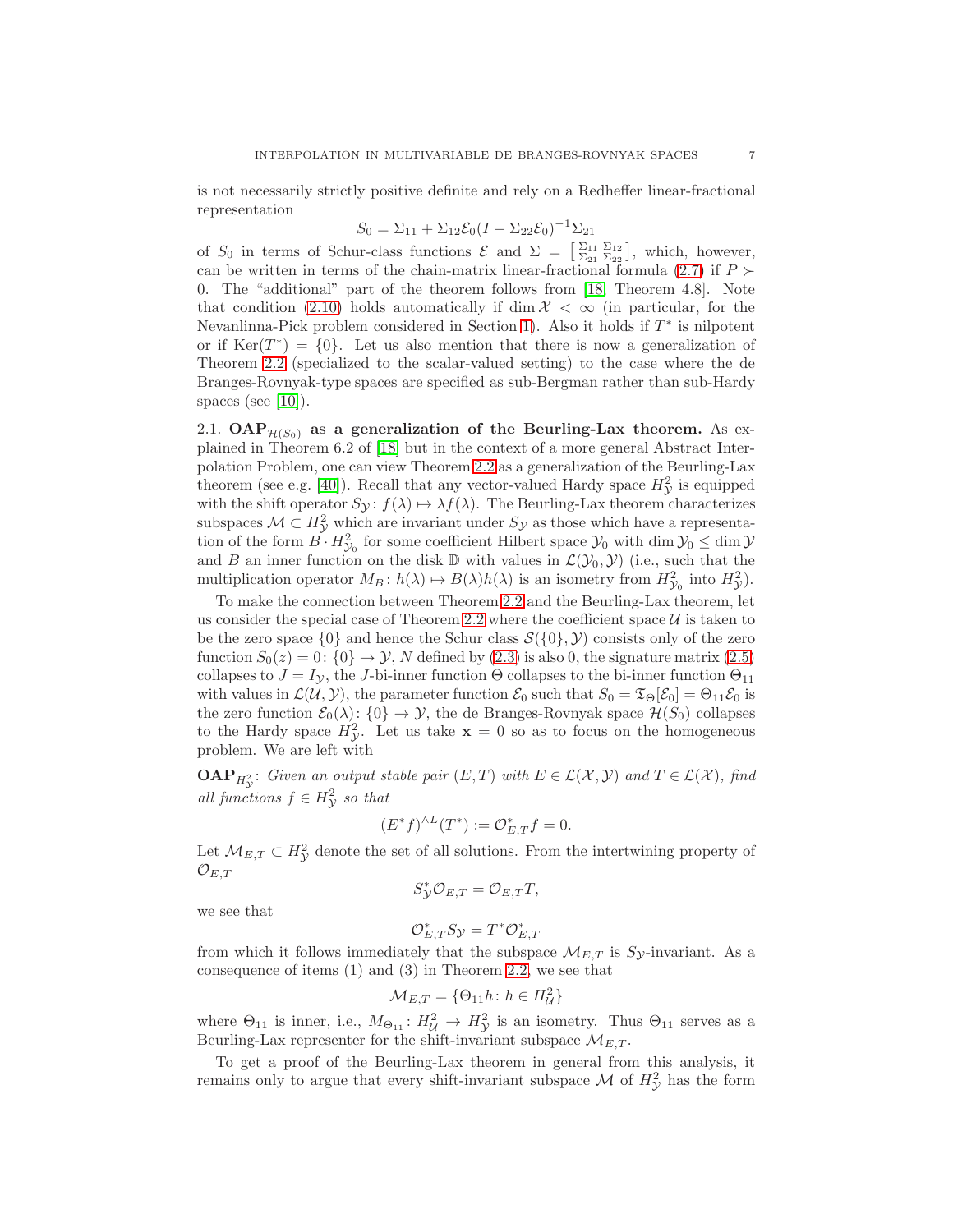is not necessarily strictly positive definite and rely on a Redheffer linear-fractional representation

$$S_0 = \Sigma_{11} + \Sigma_{12}\mathcal{E}_0(I - \Sigma_{22}\mathcal{E}_0)^{-1}\Sigma_{21}$$

of $S_0$ in terms of Schur-class functions $\mathcal{E}$ and $\Sigma = \left[\begin{smallmatrix} \Sigma_{11} & \Sigma_{12} \\ \Sigma_{21} & \Sigma_{22} \end{smallmatrix}\right]$, which, however, can be written in terms of the chain-matrix linear-fractional formula (2.7) if $P \succ 0$. The "additional" part of the theorem follows from [18, Theorem 4.8]. Note that condition (2.10) holds automatically if $\dim \mathcal{X} < \infty$ (in particular, for the Nevanlinna-Pick problem considered in Section 1). Also it holds if $T^*$ is nilpotent or if $\mathrm{Ker}(T^*) = \{0\}$. Let us also mention that there is now a generalization of Theorem 2.2 (specialized to the scalar-valued setting) to the case where the de Branges-Rovnyak-type spaces are specified as sub-Bergman rather than sub-Hardy spaces (see [10]).

## 2.1. $\mathbf{OAP}_{\mathcal{H}(S_0)}$ as a generalization of the Beurling-Lax theorem.

As explained in Theorem 6.2 of [18] but in the context of a more general Abstract Interpolation Problem, one can view Theorem 2.2 as a generalization of the Beurling-Lax theorem (see e.g. [40]). Recall that any vector-valued Hardy space $H^2_{\mathcal{Y}}$ is equipped with the shift operator $S_{\mathcal{Y}} \colon f(\lambda) \mapsto \lambda f(\lambda)$. The Beurling-Lax theorem characterizes subspaces $\mathcal{M} \subset H^2_{\mathcal{Y}}$ which are invariant under $S_{\mathcal{Y}}$ as those which have a representation of the form $B \cdot H^2_{\mathcal{Y}_0}$ for some coefficient Hilbert space $\mathcal{Y}_0$ with $\dim \mathcal{Y}_0 \le \dim \mathcal{Y}$ and $B$ an inner function on the disk $\mathbb{D}$ with values in $\mathcal{L}(\mathcal{Y}_0, \mathcal{Y})$ (i.e., such that the multiplication operator $M_B \colon h(\lambda) \mapsto B(\lambda)h(\lambda)$ is an isometry from $H^2_{\mathcal{Y}_0}$ into $H^2_{\mathcal{Y}}$).

To make the connection between Theorem 2.2 and the Beurling-Lax theorem, let us consider the special case of Theorem 2.2 where the coefficient space $\mathcal{U}$ is taken to be the zero space $\{0\}$ and hence the Schur class $\mathcal{S}(\{0\}, \mathcal{Y})$ consists only of the zero function $S_0(z) = 0 \colon \{0\} \to \mathcal{Y}$, $N$ defined by (2.3) is also 0, the signature matrix (2.5) collapses to $J = I_{\mathcal{Y}}$, the $J$-bi-inner function $\Theta$ collapses to the bi-inner function $\Theta_{11}$ with values in $\mathcal{L}(\mathcal{U}, \mathcal{Y})$, the parameter function $\mathcal{E}_0$ such that $S_0 = \mathfrak{T}_\Theta[\mathcal{E}_0] = \Theta_{11}\mathcal{E}_0$ is the zero function $\mathcal{E}_0(\lambda) \colon \{0\} \to \mathcal{Y}$, the de Branges-Rovnyak space $\mathcal{H}(S_0)$ collapses to the Hardy space $H^2_{\mathcal{Y}}$. Let us take $\mathbf{x} = 0$ so as to focus on the homogeneous problem. We are left with

$\mathbf{OAP}_{H^2_{\mathcal{Y}}}$: *Given an output stable pair $(E, T)$ with $E \in \mathcal{L}(\mathcal{X}, \mathcal{Y})$ and $T \in \mathcal{L}(\mathcal{X})$, find all functions $f \in H^2_{\mathcal{Y}}$ so that*

$$(E^* f)^{\wedge L}(T^*) := \mathcal{O}^*_{E,T} f = 0.$$

Let $\mathcal{M}_{E,T} \subset H^2_{\mathcal{Y}}$ denote the set of all solutions. From the intertwining property of $\mathcal{O}_{E,T}$

$$S^*_{\mathcal{Y}} \mathcal{O}_{E,T} = \mathcal{O}_{E,T} T,$$

we see that

$$\mathcal{O}^*_{E,T} S_{\mathcal{Y}} = T^* \mathcal{O}^*_{E,T}$$

from which it follows immediately that the subspace $\mathcal{M}_{E,T}$ is $S_{\mathcal{Y}}$-invariant. As a consequence of items (1) and (3) in Theorem 2.2, we see that

$$\mathcal{M}_{E,T} = \{\Theta_{11} h \colon h \in H^2_{\mathcal{U}}\}$$

where $\Theta_{11}$ is inner, i.e., $M_{\Theta_{11}} \colon H^2_{\mathcal{U}} \to H^2_{\mathcal{Y}}$ is an isometry. Thus $\Theta_{11}$ serves as a Beurling-Lax representer for the shift-invariant subspace $\mathcal{M}_{E,T}$.

To get a proof of the Beurling-Lax theorem in general from this analysis, it remains only to argue that every shift-invariant subspace $\mathcal{M}$ of $H^2_{\mathcal{Y}}$ has the form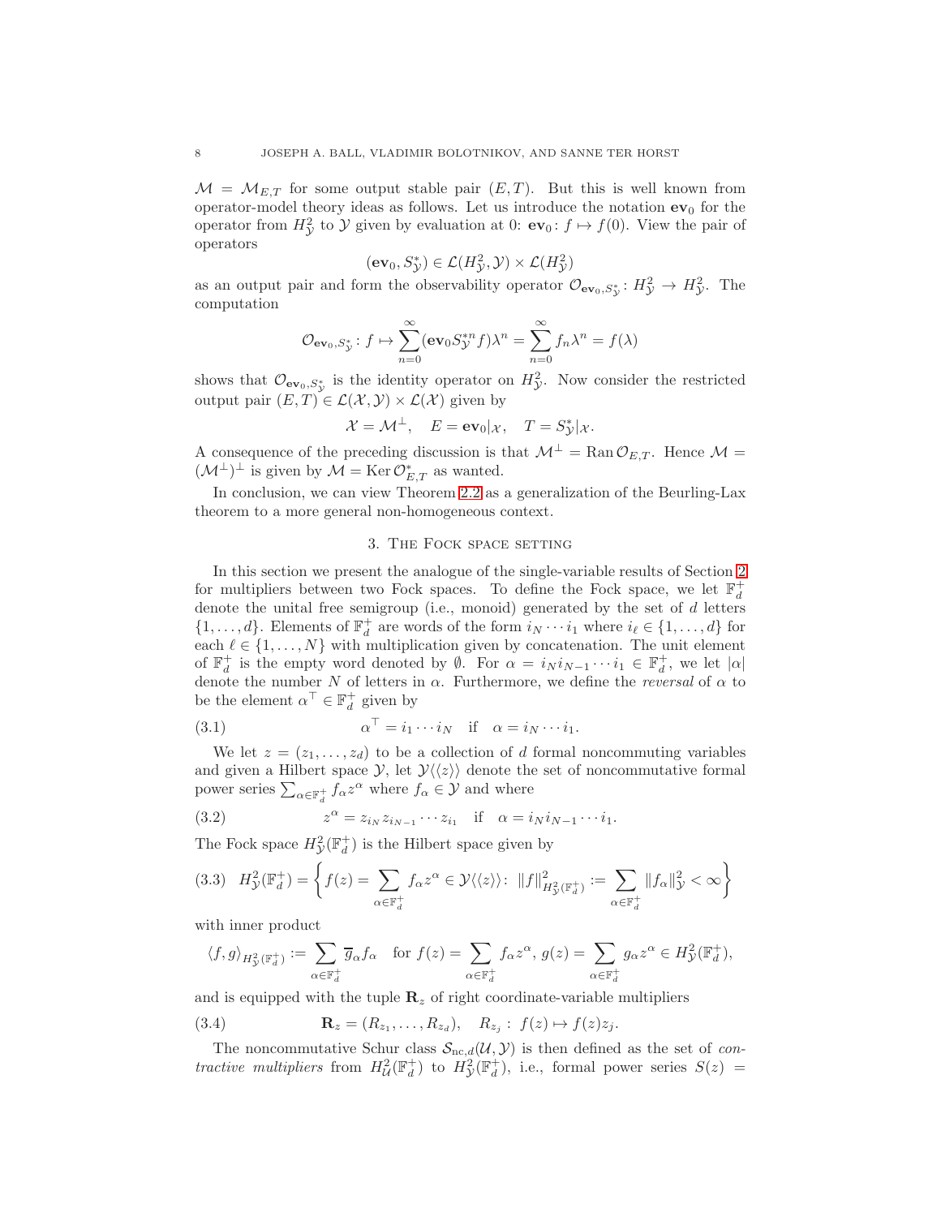$\mathcal{M} = \mathcal{M}_{E,T}$ for some output stable pair $(E,T)$. But this is well known from operator-model theory ideas as follows. Let us introduce the notation $\mathbf{ev}_0$ for the operator from $H^2_{\mathcal{Y}}$ to $\mathcal{Y}$ given by evaluation at 0: $\mathbf{ev}_0 \colon f \mapsto f(0)$. View the pair of operators

$$(\mathbf{ev}_0, S^*_{\mathcal{Y}}) \in \mathcal{L}(H^2_{\mathcal{Y}}, \mathcal{Y}) \times \mathcal{L}(H^2_{\mathcal{Y}})$$

as an output pair and form the observability operator $\mathcal{O}_{\mathbf{ev}_0, S^*_{\mathcal{Y}}} \colon H^2_{\mathcal{Y}} \to H^2_{\mathcal{Y}}$. The computation

$$\mathcal{O}_{\mathbf{ev}_0, S^*_{\mathcal{Y}}} \colon f \mapsto \sum_{n=0}^{\infty} (\mathbf{ev}_0 S^{*n}_{\mathcal{Y}} f)\lambda^n = \sum_{n=0}^{\infty} f_n \lambda^n = f(\lambda)$$

shows that $\mathcal{O}_{\mathbf{ev}_0, S^*_{\mathcal{Y}}}$ is the identity operator on $H^2_{\mathcal{Y}}$. Now consider the restricted output pair $(E,T) \in \mathcal{L}(\mathcal{X}, \mathcal{Y}) \times \mathcal{L}(\mathcal{X})$ given by

$$\mathcal{X} = \mathcal{M}^\perp, \quad E = \mathbf{ev}_0|_{\mathcal{X}}, \quad T = S^*_{\mathcal{Y}}|_{\mathcal{X}}.$$

A consequence of the preceding discussion is that $\mathcal{M}^\perp = \operatorname{Ran} \mathcal{O}_{E,T}$. Hence $\mathcal{M} = (\mathcal{M}^\perp)^\perp$ is given by $\mathcal{M} = \operatorname{Ker} \mathcal{O}^*_{E,T}$ as wanted.

In conclusion, we can view Theorem 2.2 as a generalization of the Beurling-Lax theorem to a more general non-homogeneous context.

## 3. The Fock space setting

In this section we present the analogue of the single-variable results of Section 2 for multipliers between two Fock spaces. To define the Fock space, we let $\mathbb{F}^+_d$ denote the unital free semigroup (i.e., monoid) generated by the set of $d$ letters $\{1, \dots, d\}$. Elements of $\mathbb{F}^+_d$ are words of the form $i_N \cdots i_1$ where $i_\ell \in \{1, \dots, d\}$ for each $\ell \in \{1, \dots, N\}$ with multiplication given by concatenation. The unit element of $\mathbb{F}^+_d$ is the empty word denoted by $\emptyset$. For $\alpha = i_N i_{N-1} \cdots i_1 \in \mathbb{F}^+_d$, we let $|\alpha|$ denote the number $N$ of letters in $\alpha$. Furthermore, we define the *reversal* of $\alpha$ to be the element $\alpha^\top \in \mathbb{F}^+_d$ given by

$$\alpha^\top = i_1 \cdots i_N \quad \text{if} \quad \alpha = i_N \cdots i_1. \tag{3.1}$$

We let $z = (z_1, \dots, z_d)$ to be a collection of $d$ formal noncommuting variables and given a Hilbert space $\mathcal{Y}$, let $\mathcal{Y}\langle\langle z \rangle\rangle$ denote the set of noncommutative formal power series $\sum_{\alpha \in \mathbb{F}^+_d} f_\alpha z^\alpha$ where $f_\alpha \in \mathcal{Y}$ and where

$$z^\alpha = z_{i_N} z_{i_{N-1}} \cdots z_{i_1} \quad \text{if} \quad \alpha = i_N i_{N-1} \cdots i_1. \tag{3.2}$$

The Fock space $H^2_{\mathcal{Y}}(\mathbb{F}^+_d)$ is the Hilbert space given by

$$H^2_{\mathcal{Y}}(\mathbb{F}^+_d) = \left\{ f(z) = \sum_{\alpha \in \mathbb{F}^+_d} f_\alpha z^\alpha \in \mathcal{Y}\langle\langle z \rangle\rangle \colon \ \|f\|^2_{H^2_{\mathcal{Y}}(\mathbb{F}^+_d)} := \sum_{\alpha \in \mathbb{F}^+_d} \|f_\alpha\|^2_{\mathcal{Y}} < \infty \right\} \tag{3.3}$$

with inner product

$$\langle f, g \rangle_{H^2_{\mathcal{Y}}(\mathbb{F}^+_d)} := \sum_{\alpha \in \mathbb{F}^+_d} \overline{g}_\alpha f_\alpha \quad \text{for } f(z) = \sum_{\alpha \in \mathbb{F}^+_d} f_\alpha z^\alpha,\, g(z) = \sum_{\alpha \in \mathbb{F}^+_d} g_\alpha z^\alpha \in H^2_{\mathcal{Y}}(\mathbb{F}^+_d),$$

and is equipped with the tuple $\mathbf{R}_z$ of right coordinate-variable multipliers

$$\mathbf{R}_z = (R_{z_1}, \dots, R_{z_d}), \quad R_{z_j} \colon \ f(z) \mapsto f(z) z_j. \tag{3.4}$$

The noncommutative Schur class $\mathcal{S}_{\mathrm{nc},d}(\mathcal{U}, \mathcal{Y})$ is then defined as the set of *contractive multipliers* from $H^2_{\mathcal{U}}(\mathbb{F}^+_d)$ to $H^2_{\mathcal{Y}}(\mathbb{F}^+_d)$, i.e., formal power series $S(z) =$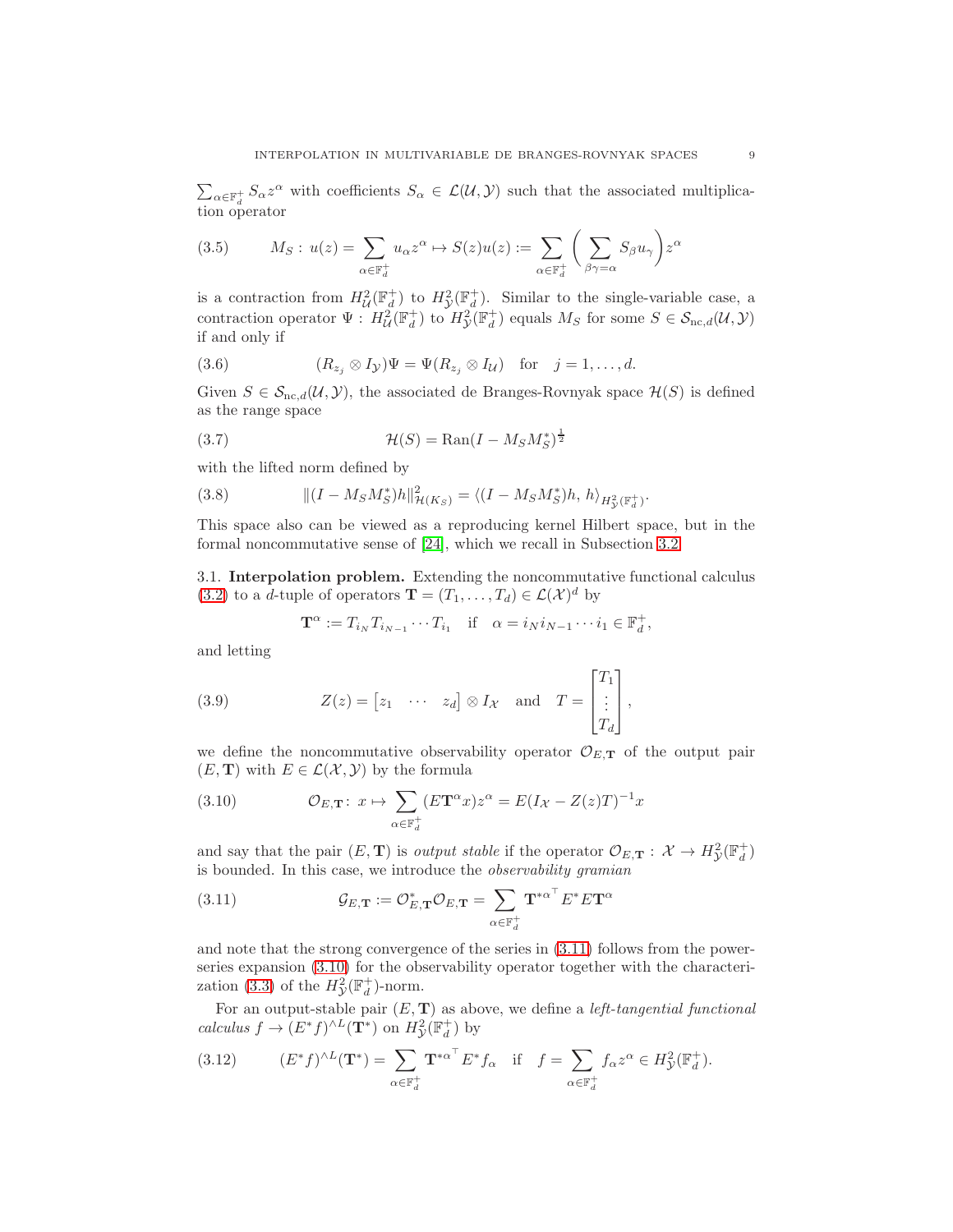$\sum_{\alpha \in \mathbb{F}_d^+} S_\alpha z^\alpha$ with coefficients $S_\alpha \in \mathcal{L}(\mathcal{U}, \mathcal{Y})$ such that the associated multiplication operator

$$M_S : u(z) = \sum_{\alpha \in \mathbb{F}_d^+} u_\alpha z^\alpha \mapsto S(z)u(z) := \sum_{\alpha \in \mathbb{F}_d^+} \bigg( \sum_{\beta\gamma = \alpha} S_\beta u_\gamma \bigg) z^\alpha \tag{3.5}$$

is a contraction from $H^2_{\mathcal{U}}(\mathbb{F}_d^+)$ to $H^2_{\mathcal{Y}}(\mathbb{F}_d^+)$. Similar to the single-variable case, a contraction operator $\Psi : H^2_{\mathcal{U}}(\mathbb{F}_d^+)$ to $H^2_{\mathcal{Y}}(\mathbb{F}_d^+)$ equals $M_S$ for some $S \in \mathcal{S}_{\text{nc},d}(\mathcal{U}, \mathcal{Y})$ if and only if

$$(R_{z_j} \otimes I_{\mathcal{Y}})\Psi = \Psi(R_{z_j} \otimes I_{\mathcal{U}}) \quad \text{for} \quad j = 1, \dots, d. \tag{3.6}$$

Given $S \in \mathcal{S}_{\text{nc},d}(\mathcal{U}, \mathcal{Y})$, the associated de Branges-Rovnyak space $\mathcal{H}(S)$ is defined as the range space

$$\mathcal{H}(S) = \operatorname{Ran}(I - M_S M_S^*)^{\frac{1}{2}} \tag{3.7}$$

with the lifted norm defined by

$$\|(I - M_S M_S^*)h\|^2_{\mathcal{H}(K_S)} = \langle (I - M_S M_S^*)h, \, h \rangle_{H^2_{\mathcal{Y}}(\mathbb{F}_d^+)}. \tag{3.8}$$

This space also can be viewed as a reproducing kernel Hilbert space, but in the formal noncommutative sense of [24], which we recall in Subsection 3.2.

**3.1. Interpolation problem.** Extending the noncommutative functional calculus (3.2) to a $d$-tuple of operators $\mathbf{T} = (T_1, \dots, T_d) \in \mathcal{L}(\mathcal{X})^d$ by

$$\mathbf{T}^\alpha := T_{i_N} T_{i_{N-1}} \cdots T_{i_1} \quad \text{if} \quad \alpha = i_N i_{N-1} \cdots i_1 \in \mathbb{F}_d^+,$$

and letting

$$Z(z) = \begin{bmatrix} z_1 & \cdots & z_d \end{bmatrix} \otimes I_{\mathcal{X}} \quad \text{and} \quad T = \begin{bmatrix} T_1 \\ \vdots \\ T_d \end{bmatrix}, \tag{3.9}$$

we define the noncommutative observability operator $\mathcal{O}_{E,\mathbf{T}}$ of the output pair $(E, \mathbf{T})$ with $E \in \mathcal{L}(\mathcal{X}, \mathcal{Y})$ by the formula

$$\mathcal{O}_{E,\mathbf{T}} \colon \, x \mapsto \sum_{\alpha \in \mathbb{F}_d^+} (E\mathbf{T}^\alpha x) z^\alpha = E(I_{\mathcal{X}} - Z(z)T)^{-1} x \tag{3.10}$$

and say that the pair $(E, \mathbf{T})$ is *output stable* if the operator $\mathcal{O}_{E,\mathbf{T}} : \mathcal{X} \to H^2_{\mathcal{Y}}(\mathbb{F}_d^+)$ is bounded. In this case, we introduce the *observability gramian*

$$\mathcal{G}_{E,\mathbf{T}} := \mathcal{O}^*_{E,\mathbf{T}} \mathcal{O}_{E,\mathbf{T}} = \sum_{\alpha \in \mathbb{F}_d^+} \mathbf{T}^{*\alpha^\top} E^* E \mathbf{T}^\alpha \tag{3.11}$$

and note that the strong convergence of the series in (3.11) follows from the power-series expansion (3.10) for the observability operator together with the characterization (3.3) of the $H^2_{\mathcal{Y}}(\mathbb{F}_d^+)$-norm.

For an output-stable pair $(E, \mathbf{T})$ as above, we define a *left-tangential functional calculus* $f \to (E^* f)^{\wedge L}(\mathbf{T}^*)$ on $H^2_{\mathcal{Y}}(\mathbb{F}_d^+)$ by

$$(E^* f)^{\wedge L}(\mathbf{T}^*) = \sum_{\alpha \in \mathbb{F}_d^+} \mathbf{T}^{*\alpha^\top} E^* f_\alpha \quad \text{if} \quad f = \sum_{\alpha \in \mathbb{F}_d^+} f_\alpha z^\alpha \in H^2_{\mathcal{Y}}(\mathbb{F}_d^+). \tag{3.12}$$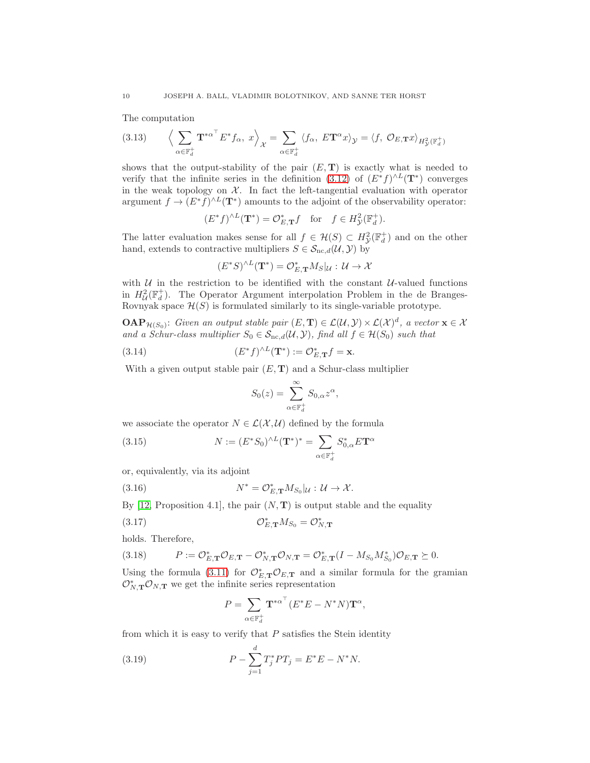The computation

$$\left\langle \sum_{\alpha\in\mathbb{F}_d^+} \mathbf{T}^{*\alpha^\top} E^* f_\alpha,\ x\right\rangle_{\mathcal{X}} = \sum_{\alpha\in\mathbb{F}_d^+} \langle f_\alpha,\ E\mathbf{T}^\alpha x\rangle_{\mathcal{Y}} = \langle f,\ \mathcal{O}_{E,\mathbf{T}} x\rangle_{H^2_{\mathcal{Y}}(\mathbb{F}_d^+)} \tag{3.13}$$

shows that the output-stability of the pair $(E,\mathbf{T})$ is exactly what is needed to verify that the infinite series in the definition (3.12) of $(E^*f)^{\wedge L}(\mathbf{T}^*)$ converges in the weak topology on $\mathcal{X}$. In fact the left-tangential evaluation with operator argument $f \to (E^*f)^{\wedge L}(\mathbf{T}^*)$ amounts to the adjoint of the observability operator:

$$(E^*f)^{\wedge L}(\mathbf{T}^*) = \mathcal{O}^*_{E,\mathbf{T}} f \quad \text{for} \quad f \in H^2_{\mathcal{Y}}(\mathbb{F}_d^+).$$

The latter evaluation makes sense for all $f \in \mathcal{H}(S) \subset H^2_{\mathcal{Y}}(\mathbb{F}_d^+)$ and on the other hand, extends to contractive multipliers $S \in \mathcal{S}_{\mathrm{nc},d}(\mathcal{U},\mathcal{Y})$ by

$$(E^*S)^{\wedge L}(\mathbf{T}^*) = \mathcal{O}^*_{E,\mathbf{T}} M_S|_{\mathcal{U}} : \mathcal{U} \to \mathcal{X}$$

with $\mathcal{U}$ in the restriction to be identified with the constant $\mathcal{U}$-valued functions in $H^2_{\mathcal{U}}(\mathbb{F}_d^+)$. The Operator Argument interpolation Problem in the de Branges-Rovnyak space $\mathcal{H}(S)$ is formulated similarly to its single-variable prototype.

**OAP**$_{\mathcal{H}(S_0)}$: *Given an output stable pair $(E,\mathbf{T}) \in \mathcal{L}(\mathcal{U},\mathcal{Y}) \times \mathcal{L}(\mathcal{X})^d$, a vector $\mathbf{x} \in \mathcal{X}$ and a Schur-class multiplier $S_0 \in \mathcal{S}_{\mathrm{nc},d}(\mathcal{U},\mathcal{Y})$, find all $f \in \mathcal{H}(S_0)$ such that*

$$(E^*f)^{\wedge L}(\mathbf{T}^*) := \mathcal{O}^*_{E,\mathbf{T}} f = \mathbf{x}. \tag{3.14}$$

With a given output stable pair $(E,\mathbf{T})$ and a Schur-class multiplier

$$S_0(z) = \sum_{\alpha\in\mathbb{F}_d^+}^{\infty} S_{0,\alpha} z^\alpha,$$

we associate the operator $N \in \mathcal{L}(\mathcal{X},\mathcal{U})$ defined by the formula

$$N := (E^*S_0)^{\wedge L}(\mathbf{T}^*)^* = \sum_{\alpha\in\mathbb{F}_d^+} S^*_{0,\alpha} E \mathbf{T}^\alpha \tag{3.15}$$

or, equivalently, via its adjoint

$$N^* = \mathcal{O}^*_{E,\mathbf{T}} M_{S_0}|_{\mathcal{U}} : \mathcal{U} \to \mathcal{X}. \tag{3.16}$$

By [12, Proposition 4.1], the pair $(N,\mathbf{T})$ is output stable and the equality

$$\mathcal{O}^*_{E,\mathbf{T}} M_{S_0} = \mathcal{O}^*_{N,\mathbf{T}} \tag{3.17}$$

holds. Therefore,

$$P := \mathcal{O}^*_{E,\mathbf{T}} \mathcal{O}_{E,\mathbf{T}} - \mathcal{O}^*_{N,\mathbf{T}} \mathcal{O}_{N,\mathbf{T}} = \mathcal{O}^*_{E,\mathbf{T}} (I - M_{S_0} M^*_{S_0}) \mathcal{O}_{E,\mathbf{T}} \succeq 0. \tag{3.18}$$

Using the formula (3.11) for $\mathcal{O}^*_{E,\mathbf{T}} \mathcal{O}_{E,\mathbf{T}}$ and a similar formula for the gramian $\mathcal{O}^*_{N,\mathbf{T}} \mathcal{O}_{N,\mathbf{T}}$ we get the infinite series representation

$$P = \sum_{\alpha\in\mathbb{F}_d^+} \mathbf{T}^{*\alpha^\top} (E^*E - N^*N) \mathbf{T}^\alpha,$$

from which it is easy to verify that $P$ satisfies the Stein identity

$$P - \sum_{j=1}^d T_j^* P T_j = E^*E - N^*N. \tag{3.19}$$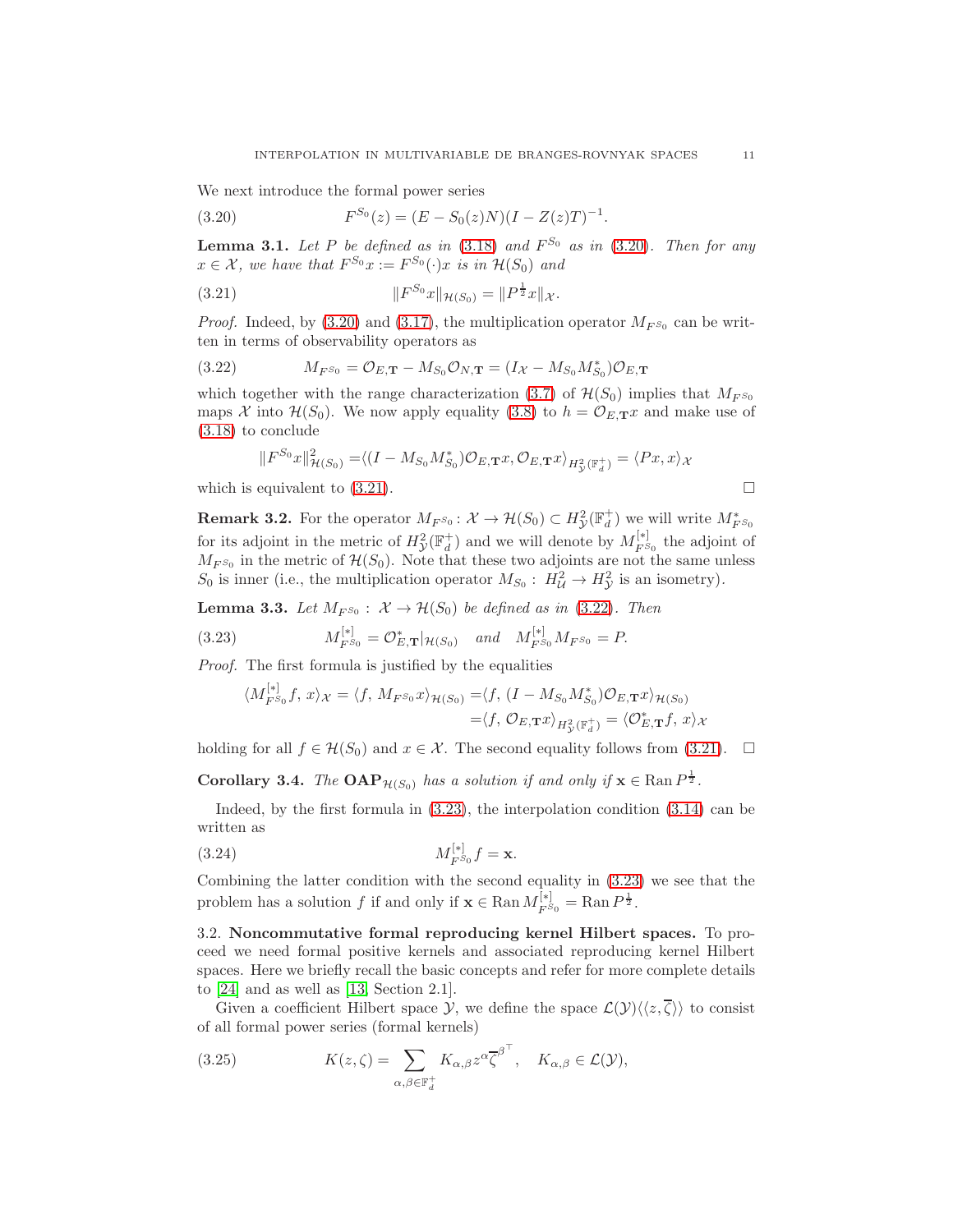We next introduce the formal power series

$$F^{S_0}(z) = (E - S_0(z)N)(I - Z(z)T)^{-1}. \tag{3.20}$$

**Lemma 3.1.** *Let $P$ be defined as in (3.18) and $F^{S_0}$ as in (3.20). Then for any $x \in \mathcal{X}$, we have that $F^{S_0}x := F^{S_0}(\cdot)x$ is in $\mathcal{H}(S_0)$ and*

$$\|F^{S_0}x\|_{\mathcal{H}(S_0)} = \|P^{\frac{1}{2}}x\|_{\mathcal{X}}. \tag{3.21}$$

*Proof.* Indeed, by (3.20) and (3.17), the multiplication operator $M_{F^{S_0}}$ can be written in terms of observability operators as

$$M_{F^{S_0}} = \mathcal{O}_{E,\mathbf{T}} - M_{S_0}\mathcal{O}_{N,\mathbf{T}} = (I_{\mathcal{X}} - M_{S_0}M_{S_0}^*)\mathcal{O}_{E,\mathbf{T}} \tag{3.22}$$

which together with the range characterization (3.7) of $\mathcal{H}(S_0)$ implies that $M_{F^{S_0}}$ maps $\mathcal{X}$ into $\mathcal{H}(S_0)$. We now apply equality (3.8) to $h = \mathcal{O}_{E,\mathbf{T}}x$ and make use of (3.18) to conclude

$$\|F^{S_0}x\|^2_{\mathcal{H}(S_0)} = \langle (I - M_{S_0}M_{S_0}^*)\mathcal{O}_{E,\mathbf{T}}x, \mathcal{O}_{E,\mathbf{T}}x\rangle_{H^2_{\mathcal{Y}}(\mathbb{F}_d^+)} = \langle Px, x\rangle_{\mathcal{X}}$$

which is equivalent to (3.21). □

**Remark 3.2.** For the operator $M_{F^{S_0}} \colon \mathcal{X} \to \mathcal{H}(S_0) \subset H^2_{\mathcal{Y}}(\mathbb{F}_d^+)$ we will write $M^*_{F^{S_0}}$ for its adjoint in the metric of $H^2_{\mathcal{Y}}(\mathbb{F}_d^+)$ and we will denote by $M^{[*]}_{F^{S_0}}$ the adjoint of $M_{F^{S_0}}$ in the metric of $\mathcal{H}(S_0)$. Note that these two adjoints are not the same unless $S_0$ is inner (i.e., the multiplication operator $M_{S_0} \colon H^2_{\mathcal{U}} \to H^2_{\mathcal{Y}}$ is an isometry).

**Lemma 3.3.** *Let $M_{F^{S_0}} \colon \mathcal{X} \to \mathcal{H}(S_0)$ be defined as in (3.22). Then*

$$M^{[*]}_{F^{S_0}} = \mathcal{O}^*_{E,\mathbf{T}}|_{\mathcal{H}(S_0)} \quad \text{and} \quad M^{[*]}_{F^{S_0}}M_{F^{S_0}} = P. \tag{3.23}$$

*Proof.* The first formula is justified by the equalities

$$\begin{aligned}
\langle M^{[*]}_{F^{S_0}}f, x\rangle_{\mathcal{X}} = \langle f, M_{F^{S_0}}x\rangle_{\mathcal{H}(S_0)} &= \langle f, (I - M_{S_0}M_{S_0}^*)\mathcal{O}_{E,\mathbf{T}}x\rangle_{\mathcal{H}(S_0)} \\
&= \langle f, \mathcal{O}_{E,\mathbf{T}}x\rangle_{H^2_{\mathcal{Y}}(\mathbb{F}_d^+)} = \langle \mathcal{O}^*_{E,\mathbf{T}}f, x\rangle_{\mathcal{X}}
\end{aligned}$$

holding for all $f \in \mathcal{H}(S_0)$ and $x \in \mathcal{X}$. The second equality follows from (3.21). □

**Corollary 3.4.** *The $\mathbf{OAP}_{\mathcal{H}(S_0)}$ has a solution if and only if $\mathbf{x} \in \operatorname{Ran} P^{\frac{1}{2}}$.*

Indeed, by the first formula in (3.23), the interpolation condition (3.14) can be written as

$$M^{[*]}_{F^{S_0}}f = \mathbf{x}. \tag{3.24}$$

Combining the latter condition with the second equality in (3.23) we see that the problem has a solution $f$ if and only if $\mathbf{x} \in \operatorname{Ran} M^{[*]}_{F^{S_0}} = \operatorname{Ran} P^{\frac{1}{2}}$.

3.2. **Noncommutative formal reproducing kernel Hilbert spaces.** To proceed we need formal positive kernels and associated reproducing kernel Hilbert spaces. Here we briefly recall the basic concepts and refer for more complete details to [24] and as well as [13, Section 2.1].

Given a coefficient Hilbert space $\mathcal{Y}$, we define the space $\mathcal{L}(\mathcal{Y})\langle\langle z, \overline{\zeta}\rangle\rangle$ to consist of all formal power series (formal kernels)

$$K(z, \zeta) = \sum_{\alpha,\beta \in \mathbb{F}_d^+} K_{\alpha,\beta} z^{\alpha}\overline{\zeta}^{\beta^{\top}}, \quad K_{\alpha,\beta} \in \mathcal{L}(\mathcal{Y}), \tag{3.25}$$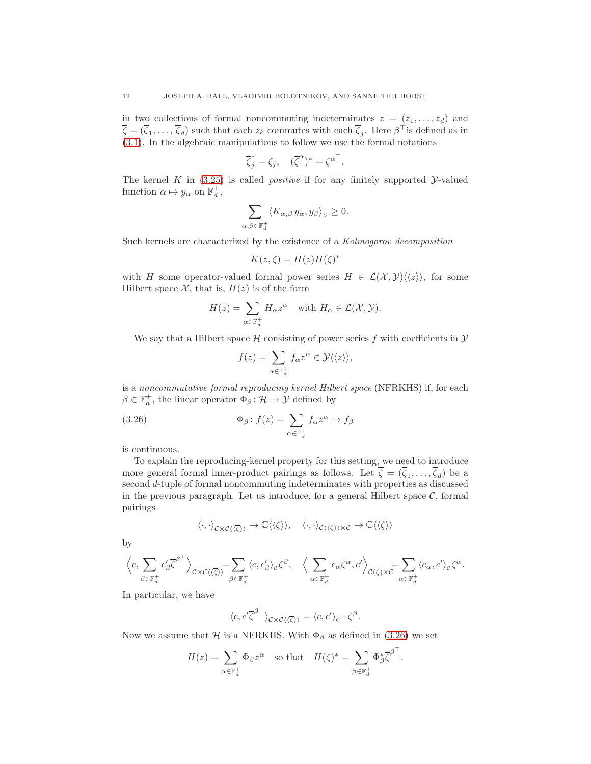in two collections of formal noncommuting indeterminates $z = (z_1, \dots, z_d)$ and $\overline{\zeta} = (\overline{\zeta}_1, \dots, \overline{\zeta}_d)$ such that each $z_k$ commutes with each $\overline{\zeta}_j$. Here $\beta^\top$ is defined as in (3.1). In the algebraic manipulations to follow we use the formal notations

$$\overline{\zeta}_j^* = \zeta_j, \quad (\overline{\zeta}^\alpha)^* = \zeta^{\alpha^\top}.$$

The kernel $K$ in (3.25) is called *positive* if for any finitely supported $\mathcal{Y}$-valued function $\alpha \mapsto y_\alpha$ on $\mathbb{F}_d^+$,

$$\sum_{\alpha, \beta \in \mathbb{F}_d^+} \langle K_{\alpha, \beta} \, y_\alpha, y_\beta \rangle_{\mathcal{Y}} \geq 0.$$

Such kernels are characterized by the existence of a *Kolmogorov decomposition*

$$K(z, \zeta) = H(z) H(\zeta)^*$$

with $H$ some operator-valued formal power series $H \in \mathcal{L}(\mathcal{X}, \mathcal{Y})\langle\langle z \rangle\rangle$, for some Hilbert space $\mathcal{X}$, that is, $H(z)$ is of the form

$$H(z) = \sum_{\alpha \in \mathbb{F}_d^+} H_\alpha z^\alpha \quad \text{with } H_\alpha \in \mathcal{L}(\mathcal{X}, \mathcal{Y}).$$

We say that a Hilbert space $\mathcal{H}$ consisting of power series $f$ with coefficients in $\mathcal{Y}$

$$f(z) = \sum_{\alpha \in \mathbb{F}_d^+} f_\alpha z^\alpha \in \mathcal{Y}\langle\langle z \rangle\rangle,$$

is a *noncommutative formal reproducing kernel Hilbert space* (NFRKHS) if, for each $\beta \in \mathbb{F}_d^+$, the linear operator $\Phi_\beta \colon \mathcal{H} \to \mathcal{Y}$ defined by

$$\Phi_\beta \colon f(z) = \sum_{\alpha \in \mathbb{F}_d^+} f_\alpha z^\alpha \mapsto f_\beta \tag{3.26}$$

is continuous.

To explain the reproducing-kernel property for this setting, we need to introduce more general formal inner-product pairings as follows. Let $\overline{\zeta} = (\overline{\zeta}_1, \dots, \overline{\zeta}_d)$ be a second $d$-tuple of formal noncommuting indeterminates with properties as discussed in the previous paragraph. Let us introduce, for a general Hilbert space $\mathcal{C}$, formal pairings

$$\langle \cdot, \cdot \rangle_{\mathcal{C} \times \mathcal{C}\langle\langle \overline{\zeta} \rangle\rangle} \to \mathbb{C}\langle\langle \zeta \rangle\rangle, \quad \langle \cdot, \cdot \rangle_{\mathcal{C}\langle\langle \zeta \rangle\rangle \times \mathcal{C}} \to \mathbb{C}\langle\langle \zeta \rangle\rangle$$

by

$$\Big\langle c, \sum_{\beta \in \mathbb{F}_d^+} c'_\beta \overline{\zeta}^{\beta^\top} \Big\rangle_{\mathcal{C} \times \mathcal{C}\langle\langle \overline{\zeta} \rangle\rangle} = \sum_{\beta \in \mathbb{F}_d^+} \langle c, c'_\beta \rangle_{\mathcal{C}} \zeta^\beta, \quad \Big\langle \sum_{\alpha \in \mathbb{F}_d^+} c_\alpha \zeta^\alpha, c' \Big\rangle_{\mathcal{C}\langle\zeta\rangle \times \mathcal{C}} = \sum_{\alpha \in \mathbb{F}_d^+} \langle c_\alpha, c' \rangle_{\mathcal{C}} \zeta^\alpha.$$

In particular, we have

$$\langle c, c' \overline{\zeta}^{\beta^\top} \rangle_{\mathcal{C} \times \mathcal{C}\langle\langle \overline{\zeta} \rangle\rangle} = \langle c, c' \rangle_{\mathcal{C}} \cdot \zeta^\beta.$$

Now we assume that $\mathcal{H}$ is a NFRKHS. With $\Phi_\beta$ as defined in (3.26) we set

$$H(z) = \sum_{\alpha \in \mathbb{F}_d^+} \Phi_\beta z^\alpha \quad \text{so that} \quad H(\zeta)^* = \sum_{\beta \in \mathbb{F}_d^+} \Phi_\beta^* \overline{\zeta}^{\beta^\top}.$$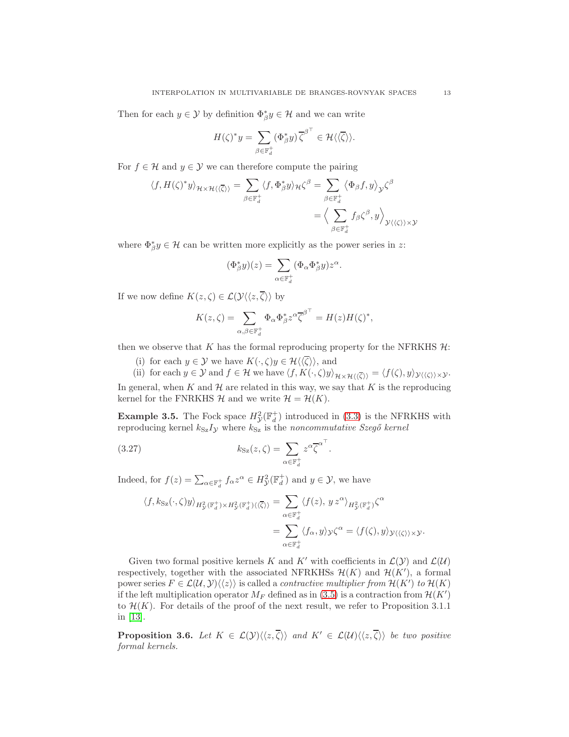Then for each $y \in \mathcal{Y}$ by definition $\Phi_\beta^* y \in \mathcal{H}$ and we can write

$$H(\zeta)^* y = \sum_{\beta \in \mathbb{F}_d^+} (\Phi_\beta^* y) \, \overline{\zeta}^{\beta^\top} \in \mathcal{H}\langle\langle \overline{\zeta} \rangle\rangle.$$

For $f \in \mathcal{H}$ and $y \in \mathcal{Y}$ we can therefore compute the pairing

$$\begin{aligned}
\langle f, H(\zeta)^* y \rangle_{\mathcal{H} \times \mathcal{H}\langle\langle \overline{\zeta} \rangle\rangle} = \sum_{\beta \in \mathbb{F}_d^+} \langle f, \Phi_\beta^* y \rangle_{\mathcal{H}} \zeta^\beta &= \sum_{\beta \in \mathbb{F}_d^+} \left\langle \Phi_\beta f, y \right\rangle_{\mathcal{Y}} \zeta^\beta \\
&= \Big\langle \sum_{\beta \in \mathbb{F}_d^+} f_\beta \zeta^\beta, y \Big\rangle_{\mathcal{Y}\langle\langle \zeta \rangle\rangle \times \mathcal{Y}}
\end{aligned}$$

where $\Phi_\beta^* y \in \mathcal{H}$ can be written more explicitly as the power series in $z$:

$$(\Phi_\beta^* y)(z) = \sum_{\alpha \in \mathbb{F}_d^+} (\Phi_\alpha \Phi_\beta^* y) z^\alpha.$$

If we now define $K(z, \zeta) \in \mathcal{L}(\mathcal{Y}\langle\langle z, \overline{\zeta} \rangle\rangle$ by

$$K(z, \zeta) = \sum_{\alpha, \beta \in \mathbb{F}_d^+} \Phi_\alpha \Phi_\beta^* z^\alpha \overline{\zeta}^{\beta^\top} = H(z) H(\zeta)^*,$$

then we observe that $K$ has the formal reproducing property for the NFRKHS $\mathcal{H}$:

(i) for each $y \in \mathcal{Y}$ we have $K(\cdot, \zeta) y \in \mathcal{H}\langle\langle \overline{\zeta} \rangle\rangle$, and

(ii) for each $y \in \mathcal{Y}$ and $f \in \mathcal{H}$ we have $\langle f, K(\cdot, \zeta) y \rangle_{\mathcal{H} \times \mathcal{H}\langle\langle \overline{\zeta} \rangle\rangle} = \langle f(\zeta), y \rangle_{\mathcal{Y}\langle\langle \zeta \rangle\rangle \times \mathcal{Y}}$.

In general, when $K$ and $\mathcal{H}$ are related in this way, we say that $K$ is the reproducing kernel for the FNRKHS $\mathcal{H}$ and we write $\mathcal{H} = \mathcal{H}(K)$.

**Example 3.5.** The Fock space $H^2_{\mathcal{Y}}(\mathbb{F}_d^+)$ introduced in (3.3) is the NFRKHS with reproducing kernel $k_{\rm Sz} I_{\mathcal{Y}}$ where $k_{\rm Sz}$ is the *noncommutative Szegő kernel*

$$k_{\rm Sz}(z, \zeta) = \sum_{\alpha \in \mathbb{F}_d^+} z^\alpha \overline{\zeta}^{\alpha^\top}. \tag{3.27}$$

Indeed, for $f(z) = \sum_{\alpha \in \mathbb{F}_d^+} f_\alpha z^\alpha \in H^2_{\mathcal{Y}}(\mathbb{F}_d^+)$ and $y \in \mathcal{Y}$, we have

$$\begin{aligned}
\langle f, k_{\rm Sz}(\cdot, \zeta) y \rangle_{H^2_{\mathcal{Y}}(\mathbb{F}_d^+) \times H^2_{\mathcal{Y}}(\mathbb{F}_d^+)\langle\langle \overline{\zeta} \rangle\rangle} &= \sum_{\alpha \in \mathbb{F}_d^+} \langle f(z), \, y \, z^\alpha \rangle_{H^2_{\mathcal{Y}}(\mathbb{F}_d^+)} \zeta^\alpha \\
&= \sum_{\alpha \in \mathbb{F}_d^+} \langle f_\alpha, y \rangle_{\mathcal{Y}} \zeta^\alpha = \langle f(\zeta), y \rangle_{\mathcal{Y}\langle\langle \zeta \rangle\rangle \times \mathcal{Y}}.
\end{aligned}$$

Given two formal positive kernels $K$ and $K'$ with coefficients in $\mathcal{L}(\mathcal{Y})$ and $\mathcal{L}(\mathcal{U})$ respectively, together with the associated NFRKHSs $\mathcal{H}(K)$ and $\mathcal{H}(K')$, a formal power series $F \in \mathcal{L}(\mathcal{U}, \mathcal{Y})\langle\langle z \rangle\rangle$ is called a *contractive multiplier from $\mathcal{H}(K')$ to $\mathcal{H}(K)$* if the left multiplication operator $M_F$ defined as in (3.5) is a contraction from $\mathcal{H}(K')$ to $\mathcal{H}(K)$. For details of the proof of the next result, we refer to Proposition 3.1.1 in [13].

**Proposition 3.6.** *Let $K \in \mathcal{L}(\mathcal{Y})\langle\langle z, \overline{\zeta} \rangle\rangle$ and $K' \in \mathcal{L}(\mathcal{U})\langle\langle z, \overline{\zeta} \rangle\rangle$ be two positive formal kernels.*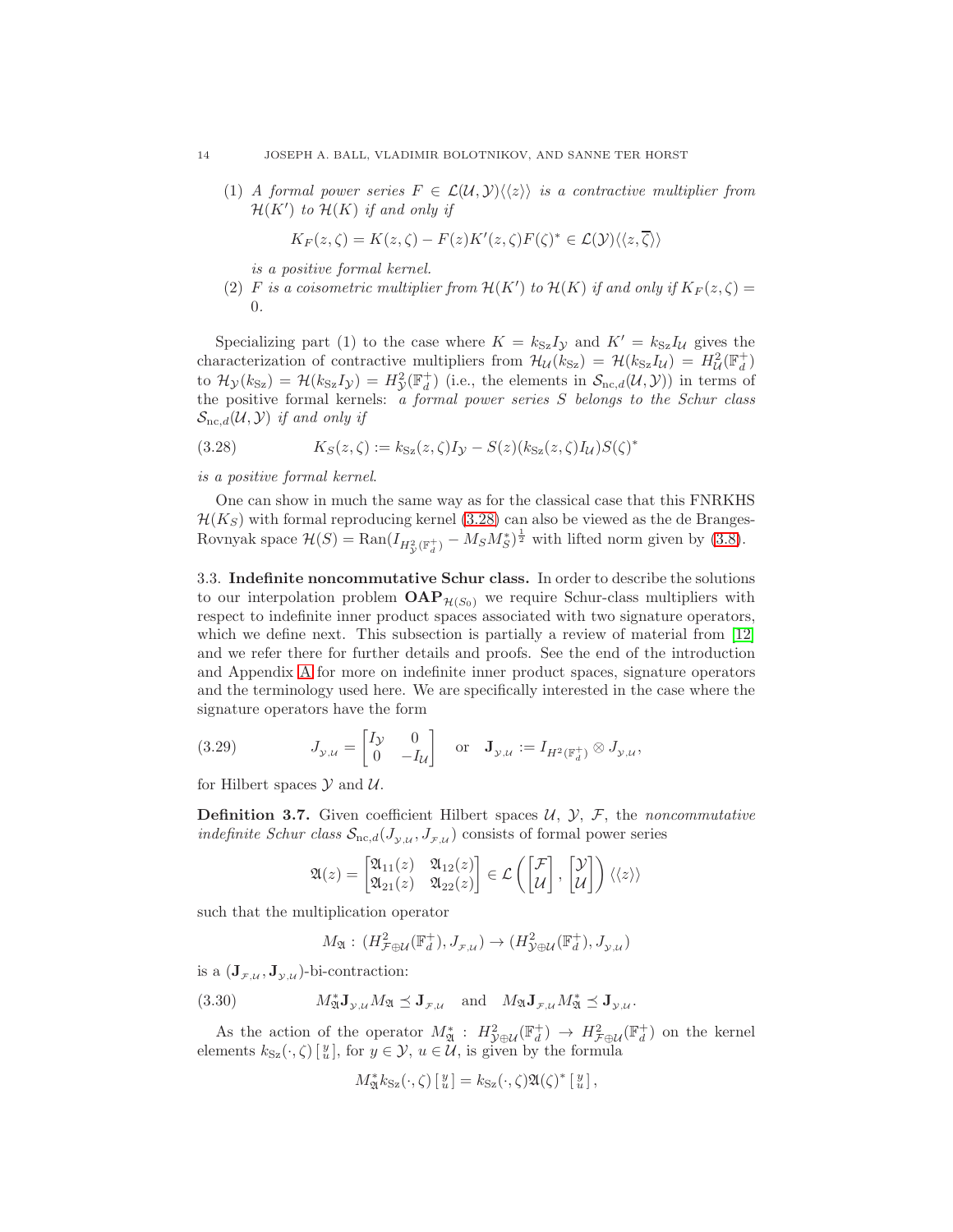(1) *A formal power series $F \in \mathcal{L}(\mathcal{U}, \mathcal{Y})\langle\langle z \rangle\rangle$ is a contractive multiplier from $\mathcal{H}(K')$ to $\mathcal{H}(K)$ if and only if*

$$K_F(z,\zeta) = K(z,\zeta) - F(z)K'(z,\zeta)F(\zeta)^* \in \mathcal{L}(\mathcal{Y})\langle\langle z, \overline{\zeta} \rangle\rangle$$

*is a positive formal kernel.*

(2) *$F$ is a coisometric multiplier from $\mathcal{H}(K')$ to $\mathcal{H}(K)$ if and only if $K_F(z,\zeta) = 0$.*

Specializing part (1) to the case where $K = k_{\rm Sz} I_{\mathcal{Y}}$ and $K' = k_{\rm Sz} I_{\mathcal{U}}$ gives the characterization of contractive multipliers from $\mathcal{H}_{\mathcal{U}}(k_{\rm Sz}) = \mathcal{H}(k_{\rm Sz} I_{\mathcal{U}}) = H^2_{\mathcal{U}}(\mathbb{F}^+_d)$ to $\mathcal{H}_{\mathcal{Y}}(k_{\rm Sz}) = \mathcal{H}(k_{\rm Sz} I_{\mathcal{Y}}) = H^2_{\mathcal{Y}}(\mathbb{F}^+_d)$ (i.e., the elements in $\mathcal{S}_{{\rm nc},d}(\mathcal{U},\mathcal{Y})$) in terms of the positive formal kernels: *a formal power series $S$ belongs to the Schur class $\mathcal{S}_{{\rm nc},d}(\mathcal{U},\mathcal{Y})$ if and only if*

$$K_S(z,\zeta) := k_{\rm Sz}(z,\zeta) I_{\mathcal{Y}} - S(z)(k_{\rm Sz}(z,\zeta)I_{\mathcal{U}})S(\zeta)^* \tag{3.28}$$

*is a positive formal kernel.*

One can show in much the same way as for the classical case that this FNRKHS $\mathcal{H}(K_S)$ with formal reproducing kernel (3.28) can also be viewed as the de Branges-Rovnyak space $\mathcal{H}(S) = {\rm Ran}(I_{H^2_{\mathcal{Y}}(\mathbb{F}^+_d)} - M_S M_S^*)^{\frac{1}{2}}$ with lifted norm given by (3.8).

### 3.3. Indefinite noncommutative Schur class.

In order to describe the solutions to our interpolation problem $\mathbf{OAP}_{\mathcal{H}(S_0)}$ we require Schur-class multipliers with respect to indefinite inner product spaces associated with two signature operators, which we define next. This subsection is partially a review of material from [12] and we refer there for further details and proofs. See the end of the introduction and Appendix A for more on indefinite inner product spaces, signature operators and the terminology used here. We are specifically interested in the case where the signature operators have the form

$$J_{\mathcal{Y},\mathcal{U}} = \begin{bmatrix} I_{\mathcal{Y}} & 0 \\ 0 & -I_{\mathcal{U}} \end{bmatrix} \quad \text{or} \quad \mathbf{J}_{\mathcal{Y},\mathcal{U}} := I_{H^2(\mathbb{F}^+_d)} \otimes J_{\mathcal{Y},\mathcal{U}}, \tag{3.29}$$

for Hilbert spaces $\mathcal{Y}$ and $\mathcal{U}$.

**Definition 3.7.** Given coefficient Hilbert spaces $\mathcal{U}$, $\mathcal{Y}$, $\mathcal{F}$, the *noncommutative indefinite Schur class* $\mathcal{S}_{{\rm nc},d}(J_{\mathcal{Y},\mathcal{U}}, J_{\mathcal{F},\mathcal{U}})$ consists of formal power series

$$\mathfrak{A}(z) = \begin{bmatrix} \mathfrak{A}_{11}(z) & \mathfrak{A}_{12}(z) \\ \mathfrak{A}_{21}(z) & \mathfrak{A}_{22}(z) \end{bmatrix} \in \mathcal{L}\left( \begin{bmatrix} \mathcal{F} \\ \mathcal{U} \end{bmatrix}, \begin{bmatrix} \mathcal{Y} \\ \mathcal{U} \end{bmatrix} \right) \langle\langle z \rangle\rangle$$

such that the multiplication operator

$$M_{\mathfrak{A}} : (H^2_{\mathcal{F}\oplus\mathcal{U}}(\mathbb{F}^+_d), J_{\mathcal{F},\mathcal{U}}) \to (H^2_{\mathcal{Y}\oplus\mathcal{U}}(\mathbb{F}^+_d), J_{\mathcal{Y},\mathcal{U}})$$

is a $(\mathbf{J}_{\mathcal{F},\mathcal{U}}, \mathbf{J}_{\mathcal{Y},\mathcal{U}})$-bi-contraction:

$$M_{\mathfrak{A}}^* \mathbf{J}_{\mathcal{Y},\mathcal{U}} M_{\mathfrak{A}} \preceq \mathbf{J}_{\mathcal{F},\mathcal{U}} \quad \text{and} \quad M_{\mathfrak{A}} \mathbf{J}_{\mathcal{F},\mathcal{U}} M_{\mathfrak{A}}^* \preceq \mathbf{J}_{\mathcal{Y},\mathcal{U}}. \tag{3.30}$$

As the action of the operator $M_{\mathfrak{A}}^* : H^2_{\mathcal{Y}\oplus\mathcal{U}}(\mathbb{F}^+_d) \to H^2_{\mathcal{F}\oplus\mathcal{U}}(\mathbb{F}^+_d)$ on the kernel elements $k_{\rm Sz}(\cdot,\zeta) \left[\begin{smallmatrix} y \\ u \end{smallmatrix}\right]$, for $y \in \mathcal{Y}$, $u \in \mathcal{U}$, is given by the formula

$$M_{\mathfrak{A}}^* k_{\rm Sz}(\cdot,\zeta) \left[\begin{smallmatrix} y \\ u \end{smallmatrix}\right] = k_{\rm Sz}(\cdot,\zeta)\mathfrak{A}(\zeta)^* \left[\begin{smallmatrix} y \\ u \end{smallmatrix}\right],$$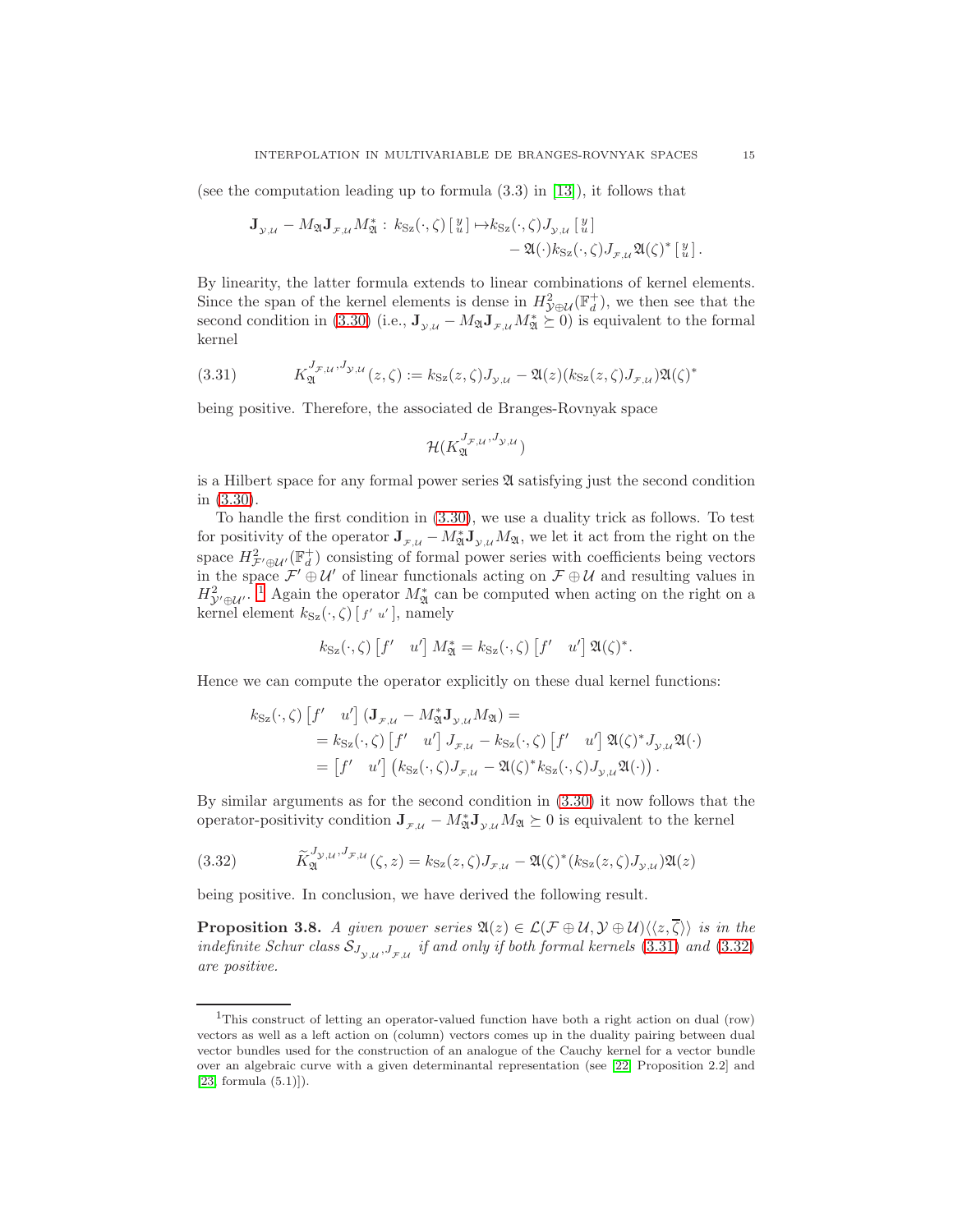(see the computation leading up to formula (3.3) in [13]), it follows that

$$\mathbf{J}_{\mathcal{Y},\mathcal{U}} - M_{\mathfrak{A}} \mathbf{J}_{\mathcal{F},\mathcal{U}} M_{\mathfrak{A}}^* \colon k_{\rm Sz}(\cdot,\zeta) \left[\begin{smallmatrix} y \\ u \end{smallmatrix}\right] \mapsto k_{\rm Sz}(\cdot,\zeta) J_{\mathcal{Y},\mathcal{U}} \left[\begin{smallmatrix} y \\ u \end{smallmatrix}\right] - \mathfrak{A}(\cdot) k_{\rm Sz}(\cdot,\zeta) J_{\mathcal{F},\mathcal{U}} \mathfrak{A}(\zeta)^* \left[\begin{smallmatrix} y \\ u \end{smallmatrix}\right].$$

By linearity, the latter formula extends to linear combinations of kernel elements. Since the span of the kernel elements is dense in $H^2_{\mathcal{Y}\oplus\mathcal{U}}(\mathbb{F}_d^+)$, we then see that the second condition in (3.30) (i.e., $\mathbf{J}_{\mathcal{Y},\mathcal{U}} - M_{\mathfrak{A}} \mathbf{J}_{\mathcal{F},\mathcal{U}} M_{\mathfrak{A}}^* \succeq 0$) is equivalent to the formal kernel

$$K_{\mathfrak{A}}^{J_{\mathcal{F},\mathcal{U}}, J_{\mathcal{Y},\mathcal{U}}}(z,\zeta) := k_{\rm Sz}(z,\zeta) J_{\mathcal{Y},\mathcal{U}} - \mathfrak{A}(z) (k_{\rm Sz}(z,\zeta) J_{\mathcal{F},\mathcal{U}}) \mathfrak{A}(\zeta)^* \tag{3.31}$$

being positive. Therefore, the associated de Branges-Rovnyak space

$$\mathcal{H}(K_{\mathfrak{A}}^{J_{\mathcal{F},\mathcal{U}}, J_{\mathcal{Y},\mathcal{U}}})$$

is a Hilbert space for any formal power series $\mathfrak{A}$ satisfying just the second condition in (3.30).

To handle the first condition in (3.30), we use a duality trick as follows. To test for positivity of the operator $\mathbf{J}_{\mathcal{F},\mathcal{U}} - M_{\mathfrak{A}}^* \mathbf{J}_{\mathcal{Y},\mathcal{U}} M_{\mathfrak{A}}$, we let it act from the right on the space $H^2_{\mathcal{F}'\oplus\mathcal{U}'}(\mathbb{F}_d^+)$ consisting of formal power series with coefficients being vectors in the space $\mathcal{F}' \oplus \mathcal{U}'$ of linear functionals acting on $\mathcal{F} \oplus \mathcal{U}$ and resulting values in $H^2_{\mathcal{Y}'\oplus\mathcal{U}'}$. [1] Again the operator $M_{\mathfrak{A}}^*$ can be computed when acting on the right on a kernel element $k_{\rm Sz}(\cdot,\zeta) \left[\begin{smallmatrix} f' & u' \end{smallmatrix}\right]$, namely

$$k_{\rm Sz}(\cdot,\zeta) \begin{bmatrix} f' & u' \end{bmatrix} M_{\mathfrak{A}}^* = k_{\rm Sz}(\cdot,\zeta) \begin{bmatrix} f' & u' \end{bmatrix} \mathfrak{A}(\zeta)^*.$$

Hence we can compute the operator explicitly on these dual kernel functions:

$$\begin{aligned}
k_{\rm Sz}(\cdot,\zeta) \begin{bmatrix} f' & u' \end{bmatrix} & (\mathbf{J}_{\mathcal{F},\mathcal{U}} - M_{\mathfrak{A}}^* \mathbf{J}_{\mathcal{Y},\mathcal{U}} M_{\mathfrak{A}}) = \\
&= k_{\rm Sz}(\cdot,\zeta) \begin{bmatrix} f' & u' \end{bmatrix} J_{\mathcal{F},\mathcal{U}} - k_{\rm Sz}(\cdot,\zeta) \begin{bmatrix} f' & u' \end{bmatrix} \mathfrak{A}(\zeta)^* J_{\mathcal{Y},\mathcal{U}} \mathfrak{A}(\cdot) \\
&= \begin{bmatrix} f' & u' \end{bmatrix} \left( k_{\rm Sz}(\cdot,\zeta) J_{\mathcal{F},\mathcal{U}} - \mathfrak{A}(\zeta)^* k_{\rm Sz}(\cdot,\zeta) J_{\mathcal{Y},\mathcal{U}} \mathfrak{A}(\cdot) \right).
\end{aligned}$$

By similar arguments as for the second condition in (3.30) it now follows that the operator-positivity condition $\mathbf{J}_{\mathcal{F},\mathcal{U}} - M_{\mathfrak{A}}^* \mathbf{J}_{\mathcal{Y},\mathcal{U}} M_{\mathfrak{A}} \succeq 0$ is equivalent to the kernel

$$\widetilde{K}_{\mathfrak{A}}^{J_{\mathcal{Y},\mathcal{U}}, J_{\mathcal{F},\mathcal{U}}}(\zeta, z) = k_{\rm Sz}(z,\zeta) J_{\mathcal{F},\mathcal{U}} - \mathfrak{A}(\zeta)^* (k_{\rm Sz}(z,\zeta) J_{\mathcal{Y},\mathcal{U}}) \mathfrak{A}(z) \tag{3.32}$$

being positive. In conclusion, we have derived the following result.

**Proposition 3.8.** *A given power series $\mathfrak{A}(z) \in \mathcal{L}(\mathcal{F} \oplus \mathcal{U}, \mathcal{Y} \oplus \mathcal{U})\langle\langle z, \overline{\zeta}\rangle\rangle$ is in the indefinite Schur class $\mathcal{S}_{J_{\mathcal{Y},\mathcal{U}}, J_{\mathcal{F},\mathcal{U}}}$ if and only if both formal kernels (3.31) and (3.32) are positive.*

---

[1] This construct of letting an operator-valued function have both a right action on dual (row) vectors as well as a left action on (column) vectors comes up in the duality pairing between dual vector bundles used for the construction of an analogue of the Cauchy kernel for a vector bundle over an algebraic curve with a given determinantal representation (see [22, Proposition 2.2] and [23, formula (5.1)]).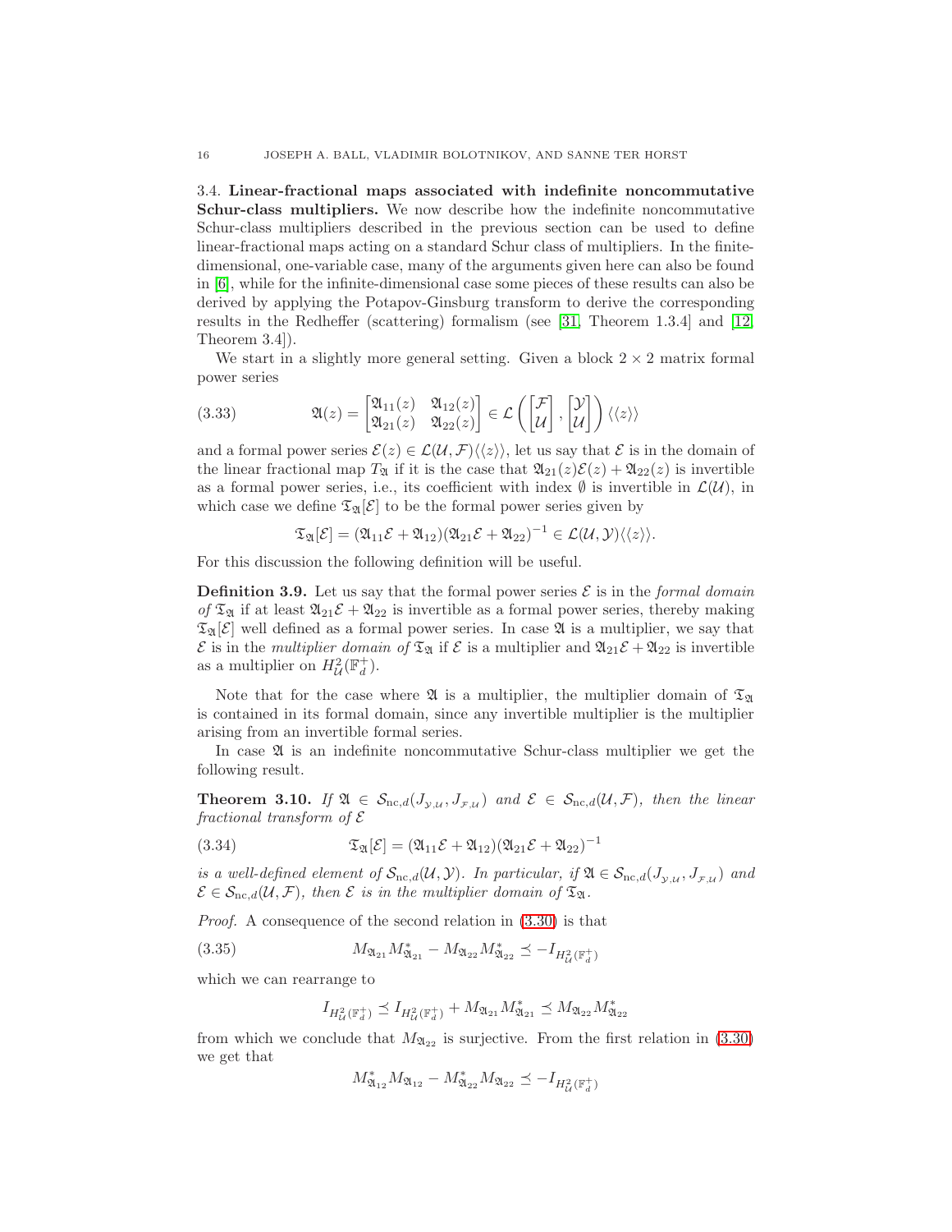### 3.4. Linear-fractional maps associated with indefinite noncommutative Schur-class multipliers.

We now describe how the indefinite noncommutative Schur-class multipliers described in the previous section can be used to define linear-fractional maps acting on a standard Schur class of multipliers. In the finite-dimensional, one-variable case, many of the arguments given here can also be found in [6], while for the infinite-dimensional case some pieces of these results can also be derived by applying the Potapov-Ginsburg transform to derive the corresponding results in the Redheffer (scattering) formalism (see [31, Theorem 1.3.4] and [12, Theorem 3.4]).

We start in a slightly more general setting. Given a block $2 \times 2$ matrix formal power series

$$\mathfrak{A}(z) = \begin{bmatrix} \mathfrak{A}_{11}(z) & \mathfrak{A}_{12}(z) \\ \mathfrak{A}_{21}(z) & \mathfrak{A}_{22}(z) \end{bmatrix} \in \mathcal{L}\left( \begin{bmatrix} \mathcal{F} \\ \mathcal{U} \end{bmatrix}, \begin{bmatrix} \mathcal{Y} \\ \mathcal{U} \end{bmatrix} \right) \langle\langle z \rangle\rangle \tag{3.33}$$

and a formal power series $\mathcal{E}(z) \in \mathcal{L}(\mathcal{U}, \mathcal{F})\langle\langle z \rangle\rangle$, let us say that $\mathcal{E}$ is in the domain of the linear fractional map $T_{\mathfrak{A}}$ if it is the case that $\mathfrak{A}_{21}(z)\mathcal{E}(z) + \mathfrak{A}_{22}(z)$ is invertible as a formal power series, i.e., its coefficient with index $\emptyset$ is invertible in $\mathcal{L}(\mathcal{U})$, in which case we define $\mathfrak{T}_{\mathfrak{A}}[\mathcal{E}]$ to be the formal power series given by

$$\mathfrak{T}_{\mathfrak{A}}[\mathcal{E}] = (\mathfrak{A}_{11}\mathcal{E} + \mathfrak{A}_{12})(\mathfrak{A}_{21}\mathcal{E} + \mathfrak{A}_{22})^{-1} \in \mathcal{L}(\mathcal{U}, \mathcal{Y})\langle\langle z \rangle\rangle.$$

For this discussion the following definition will be useful.

**Definition 3.9.** Let us say that the formal power series $\mathcal{E}$ is in the *formal domain of* $\mathfrak{T}_{\mathfrak{A}}$ if at least $\mathfrak{A}_{21}\mathcal{E} + \mathfrak{A}_{22}$ is invertible as a formal power series, thereby making $\mathfrak{T}_{\mathfrak{A}}[\mathcal{E}]$ well defined as a formal power series. In case $\mathfrak{A}$ is a multiplier, we say that $\mathcal{E}$ is in the *multiplier domain of* $\mathfrak{T}_{\mathfrak{A}}$ if $\mathcal{E}$ is a multiplier and $\mathfrak{A}_{21}\mathcal{E} + \mathfrak{A}_{22}$ is invertible as a multiplier on $H^2_{\mathcal{U}}(\mathbb{F}^+_d)$.

Note that for the case where $\mathfrak{A}$ is a multiplier, the multiplier domain of $\mathfrak{T}_{\mathfrak{A}}$ is contained in its formal domain, since any invertible multiplier is the multiplier arising from an invertible formal series.

In case $\mathfrak{A}$ is an indefinite noncommutative Schur-class multiplier we get the following result.

**Theorem 3.10.** *If $\mathfrak{A} \in \mathcal{S}_{\mathrm{nc},d}(J_{\mathcal{Y},\mathcal{U}}, J_{\mathcal{F},\mathcal{U}})$ and $\mathcal{E} \in \mathcal{S}_{\mathrm{nc},d}(\mathcal{U}, \mathcal{F})$, then the linear fractional transform of $\mathcal{E}$*

$$\mathfrak{T}_{\mathfrak{A}}[\mathcal{E}] = (\mathfrak{A}_{11}\mathcal{E} + \mathfrak{A}_{12})(\mathfrak{A}_{21}\mathcal{E} + \mathfrak{A}_{22})^{-1} \tag{3.34}$$

*is a well-defined element of $\mathcal{S}_{\mathrm{nc},d}(\mathcal{U}, \mathcal{Y})$. In particular, if $\mathfrak{A} \in \mathcal{S}_{\mathrm{nc},d}(J_{\mathcal{Y},\mathcal{U}}, J_{\mathcal{F},\mathcal{U}})$ and $\mathcal{E} \in \mathcal{S}_{\mathrm{nc},d}(\mathcal{U}, \mathcal{F})$, then $\mathcal{E}$ is in the multiplier domain of $\mathfrak{T}_{\mathfrak{A}}$.*

*Proof.* A consequence of the second relation in (3.30) is that

$$M_{\mathfrak{A}_{21}} M_{\mathfrak{A}_{21}}^* - M_{\mathfrak{A}_{22}} M_{\mathfrak{A}_{22}}^* \preceq -I_{H^2_{\mathcal{U}}(\mathbb{F}^+_d)} \tag{3.35}$$

which we can rearrange to

$$I_{H^2_{\mathcal{U}}(\mathbb{F}^+_d)} \preceq I_{H^2_{\mathcal{U}}(\mathbb{F}^+_d)} + M_{\mathfrak{A}_{21}} M_{\mathfrak{A}_{21}}^* \preceq M_{\mathfrak{A}_{22}} M_{\mathfrak{A}_{22}}^*$$

from which we conclude that $M_{\mathfrak{A}_{22}}$ is surjective. From the first relation in (3.30) we get that

$$M_{\mathfrak{A}_{12}}^* M_{\mathfrak{A}_{12}} - M_{\mathfrak{A}_{22}}^* M_{\mathfrak{A}_{22}} \preceq -I_{H^2_{\mathcal{U}}(\mathbb{F}^+_d)}$$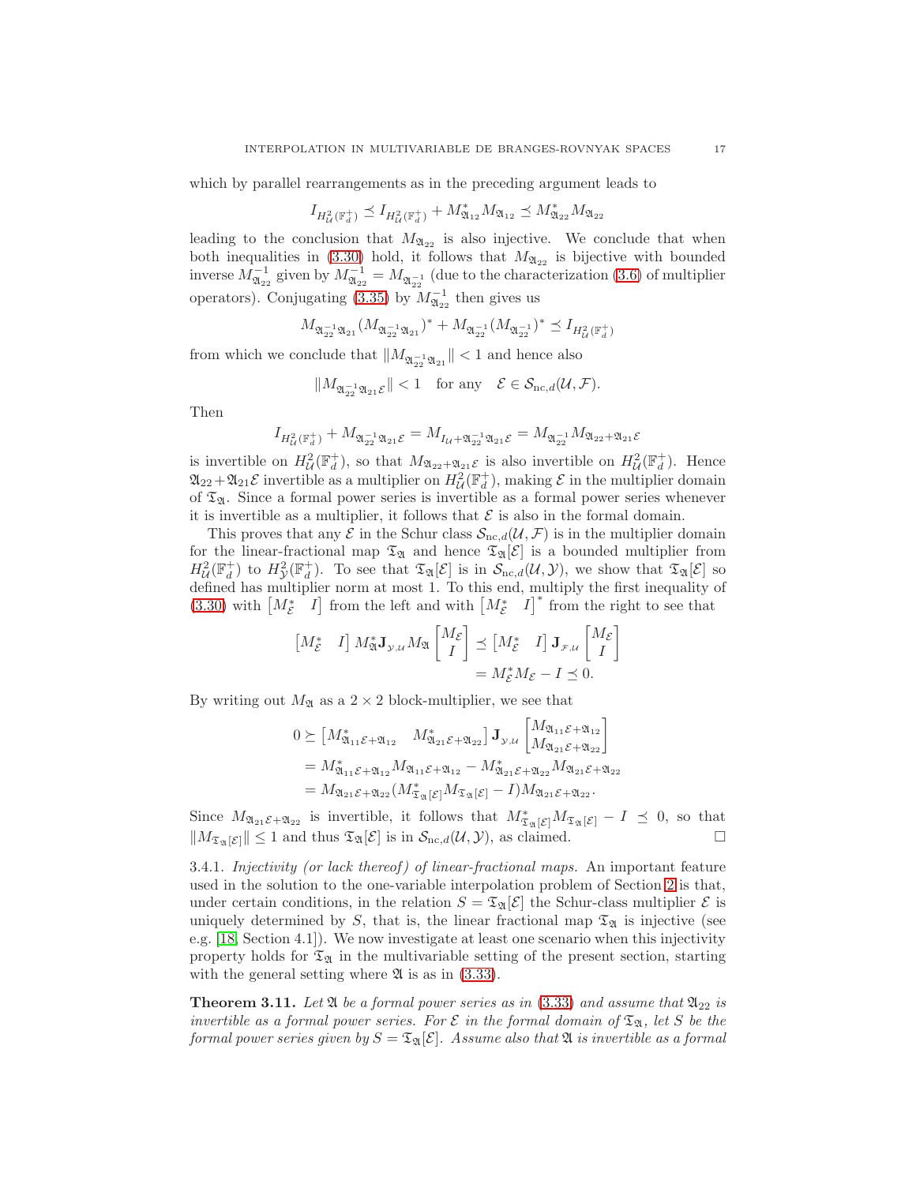which by parallel rearrangements as in the preceding argument leads to

$$I_{H^2_{\mathcal{U}}(\mathbb{F}^+_d)} \preceq I_{H^2_{\mathcal{U}}(\mathbb{F}^+_d)} + M^*_{\mathfrak{A}_{12}} M_{\mathfrak{A}_{12}} \preceq M^*_{\mathfrak{A}_{22}} M_{\mathfrak{A}_{22}}$$

leading to the conclusion that $M_{\mathfrak{A}_{22}}$ is also injective. We conclude that when both inequalities in (3.30) hold, it follows that $M_{\mathfrak{A}_{22}}$ is bijective with bounded inverse $M^{-1}_{\mathfrak{A}_{22}}$ given by $M^{-1}_{\mathfrak{A}_{22}} = M_{\mathfrak{A}^{-1}_{22}}$ (due to the characterization (3.6) of multiplier operators). Conjugating (3.35) by $M^{-1}_{\mathfrak{A}_{22}}$ then gives us

$$M_{\mathfrak{A}^{-1}_{22}\mathfrak{A}_{21}} (M_{\mathfrak{A}^{-1}_{22}\mathfrak{A}_{21}})^* + M_{\mathfrak{A}^{-1}_{22}} (M_{\mathfrak{A}^{-1}_{22}})^* \preceq I_{H^2_{\mathcal{U}}(\mathbb{F}^+_d)}$$

from which we conclude that $\| M_{\mathfrak{A}^{-1}_{22}\mathfrak{A}_{21}} \| < 1$ and hence also

$$\| M_{\mathfrak{A}^{-1}_{22}\mathfrak{A}_{21}\mathcal{E}} \| < 1 \quad \text{for any} \quad \mathcal{E} \in \mathcal{S}_{\text{nc},d}(\mathcal{U}, \mathcal{F}).$$

Then

$$I_{H^2_{\mathcal{U}}(\mathbb{F}^+_d)} + M_{\mathfrak{A}^{-1}_{22}\mathfrak{A}_{21}\mathcal{E}} = M_{I_{\mathcal{U}} + \mathfrak{A}^{-1}_{22}\mathfrak{A}_{21}\mathcal{E}} = M_{\mathfrak{A}^{-1}_{22}} M_{\mathfrak{A}_{22} + \mathfrak{A}_{21}\mathcal{E}}$$

is invertible on $H^2_{\mathcal{U}}(\mathbb{F}^+_d)$, so that $M_{\mathfrak{A}_{22} + \mathfrak{A}_{21}\mathcal{E}}$ is also invertible on $H^2_{\mathcal{U}}(\mathbb{F}^+_d)$. Hence $\mathfrak{A}_{22} + \mathfrak{A}_{21}\mathcal{E}$ invertible as a multiplier on $H^2_{\mathcal{U}}(\mathbb{F}^+_d)$, making $\mathcal{E}$ in the multiplier domain of $\mathfrak{T}_{\mathfrak{A}}$. Since a formal power series is invertible as a formal power series whenever it is invertible as a multiplier, it follows that $\mathcal{E}$ is also in the formal domain.

This proves that any $\mathcal{E}$ in the Schur class $\mathcal{S}_{\text{nc},d}(\mathcal{U}, \mathcal{F})$ is in the multiplier domain for the linear-fractional map $\mathfrak{T}_{\mathfrak{A}}$ and hence $\mathfrak{T}_{\mathfrak{A}}[\mathcal{E}]$ is a bounded multiplier from $H^2_{\mathcal{U}}(\mathbb{F}^+_d)$ to $H^2_{\mathcal{Y}}(\mathbb{F}^+_d)$. To see that $\mathfrak{T}_{\mathfrak{A}}[\mathcal{E}]$ is in $\mathcal{S}_{\text{nc},d}(\mathcal{U}, \mathcal{Y})$, we show that $\mathfrak{T}_{\mathfrak{A}}[\mathcal{E}]$ so defined has multiplier norm at most 1. To this end, multiply the first inequality of (3.30) with $\begin{bmatrix} M^*_{\mathcal{E}} & I \end{bmatrix}$ from the left and with $\begin{bmatrix} M^*_{\mathcal{E}} & I \end{bmatrix}^*$ from the right to see that

$$\begin{aligned}
\begin{bmatrix} M^*_{\mathcal{E}} & I \end{bmatrix} M^*_{\mathfrak{A}} \mathbf{J}_{\mathcal{Y},\mathcal{U}} M_{\mathfrak{A}} \begin{bmatrix} M_{\mathcal{E}} \\ I \end{bmatrix} &\preceq \begin{bmatrix} M^*_{\mathcal{E}} & I \end{bmatrix} \mathbf{J}_{\mathcal{F},\mathcal{U}} \begin{bmatrix} M_{\mathcal{E}} \\ I \end{bmatrix} \\
&= M^*_{\mathcal{E}} M_{\mathcal{E}} - I \preceq 0.
\end{aligned}$$

By writing out $M_{\mathfrak{A}}$ as a $2 \times 2$ block-multiplier, we see that

$$\begin{aligned}
0 &\succeq \begin{bmatrix} M^*_{\mathfrak{A}_{11}\mathcal{E} + \mathfrak{A}_{12}} & M^*_{\mathfrak{A}_{21}\mathcal{E} + \mathfrak{A}_{22}} \end{bmatrix} \mathbf{J}_{\mathcal{Y},\mathcal{U}} \begin{bmatrix} M_{\mathfrak{A}_{11}\mathcal{E} + \mathfrak{A}_{12}} \\ M_{\mathfrak{A}_{21}\mathcal{E} + \mathfrak{A}_{22}} \end{bmatrix} \\
&= M^*_{\mathfrak{A}_{11}\mathcal{E} + \mathfrak{A}_{12}} M_{\mathfrak{A}_{11}\mathcal{E} + \mathfrak{A}_{12}} - M^*_{\mathfrak{A}_{21}\mathcal{E} + \mathfrak{A}_{22}} M_{\mathfrak{A}_{21}\mathcal{E} + \mathfrak{A}_{22}} \\
&= M_{\mathfrak{A}_{21}\mathcal{E} + \mathfrak{A}_{22}} (M^*_{\mathfrak{T}_{\mathfrak{A}}[\mathcal{E}]} M_{\mathfrak{T}_{\mathfrak{A}}[\mathcal{E}]} - I) M_{\mathfrak{A}_{21}\mathcal{E} + \mathfrak{A}_{22}}.
\end{aligned}$$

Since $M_{\mathfrak{A}_{21}\mathcal{E} + \mathfrak{A}_{22}}$ is invertible, it follows that $M^*_{\mathfrak{T}_{\mathfrak{A}}[\mathcal{E}]} M_{\mathfrak{T}_{\mathfrak{A}}[\mathcal{E}]} - I \preceq 0$, so that $\| M_{\mathfrak{T}_{\mathfrak{A}}[\mathcal{E}]} \| \le 1$ and thus $\mathfrak{T}_{\mathfrak{A}}[\mathcal{E}]$ is in $\mathcal{S}_{\text{nc},d}(\mathcal{U}, \mathcal{Y})$, as claimed. □

3.4.1. *Injectivity (or lack thereof) of linear-fractional maps.* An important feature used in the solution to the one-variable interpolation problem of Section 2 is that, under certain conditions, in the relation $S = \mathfrak{T}_{\mathfrak{A}}[\mathcal{E}]$ the Schur-class multiplier $\mathcal{E}$ is uniquely determined by $S$, that is, the linear fractional map $\mathfrak{T}_{\mathfrak{A}}$ is injective (see e.g. [18, Section 4.1]). We now investigate at least one scenario when this injectivity property holds for $\mathfrak{T}_{\mathfrak{A}}$ in the multivariable setting of the present section, starting with the general setting where $\mathfrak{A}$ is as in (3.33).

**Theorem 3.11.** *Let $\mathfrak{A}$ be a formal power series as in (3.33) and assume that $\mathfrak{A}_{22}$ is invertible as a formal power series. For $\mathcal{E}$ in the formal domain of $\mathfrak{T}_{\mathfrak{A}}$, let $S$ be the formal power series given by $S = \mathfrak{T}_{\mathfrak{A}}[\mathcal{E}]$. Assume also that $\mathfrak{A}$ is invertible as a formal*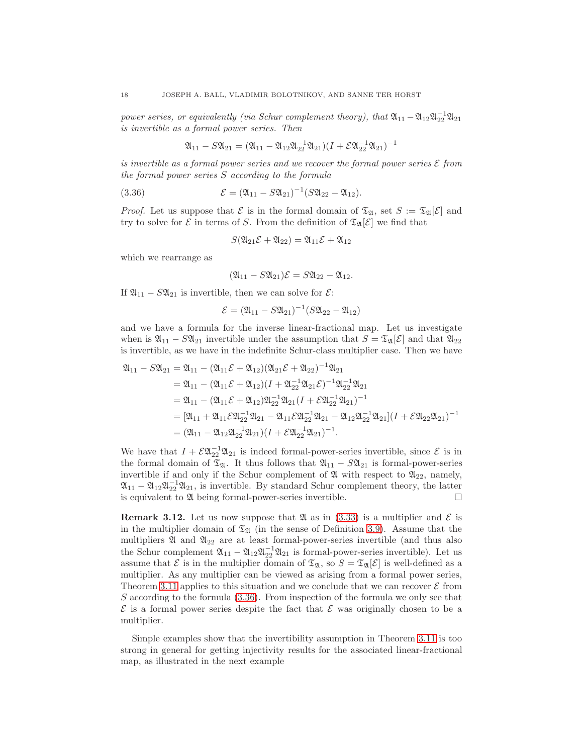*power series, or equivalently (via Schur complement theory), that $\mathfrak{A}_{11} - \mathfrak{A}_{12}\mathfrak{A}_{22}^{-1}\mathfrak{A}_{21}$ is invertible as a formal power series. Then*

$$\mathfrak{A}_{11} - S\mathfrak{A}_{21} = (\mathfrak{A}_{11} - \mathfrak{A}_{12}\mathfrak{A}_{22}^{-1}\mathfrak{A}_{21})(I + \mathcal{E}\mathfrak{A}_{22}^{-1}\mathfrak{A}_{21})^{-1}$$

*is invertible as a formal power series and we recover the formal power series $\mathcal{E}$ from the formal power series $S$ according to the formula*

$$\mathcal{E} = (\mathfrak{A}_{11} - S\mathfrak{A}_{21})^{-1}(S\mathfrak{A}_{22} - \mathfrak{A}_{12}). \tag{3.36}$$

*Proof.* Let us suppose that $\mathcal{E}$ is in the formal domain of $\mathfrak{T}_{\mathfrak{A}}$, set $S := \mathfrak{T}_{\mathfrak{A}}[\mathcal{E}]$ and try to solve for $\mathcal{E}$ in terms of $S$. From the definition of $\mathfrak{T}_{\mathfrak{A}}[\mathcal{E}]$ we find that

$$S(\mathfrak{A}_{21}\mathcal{E} + \mathfrak{A}_{22}) = \mathfrak{A}_{11}\mathcal{E} + \mathfrak{A}_{12}$$

which we rearrange as

$$(\mathfrak{A}_{11} - S\mathfrak{A}_{21})\mathcal{E} = S\mathfrak{A}_{22} - \mathfrak{A}_{12}.$$

If $\mathfrak{A}_{11} - S\mathfrak{A}_{21}$ is invertible, then we can solve for $\mathcal{E}$:

$$\mathcal{E} = (\mathfrak{A}_{11} - S\mathfrak{A}_{21})^{-1}(S\mathfrak{A}_{22} - \mathfrak{A}_{12})$$

and we have a formula for the inverse linear-fractional map. Let us investigate when is $\mathfrak{A}_{11} - S\mathfrak{A}_{21}$ invertible under the assumption that $S = \mathfrak{T}_{\mathfrak{A}}[\mathcal{E}]$ and that $\mathfrak{A}_{22}$ is invertible, as we have in the indefinite Schur-class multiplier case. Then we have

$$\begin{aligned}
\mathfrak{A}_{11} - S\mathfrak{A}_{21} &= \mathfrak{A}_{11} - (\mathfrak{A}_{11}\mathcal{E} + \mathfrak{A}_{12})(\mathfrak{A}_{21}\mathcal{E} + \mathfrak{A}_{22})^{-1}\mathfrak{A}_{21} \\
&= \mathfrak{A}_{11} - (\mathfrak{A}_{11}\mathcal{E} + \mathfrak{A}_{12})(I + \mathfrak{A}_{22}^{-1}\mathfrak{A}_{21}\mathcal{E})^{-1}\mathfrak{A}_{22}^{-1}\mathfrak{A}_{21} \\
&= \mathfrak{A}_{11} - (\mathfrak{A}_{11}\mathcal{E} + \mathfrak{A}_{12})\mathfrak{A}_{22}^{-1}\mathfrak{A}_{21}(I + \mathcal{E}\mathfrak{A}_{22}^{-1}\mathfrak{A}_{21})^{-1} \\
&= [\mathfrak{A}_{11} + \mathfrak{A}_{11}\mathcal{E}\mathfrak{A}_{22}^{-1}\mathfrak{A}_{21} - \mathfrak{A}_{11}\mathcal{E}\mathfrak{A}_{22}^{-1}\mathfrak{A}_{21} - \mathfrak{A}_{12}\mathfrak{A}_{22}^{-1}\mathfrak{A}_{21}](I + \mathcal{E}\mathfrak{A}_{22}\mathfrak{A}_{21})^{-1} \\
&= (\mathfrak{A}_{11} - \mathfrak{A}_{12}\mathfrak{A}_{22}^{-1}\mathfrak{A}_{21})(I + \mathcal{E}\mathfrak{A}_{22}^{-1}\mathfrak{A}_{21})^{-1}.
\end{aligned}$$

We have that $I + \mathcal{E}\mathfrak{A}_{22}^{-1}\mathfrak{A}_{21}$ is indeed formal-power-series invertible, since $\mathcal{E}$ is in the formal domain of $\mathfrak{T}_{\mathfrak{A}}$. It thus follows that $\mathfrak{A}_{11} - S\mathfrak{A}_{21}$ is formal-power-series invertible if and only if the Schur complement of $\mathfrak{A}$ with respect to $\mathfrak{A}_{22}$, namely, $\mathfrak{A}_{11} - \mathfrak{A}_{12}\mathfrak{A}_{22}^{-1}\mathfrak{A}_{21}$, is invertible. By standard Schur complement theory, the latter is equivalent to $\mathfrak{A}$ being formal-power-series invertible. □

**Remark 3.12.** Let us now suppose that $\mathfrak{A}$ as in (3.33) is a multiplier and $\mathcal{E}$ is in the multiplier domain of $\mathfrak{T}_{\mathfrak{A}}$ (in the sense of Definition 3.9). Assume that the multipliers $\mathfrak{A}$ and $\mathfrak{A}_{22}$ are at least formal-power-series invertible (and thus also the Schur complement $\mathfrak{A}_{11} - \mathfrak{A}_{12}\mathfrak{A}_{22}^{-1}\mathfrak{A}_{21}$ is formal-power-series invertible). Let us assume that $\mathcal{E}$ is in the multiplier domain of $\mathfrak{T}_{\mathfrak{A}}$, so $S = \mathfrak{T}_{\mathfrak{A}}[\mathcal{E}]$ is well-defined as a multiplier. As any multiplier can be viewed as arising from a formal power series, Theorem 3.11 applies to this situation and we conclude that we can recover $\mathcal{E}$ from $S$ according to the formula (3.36). From inspection of the formula we only see that $\mathcal{E}$ is a formal power series despite the fact that $\mathcal{E}$ was originally chosen to be a multiplier.

Simple examples show that the invertibility assumption in Theorem 3.11 is too strong in general for getting injectivity results for the associated linear-fractional map, as illustrated in the next example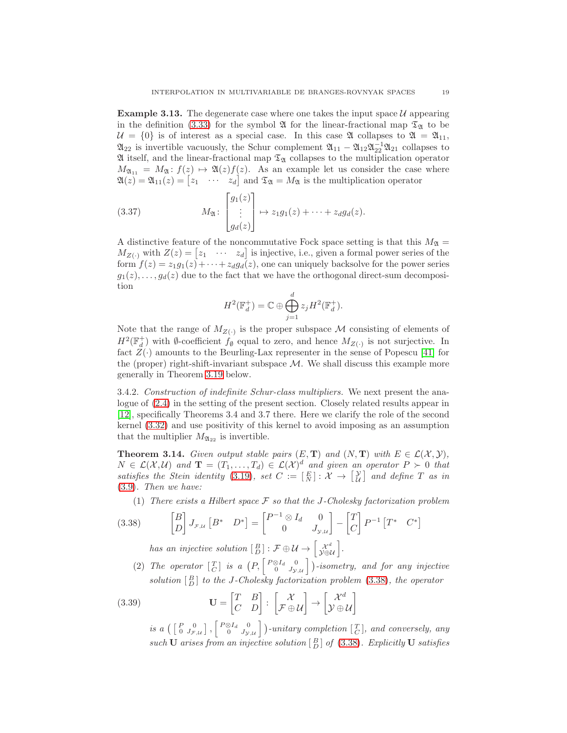**Example 3.13.** The degenerate case where one takes the input space $\mathcal{U}$ appearing in the definition (3.33) for the symbol $\mathfrak{A}$ for the linear-fractional map $\mathfrak{T}_{\mathfrak{A}}$ to be $\mathcal{U} = \{0\}$ is of interest as a special case. In this case $\mathfrak{A}$ collapses to $\mathfrak{A} = \mathfrak{A}_{11}$, $\mathfrak{A}_{22}$ is invertible vacuously, the Schur complement $\mathfrak{A}_{11} - \mathfrak{A}_{12}\mathfrak{A}_{22}^{-1}\mathfrak{A}_{21}$ collapses to $\mathfrak{A}$ itself, and the linear-fractional map $\mathfrak{T}_{\mathfrak{A}}$ collapses to the multiplication operator $M_{\mathfrak{A}_{11}} = M_{\mathfrak{A}} \colon f(z) \mapsto \mathfrak{A}(z)f(z)$. As an example let us consider the case where $\mathfrak{A}(z) = \mathfrak{A}_{11}(z) = \begin{bmatrix} z_1 & \cdots & z_d \end{bmatrix}$ and $\mathfrak{T}_{\mathfrak{A}} = M_{\mathfrak{A}}$ is the multiplication operator

$$M_{\mathfrak{A}} \colon \begin{bmatrix} g_1(z) \\ \vdots \\ g_d(z) \end{bmatrix} \mapsto z_1 g_1(z) + \cdots + z_d g_d(z). \tag{3.37}$$

A distinctive feature of the noncommutative Fock space setting is that this $M_{\mathfrak{A}} = M_{Z(\cdot)}$ with $Z(z) = \begin{bmatrix} z_1 & \cdots & z_d \end{bmatrix}$ is injective, i.e., given a formal power series of the form $f(z) = z_1 g_1(z) + \cdots + z_d g_d(z)$, one can uniquely backsolve for the power series $g_1(z), \ldots, g_d(z)$ due to the fact that we have the orthogonal direct-sum decomposition

$$H^2(\mathbb{F}_d^+) = \mathbb{C} \oplus \bigoplus_{j=1}^{d} z_j H^2(\mathbb{F}_d^+).$$

Note that the range of $M_{Z(\cdot)}$ is the proper subspace $\mathcal{M}$ consisting of elements of $H^2(\mathbb{F}_d^+)$ with $\emptyset$-coefficient $f_\emptyset$ equal to zero, and hence $M_{Z(\cdot)}$ is not surjective. In fact $Z(\cdot)$ amounts to the Beurling-Lax representer in the sense of Popescu [41] for the (proper) right-shift-invariant subspace $\mathcal{M}$. We shall discuss this example more generally in Theorem 3.19 below.

3.4.2. *Construction of indefinite Schur-class multipliers.* We next present the analogue of (2.4) in the setting of the present section. Closely related results appear in [12], specifically Theorems 3.4 and 3.7 there. Here we clarify the role of the second kernel (3.32) and use positivity of this kernel to avoid imposing as an assumption that the multiplier $M_{\mathfrak{A}_{22}}$ is invertible.

**Theorem 3.14.** *Given output stable pairs $(E, \mathbf{T})$ and $(N, \mathbf{T})$ with $E \in \mathcal{L}(\mathcal{X}, \mathcal{Y})$, $N \in \mathcal{L}(\mathcal{X}, \mathcal{U})$ and $\mathbf{T} = (T_1, \ldots, T_d) \in \mathcal{L}(\mathcal{X})^d$ and given an operator $P \succ 0$ that satisfies the Stein identity (3.19), set $C := \left[\begin{smallmatrix} E \\ N \end{smallmatrix}\right] \colon \mathcal{X} \to \left[\begin{smallmatrix} \mathcal{Y} \\ \mathcal{U} \end{smallmatrix}\right]$ and define $T$ as in (3.9). Then we have:*

(1) *There exists a Hilbert space $\mathcal{F}$ so that the $J$-Cholesky factorization problem*

$$\begin{bmatrix} B \\ D \end{bmatrix} J_{\mathcal{F},\mathcal{U}} \begin{bmatrix} B^* & D^* \end{bmatrix} = \begin{bmatrix} P^{-1} \otimes I_d & 0 \\ 0 & J_{\mathcal{Y},\mathcal{U}} \end{bmatrix} - \begin{bmatrix} T \\ C \end{bmatrix} P^{-1} \begin{bmatrix} T^* & C^* \end{bmatrix} \tag{3.38}$$

*has an injective solution $\left[\begin{smallmatrix} B \\ D \end{smallmatrix}\right] \colon \mathcal{F} \oplus \mathcal{U} \to \left[\begin{smallmatrix} \mathcal{X}^d \\ \mathcal{Y} \oplus \mathcal{U} \end{smallmatrix}\right]$.*

(2) *The operator $\left[\begin{smallmatrix} T \\ C \end{smallmatrix}\right]$ is a $\left(P, \left[\begin{smallmatrix} P \otimes I_d & 0 \\ 0 & J_{\mathcal{Y},\mathcal{U}} \end{smallmatrix}\right]\right)$-isometry, and for any injective solution $\left[\begin{smallmatrix} B \\ D \end{smallmatrix}\right]$ to the $J$-Cholesky factorization problem (3.38), the operator*

$$\mathbf{U} = \begin{bmatrix} T & B \\ C & D \end{bmatrix} \colon \begin{bmatrix} \mathcal{X} \\ \mathcal{F} \oplus \mathcal{U} \end{bmatrix} \to \begin{bmatrix} \mathcal{X}^d \\ \mathcal{Y} \oplus \mathcal{U} \end{bmatrix} \tag{3.39}$$

*is a $\left(\left[\begin{smallmatrix} P & 0 \\ 0 & J_{\mathcal{F},\mathcal{U}} \end{smallmatrix}\right], \left[\begin{smallmatrix} P \otimes I_d & 0 \\ 0 & J_{\mathcal{Y},\mathcal{U}} \end{smallmatrix}\right]\right)$-unitary completion $\left[\begin{smallmatrix} T \\ C \end{smallmatrix}\right]$, and conversely, any such $\mathbf{U}$ arises from an injective solution $\left[\begin{smallmatrix} B \\ D \end{smallmatrix}\right]$ of (3.38). Explicitly $\mathbf{U}$ satisfies*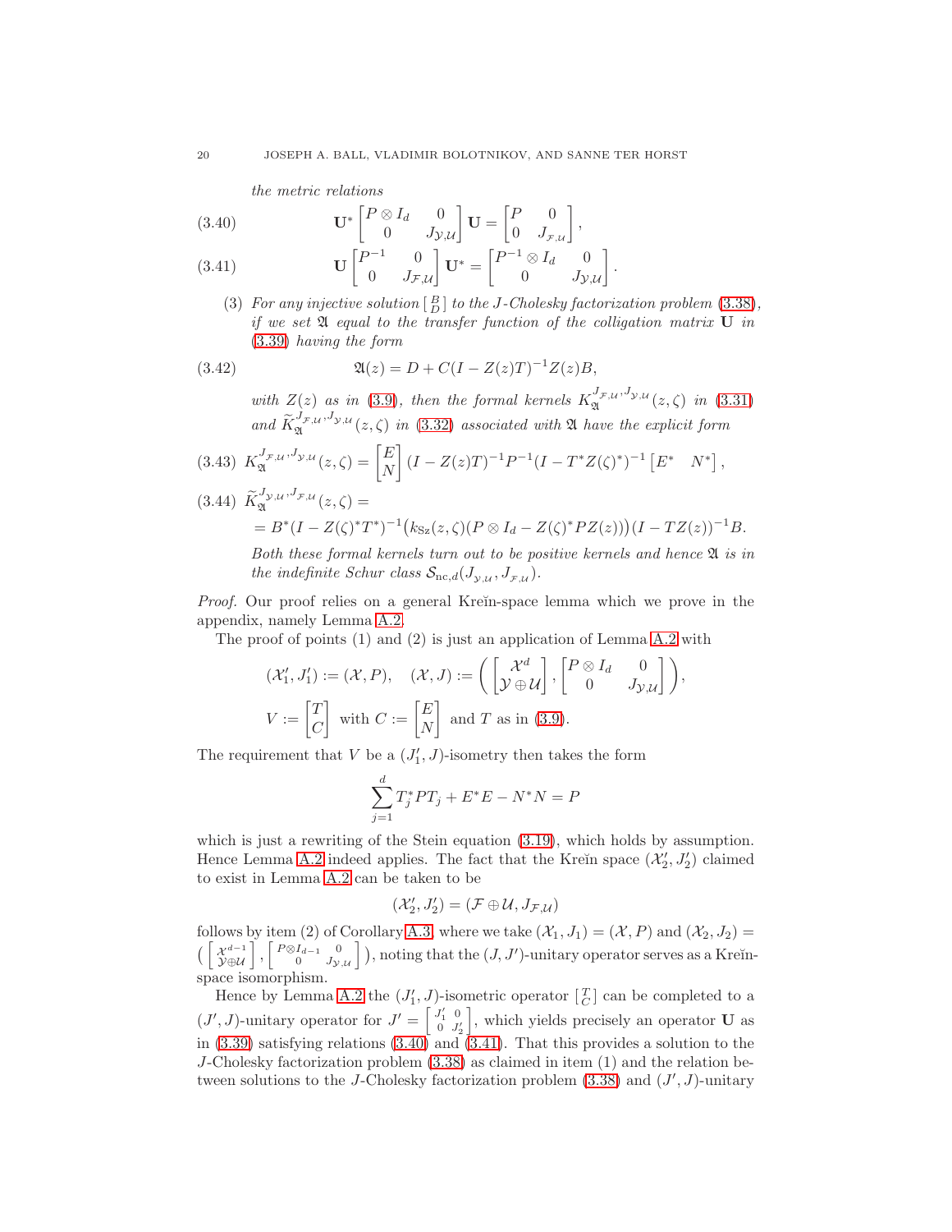*the metric relations*

$$\mathbf{U}^* \begin{bmatrix} P \otimes I_d & 0 \\ 0 & J_{\mathcal{Y},\mathcal{U}} \end{bmatrix} \mathbf{U} = \begin{bmatrix} P & 0 \\ 0 & J_{\mathcal{F},\mathcal{U}} \end{bmatrix}, \tag{3.40}$$

$$\mathbf{U} \begin{bmatrix} P^{-1} & 0 \\ 0 & J_{\mathcal{F},\mathcal{U}} \end{bmatrix} \mathbf{U}^* = \begin{bmatrix} P^{-1} \otimes I_d & 0 \\ 0 & J_{\mathcal{Y},\mathcal{U}} \end{bmatrix}. \tag{3.41}$$

(3) *For any injective solution $\left[\begin{smallmatrix} B \\ D \end{smallmatrix}\right]$ to the $J$-Cholesky factorization problem (3.38), if we set $\mathfrak{A}$ equal to the transfer function of the colligation matrix $\mathbf{U}$ in (3.39) having the form*

$$\mathfrak{A}(z) = D + C(I - Z(z)T)^{-1} Z(z) B, \tag{3.42}$$

*with $Z(z)$ as in (3.9), then the formal kernels $K_{\mathfrak{A}}^{J_{\mathcal{F},\mathcal{U}}, J_{\mathcal{Y},\mathcal{U}}}(z,\zeta)$ in (3.31) and $\widetilde{K}_{\mathfrak{A}}^{J_{\mathcal{F},\mathcal{U}}, J_{\mathcal{Y},\mathcal{U}}}(z,\zeta)$ in (3.32) associated with $\mathfrak{A}$ have the explicit form*

$$K_{\mathfrak{A}}^{J_{\mathcal{F},\mathcal{U}}, J_{\mathcal{Y},\mathcal{U}}}(z,\zeta) = \begin{bmatrix} E \\ N \end{bmatrix} (I - Z(z)T)^{-1} P^{-1} (I - T^* Z(\zeta)^*)^{-1} \begin{bmatrix} E^* & N^* \end{bmatrix}, \tag{3.43}$$

$$\widetilde{K}_{\mathfrak{A}}^{J_{\mathcal{Y},\mathcal{U}}, J_{\mathcal{F},\mathcal{U}}}(z,\zeta) = \\ = B^* (I - Z(\zeta)^* T^*)^{-1} \big( k_{\mathrm{Sz}}(z,\zeta)(P \otimes I_d - Z(\zeta)^* P Z(z)) \big) (I - T Z(z))^{-1} B. \tag{3.44}$$

*Both these formal kernels turn out to be positive kernels and hence $\mathfrak{A}$ is in the indefinite Schur class $\mathcal{S}_{\mathrm{nc},d}(J_{\mathcal{Y},\mathcal{U}}, J_{\mathcal{F},\mathcal{U}})$.*

*Proof.* Our proof relies on a general Kreĭn-space lemma which we prove in the appendix, namely Lemma A.2.

The proof of points (1) and (2) is just an application of Lemma A.2 with

$$(\mathcal{X}_1', J_1') := (\mathcal{X}, P), \quad (\mathcal{X}, J) := \left( \begin{bmatrix} \mathcal{X}^d \\ \mathcal{Y} \oplus \mathcal{U} \end{bmatrix}, \begin{bmatrix} P \otimes I_d & 0 \\ 0 & J_{\mathcal{Y},\mathcal{U}} \end{bmatrix} \right),$$

$$V := \begin{bmatrix} T \\ C \end{bmatrix} \text{ with } C := \begin{bmatrix} E \\ N \end{bmatrix} \text{ and } T \text{ as in (3.9).}$$

The requirement that $V$ be a $(J_1', J)$-isometry then takes the form

$$\sum_{j=1}^d T_j^* P T_j + E^* E - N^* N = P$$

which is just a rewriting of the Stein equation (3.19), which holds by assumption. Hence Lemma A.2 indeed applies. The fact that the Kreĭn space $(\mathcal{X}_2', J_2')$ claimed to exist in Lemma A.2 can be taken to be

$$(\mathcal{X}_2', J_2') = (\mathcal{F} \oplus \mathcal{U}, J_{\mathcal{F},\mathcal{U}})$$

follows by item (2) of Corollary A.3, where we take $(\mathcal{X}_1, J_1) = (\mathcal{X}, P)$ and $(\mathcal{X}_2, J_2) = \left( \left[\begin{smallmatrix} \mathcal{X}^{d-1} \\ \mathcal{Y} \oplus \mathcal{U} \end{smallmatrix}\right], \left[\begin{smallmatrix} P \otimes I_{d-1} & 0 \\ 0 & J_{\mathcal{Y},\mathcal{U}} \end{smallmatrix}\right] \right)$, noting that the $(J, J')$-unitary operator serves as a Kreĭn-space isomorphism.

Hence by Lemma A.2 the $(J_1', J)$-isometric operator $\left[\begin{smallmatrix} T \\ C \end{smallmatrix}\right]$ can be completed to a $(J', J)$-unitary operator for $J' = \left[\begin{smallmatrix} J_1' & 0 \\ 0 & J_2' \end{smallmatrix}\right]$, which yields precisely an operator $\mathbf{U}$ as in (3.39) satisfying relations (3.40) and (3.41). That this provides a solution to the $J$-Cholesky factorization problem (3.38) as claimed in item (1) and the relation between solutions to the $J$-Cholesky factorization problem (3.38) and $(J', J)$-unitary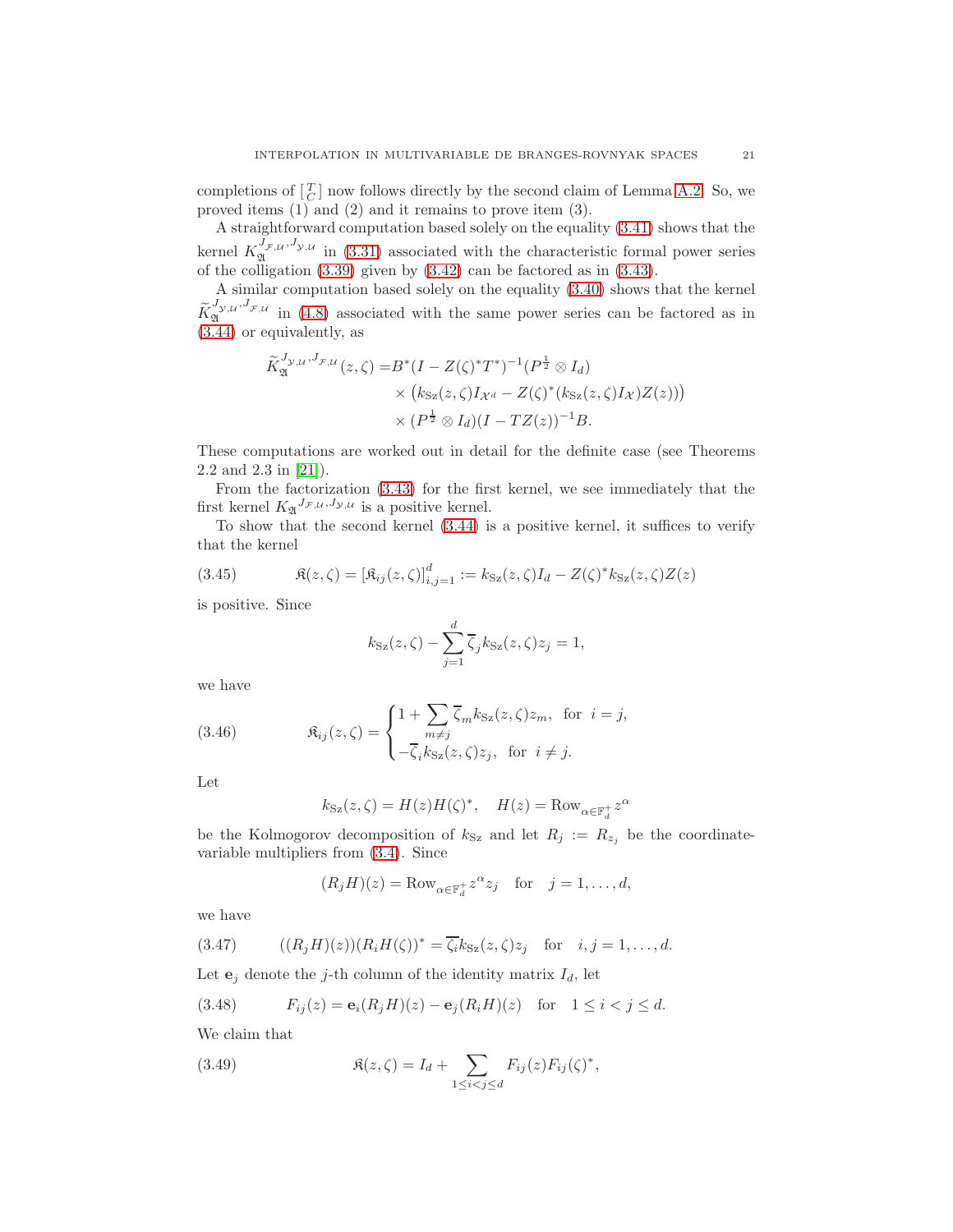completions of $\left[\begin{smallmatrix} T \\ C \end{smallmatrix}\right]$ now follows directly by the second claim of Lemma A.2. So, we proved items (1) and (2) and it remains to prove item (3).

A straightforward computation based solely on the equality (3.41) shows that the kernel $K_{\mathfrak{A}}^{J_{\mathcal{F},\mathcal{U}},J_{\mathcal{Y},\mathcal{U}}}$ in (3.31) associated with the characteristic formal power series of the colligation (3.39) given by (3.42) can be factored as in (3.43).

A similar computation based solely on the equality (3.40) shows that the kernel $\widetilde{K}_{\mathfrak{A}}^{J_{\mathcal{Y},\mathcal{U}},J_{\mathcal{F},\mathcal{U}}}$ in (4.8) associated with the same power series can be factored as in (3.44) or equivalently, as

$$
\begin{aligned}
\widetilde{K}_{\mathfrak{A}}^{J_{\mathcal{Y},\mathcal{U}},J_{\mathcal{F},\mathcal{U}}}(z,\zeta) =& B^*(I - Z(\zeta)^*T^*)^{-1}(P^{\frac{1}{2}} \otimes I_d) \\
&\times \left(k_{\rm Sz}(z,\zeta)I_{\mathcal{X}^d} - Z(\zeta)^*(k_{\rm Sz}(z,\zeta)I_{\mathcal{X}})Z(z))\right) \\
&\times (P^{\frac{1}{2}} \otimes I_d)(I - TZ(z))^{-1}B.
\end{aligned}
$$

These computations are worked out in detail for the definite case (see Theorems 2.2 and 2.3 in [21]).

From the factorization (3.43) for the first kernel, we see immediately that the first kernel $K_{\mathfrak{A}}{}^{J_{\mathcal{F},\mathcal{U}},J_{\mathcal{Y},\mathcal{U}}}$ is a positive kernel.

To show that the second kernel (3.44) is a positive kernel, it suffices to verify that the kernel

$$
\mathfrak{K}(z,\zeta) = [\mathfrak{K}_{ij}(z,\zeta)]_{i,j=1}^{d} := k_{\rm Sz}(z,\zeta)I_d - Z(\zeta)^*k_{\rm Sz}(z,\zeta)Z(z) \tag{3.45}
$$

is positive. Since

$$
k_{\rm Sz}(z,\zeta) - \sum_{j=1}^{d} \overline{\zeta}_j k_{\rm Sz}(z,\zeta)z_j = 1,
$$

we have

$$
\mathfrak{K}_{ij}(z,\zeta) = \begin{cases} 1 + \sum\limits_{m \neq j} \overline{\zeta}_m k_{\rm Sz}(z,\zeta)z_m, & \text{for } i = j, \\ -\overline{\zeta}_i k_{\rm Sz}(z,\zeta)z_j, & \text{for } i \neq j. \end{cases} \tag{3.46}
$$

Let

$$
k_{\rm Sz}(z,\zeta) = H(z)H(\zeta)^*, \quad H(z) = \operatorname{Row}_{\alpha \in \mathbb{F}_d^+} z^\alpha
$$

be the Kolmogorov decomposition of $k_{\rm Sz}$ and let $R_j := R_{z_j}$ be the coordinate-variable multipliers from (3.4). Since

$$
(R_jH)(z) = \operatorname{Row}_{\alpha \in \mathbb{F}_d^+} z^\alpha z_j \quad \text{for} \quad j = 1, \dots, d,
$$

we have

$$
((R_jH)(z))(R_iH(\zeta))^* = \overline{\zeta_i}k_{\rm Sz}(z,\zeta)z_j \quad \text{for} \quad i,j = 1,\dots,d. \tag{3.47}
$$

Let $\mathbf{e}_j$ denote the $j$-th column of the identity matrix $I_d$, let

$$
F_{ij}(z) = \mathbf{e}_i(R_jH)(z) - \mathbf{e}_j(R_iH)(z) \quad \text{for} \quad 1 \leq i < j \leq d. \tag{3.48}
$$

We claim that

$$
\mathfrak{K}(z,\zeta) = I_d + \sum_{1 \leq i < j \leq d} F_{ij}(z)F_{ij}(\zeta)^*, \tag{3.49}
$$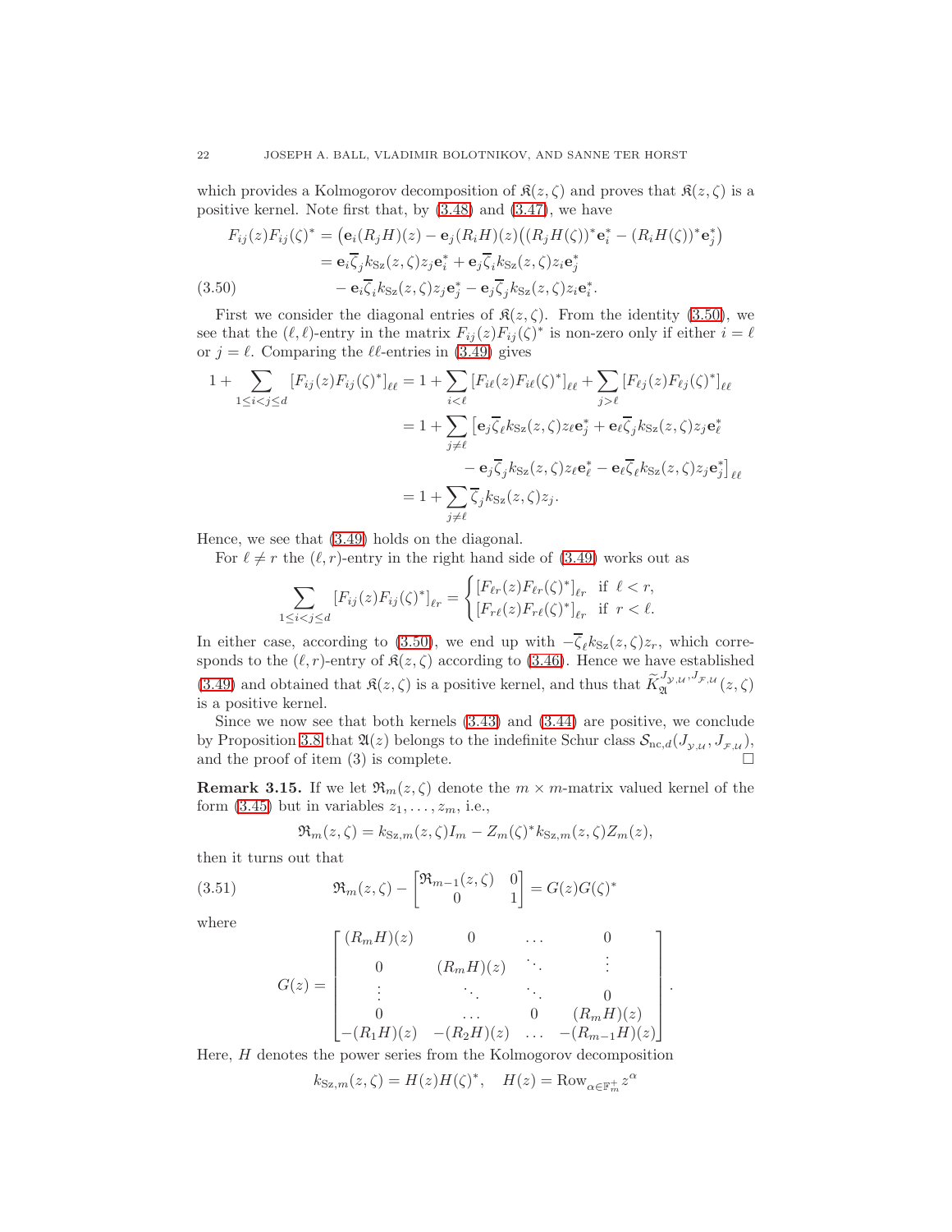which provides a Kolmogorov decomposition of $\mathfrak{K}(z,\zeta)$ and proves that $\mathfrak{K}(z,\zeta)$ is a positive kernel. Note first that, by (3.48) and (3.47), we have

$$
\begin{aligned}
F_{ij}(z)F_{ij}(\zeta)^* &= \big(\mathbf{e}_i(R_jH)(z) - \mathbf{e}_j(R_iH)(z)\big((R_jH(\zeta))^*\mathbf{e}_i^* - (R_iH(\zeta))^*\mathbf{e}_j^*\big) \\
&= \mathbf{e}_i\overline{\zeta}_j k_{\rm Sz}(z,\zeta)z_j\mathbf{e}_i^* + \mathbf{e}_j\overline{\zeta}_i k_{\rm Sz}(z,\zeta)z_i\mathbf{e}_j^* \\
&\quad - \mathbf{e}_i\overline{\zeta}_i k_{\rm Sz}(z,\zeta)z_j\mathbf{e}_j^* - \mathbf{e}_j\overline{\zeta}_j k_{\rm Sz}(z,\zeta)z_i\mathbf{e}_i^*.
\end{aligned}
\tag{3.50}
$$

First we consider the diagonal entries of $\mathfrak{K}(z,\zeta)$. From the identity (3.50), we see that the $(\ell,\ell)$-entry in the matrix $F_{ij}(z)F_{ij}(\zeta)^*$ is non-zero only if either $i=\ell$ or $j=\ell$. Comparing the $\ell\ell$-entries in (3.49) gives

$$
\begin{aligned}
1 + \sum_{1\le i<j\le d}[F_{ij}(z)F_{ij}(\zeta)^*]_{\ell\ell} &= 1 + \sum_{i<\ell}[F_{i\ell}(z)F_{i\ell}(\zeta)^*]_{\ell\ell} + \sum_{j>\ell}[F_{\ell j}(z)F_{\ell j}(\zeta)^*]_{\ell\ell} \\
&= 1 + \sum_{j\neq\ell}\big[\mathbf{e}_j\overline{\zeta}_\ell k_{\rm Sz}(z,\zeta)z_\ell\mathbf{e}_j^* + \mathbf{e}_\ell\overline{\zeta}_j k_{\rm Sz}(z,\zeta)z_j\mathbf{e}_\ell^* \\
&\qquad - \mathbf{e}_j\overline{\zeta}_j k_{\rm Sz}(z,\zeta)z_\ell\mathbf{e}_\ell^* - \mathbf{e}_\ell\overline{\zeta}_\ell k_{\rm Sz}(z,\zeta)z_j\mathbf{e}_j^*\big]_{\ell\ell} \\
&= 1 + \sum_{j\neq\ell}\overline{\zeta}_j k_{\rm Sz}(z,\zeta)z_j.
\end{aligned}
$$

Hence, we see that (3.49) holds on the diagonal.

For $\ell\neq r$ the $(\ell,r)$-entry in the right hand side of (3.49) works out as

$$
\sum_{1\le i<j\le d}[F_{ij}(z)F_{ij}(\zeta)^*]_{\ell r} = \begin{cases} [F_{\ell r}(z)F_{\ell r}(\zeta)^*]_{\ell r} & \text{if } \ell<r, \\ [F_{r\ell}(z)F_{r\ell}(\zeta)^*]_{\ell r} & \text{if } r<\ell. \end{cases}
$$

In either case, according to (3.50), we end up with $-\overline{\zeta}_\ell k_{\rm Sz}(z,\zeta)z_r$, which corresponds to the $(\ell,r)$-entry of $\mathfrak{K}(z,\zeta)$ according to (3.46). Hence we have established (3.49) and obtained that $\mathfrak{K}(z,\zeta)$ is a positive kernel, and thus that $\widetilde{K}_{\mathfrak{A}}^{J_{\mathcal{Y},\mathcal{U}},J_{\mathcal{F},\mathcal{U}}}(z,\zeta)$ is a positive kernel.

Since we now see that both kernels (3.43) and (3.44) are positive, we conclude by Proposition 3.8 that $\mathfrak{A}(z)$ belongs to the indefinite Schur class $\mathcal{S}_{{\rm nc},d}(J_{\mathcal{Y},\mathcal{U}},J_{\mathcal{F},\mathcal{U}})$, and the proof of item (3) is complete. □

**Remark 3.15.** If we let $\mathfrak{R}_m(z,\zeta)$ denote the $m\times m$-matrix valued kernel of the form (3.45) but in variables $z_1,\dots,z_m$, i.e.,

$$
\mathfrak{R}_m(z,\zeta) = k_{{\rm Sz},m}(z,\zeta)I_m - Z_m(\zeta)^*k_{{\rm Sz},m}(z,\zeta)Z_m(z),
$$

then it turns out that

$$
\mathfrak{R}_m(z,\zeta) - \begin{bmatrix} \mathfrak{R}_{m-1}(z,\zeta) & 0 \\ 0 & 1 \end{bmatrix} = G(z)G(\zeta)^*
\tag{3.51}
$$

where

$$
G(z) = \begin{bmatrix} (R_mH)(z) & 0 & \dots & 0 \\ 0 & (R_mH)(z) & \ddots & \vdots \\ \vdots & \ddots & \ddots & 0 \\ 0 & \dots & 0 & (R_mH)(z) \\ -(R_1H)(z) & -(R_2H)(z) & \dots & -(R_{m-1}H)(z) \end{bmatrix}.
$$

Here, $H$ denotes the power series from the Kolmogorov decomposition

$$
k_{{\rm Sz},m}(z,\zeta) = H(z)H(\zeta)^*, \quad H(z) = {\rm Row}_{\alpha\in\mathbb{F}_m^+} z^\alpha
$$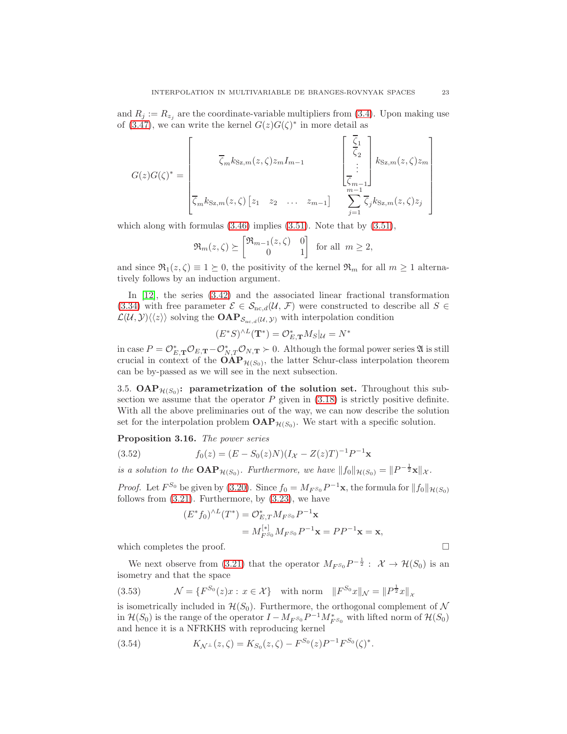and $R_j := R_{z_j}$ are the coordinate-variable multipliers from (3.4). Upon making use of (3.47), we can write the kernel $G(z)G(\zeta)^*$ in more detail as

$$G(z)G(\zeta)^* = \begin{bmatrix} \overline{\zeta}_m k_{\mathrm{Sz},m}(z,\zeta) z_m I_{m-1} & \begin{bmatrix} \overline{\zeta}_1 \\ \overline{\zeta}_2 \\ \vdots \\ \overline{\zeta}_{m-1} \end{bmatrix} k_{\mathrm{Sz},m}(z,\zeta) z_m \\ \overline{\zeta}_m k_{\mathrm{Sz},m}(z,\zeta) \begin{bmatrix} z_1 & z_2 & \dots & z_{m-1} \end{bmatrix} & \displaystyle\sum_{j=1}^{m-1} \overline{\zeta}_j k_{\mathrm{Sz},m}(z,\zeta) z_j \end{bmatrix}$$

which along with formulas (3.46) implies (3.51). Note that by (3.51),

$$\mathfrak{R}_m(z,\zeta) \succeq \begin{bmatrix} \mathfrak{R}_{m-1}(z,\zeta) & 0 \\ 0 & 1 \end{bmatrix} \quad \text{for all} \;\; m \geq 2,$$

and since $\mathfrak{R}_1(z,\zeta) \equiv 1 \succeq 0$, the positivity of the kernel $\mathfrak{R}_m$ for all $m \geq 1$ alternatively follows by an induction argument.

In [12], the series (3.42) and the associated linear fractional transformation (3.34) with free parameter $\mathcal{E} \in \mathcal{S}_{\mathrm{nc},d}(\mathcal{U},\mathcal{F})$ were constructed to describe all $S \in \mathcal{L}(\mathcal{U},\mathcal{Y})\langle\langle z \rangle\rangle$ solving the $\mathbf{OAP}_{\mathcal{S}_{\mathrm{nc},d}(\mathcal{U},\mathcal{Y})}$ with interpolation condition

$$(E^*S)^{\wedge L}(\mathbf{T}^*) = \mathcal{O}_{E,\mathbf{T}}^* M_S|_{\mathcal{U}} = N^*$$

in case $P = \mathcal{O}_{E,\mathbf{T}}^*\mathcal{O}_{E,\mathbf{T}} - \mathcal{O}_{N,T}^*\mathcal{O}_{N,\mathbf{T}} \succ 0$. Although the formal power series $\mathfrak{A}$ is still crucial in context of the $\mathbf{OAP}_{\mathcal{H}(S_0)}$, the latter Schur-class interpolation theorem can be by-passed as we will see in the next subsection.

## 3.5. $\mathbf{OAP}_{\mathcal{H}(S_0)}$: parametrization of the solution set.

Throughout this subsection we assume that the operator $P$ given in (3.18) is strictly positive definite. With all the above preliminaries out of the way, we can now describe the solution set for the interpolation problem $\mathbf{OAP}_{\mathcal{H}(S_0)}$. We start with a specific solution.

**Proposition 3.16.** *The power series*

$$f_0(z) = (E - S_0(z)N)(I_{\mathcal{X}} - Z(z)T)^{-1}P^{-1}\mathbf{x} \tag{3.52}$$

*is a solution to the $\mathbf{OAP}_{\mathcal{H}(S_0)}$. Furthermore, we have $\|f_0\|_{\mathcal{H}(S_0)} = \|P^{-\frac{1}{2}}\mathbf{x}\|_{\mathcal{X}}$.*

*Proof.* Let $F^{S_0}$ be given by (3.20). Since $f_0 = M_{F^{S_0}}P^{-1}\mathbf{x}$, the formula for $\|f_0\|_{\mathcal{H}(S_0)}$ follows from (3.21). Furthermore, by (3.23), we have

$$\begin{aligned}(E^*f_0)^{\wedge L}(T^*) &= \mathcal{O}_{E,T}^* M_{F^{S_0}} P^{-1}\mathbf{x} \\ &= M_{F^{S_0}}^{[*]} M_{F^{S_0}} P^{-1}\mathbf{x} = PP^{-1}\mathbf{x} = \mathbf{x},\end{aligned}$$

which completes the proof. $\square$

We next observe from (3.21) that the operator $M_{F^{S_0}}P^{-\frac{1}{2}} : \mathcal{X} \to \mathcal{H}(S_0)$ is an isometry and that the space

$$\mathcal{N} = \{F^{S_0}(z)x : x \in \mathcal{X}\} \quad \text{with norm} \quad \|F^{S_0}x\|_{\mathcal{N}} = \|P^{\frac{1}{2}}x\|_{\mathcal{X}} \tag{3.53}$$

is isometrically included in $\mathcal{H}(S_0)$. Furthermore, the orthogonal complement of $\mathcal{N}$ in $\mathcal{H}(S_0)$ is the range of the operator $I - M_{F^{S_0}}P^{-1}M_{F^{S_0}}^*$ with lifted norm of $\mathcal{H}(S_0)$ and hence it is a NFRKHS with reproducing kernel

$$K_{\mathcal{N}^\perp}(z,\zeta) = K_{S_0}(z,\zeta) - F^{S_0}(z)P^{-1}F^{S_0}(\zeta)^*. \tag{3.54}$$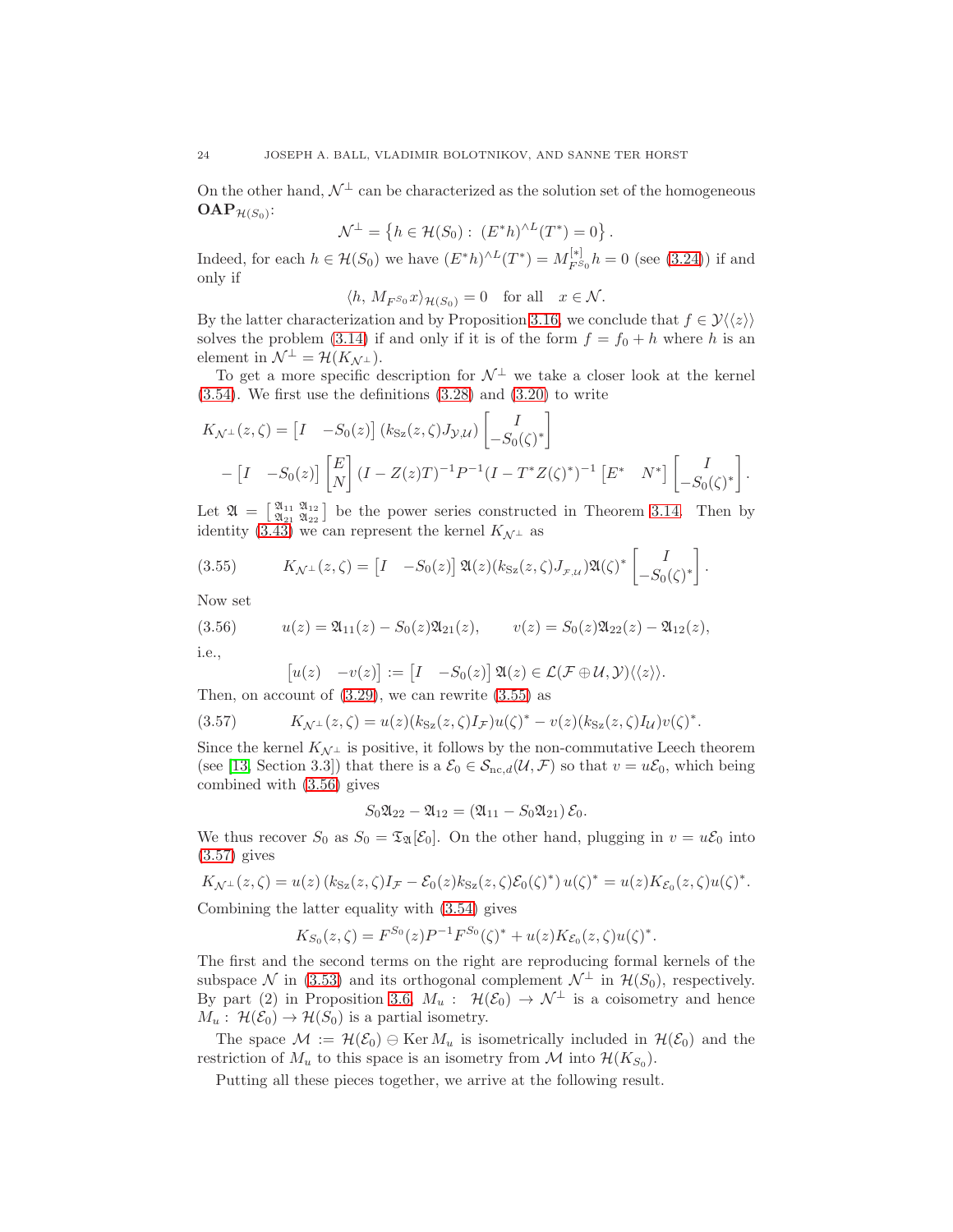On the other hand, $\mathcal{N}^\perp$ can be characterized as the solution set of the homogeneous $\mathbf{OAP}_{\mathcal{H}(S_0)}$:

$$\mathcal{N}^\perp = \left\{h \in \mathcal{H}(S_0) : \ (E^*h)^{\wedge L}(T^*) = 0\right\}.$$

Indeed, for each $h \in \mathcal{H}(S_0)$ we have $(E^*h)^{\wedge L}(T^*) = M_{F^{S_0}}^{[*]} h = 0$ (see (3.24)) if and only if

$$\langle h, \, M_{F^{S_0}} x\rangle_{\mathcal{H}(S_0)} = 0 \quad \text{for all} \quad x \in \mathcal{N}.$$

By the latter characterization and by Proposition 3.16, we conclude that $f \in \mathcal{Y}\langle\langle z\rangle\rangle$ solves the problem (3.14) if and only if it is of the form $f = f_0 + h$ where $h$ is an element in $\mathcal{N}^\perp = \mathcal{H}(K_{\mathcal{N}^\perp})$.

To get a more specific description for $\mathcal{N}^\perp$ we take a closer look at the kernel (3.54). We first use the definitions (3.28) and (3.20) to write

$$\begin{aligned} K_{\mathcal{N}^\perp}(z,\zeta) &= \begin{bmatrix} I & -S_0(z)\end{bmatrix} (k_{\rm Sz}(z,\zeta) J_{\mathcal{Y},\mathcal{U}}) \begin{bmatrix} I \\ -S_0(\zeta)^*\end{bmatrix} \\ &\quad - \begin{bmatrix} I & -S_0(z)\end{bmatrix} \begin{bmatrix} E \\ N\end{bmatrix} (I - Z(z)T)^{-1} P^{-1} (I - T^* Z(\zeta)^*)^{-1} \begin{bmatrix} E^* & N^*\end{bmatrix} \begin{bmatrix} I \\ -S_0(\zeta)^*\end{bmatrix}. \end{aligned}$$

Let $\mathfrak{A} = \left[\begin{smallmatrix} \mathfrak{A}_{11} & \mathfrak{A}_{12} \\ \mathfrak{A}_{21} & \mathfrak{A}_{22}\end{smallmatrix}\right]$ be the power series constructed in Theorem 3.14. Then by identity (3.43) we can represent the kernel $K_{\mathcal{N}^\perp}$ as

$$K_{\mathcal{N}^\perp}(z,\zeta) = \begin{bmatrix} I & -S_0(z)\end{bmatrix} \mathfrak{A}(z) (k_{\rm Sz}(z,\zeta) J_{\mathcal{F},\mathcal{U}}) \mathfrak{A}(\zeta)^* \begin{bmatrix} I \\ -S_0(\zeta)^*\end{bmatrix}. \tag{3.55}$$

Now set

$$u(z) = \mathfrak{A}_{11}(z) - S_0(z)\mathfrak{A}_{21}(z), \qquad v(z) = S_0(z)\mathfrak{A}_{22}(z) - \mathfrak{A}_{12}(z), \tag{3.56}$$

i.e.,

$$\begin{bmatrix} u(z) & -v(z)\end{bmatrix} := \begin{bmatrix} I & -S_0(z)\end{bmatrix} \mathfrak{A}(z) \in \mathcal{L}(\mathcal{F} \oplus \mathcal{U}, \mathcal{Y})\langle\langle z\rangle\rangle.$$

Then, on account of (3.29), we can rewrite (3.55) as

$$K_{\mathcal{N}^\perp}(z,\zeta) = u(z) (k_{\rm Sz}(z,\zeta) I_{\mathcal{F}}) u(\zeta)^* - v(z) (k_{\rm Sz}(z,\zeta) I_{\mathcal{U}}) v(\zeta)^*. \tag{3.57}$$

Since the kernel $K_{\mathcal{N}^\perp}$ is positive, it follows by the non-commutative Leech theorem (see [13, Section 3.3]) that there is a $\mathcal{E}_0 \in \mathcal{S}_{{\rm nc},d}(\mathcal{U},\mathcal{F})$ so that $v = u\mathcal{E}_0$, which being combined with (3.56) gives

$$S_0 \mathfrak{A}_{22} - \mathfrak{A}_{12} = (\mathfrak{A}_{11} - S_0\mathfrak{A}_{21})\, \mathcal{E}_0.$$

We thus recover $S_0$ as $S_0 = \mathfrak{T}_{\mathfrak{A}}[\mathcal{E}_0]$. On the other hand, plugging in $v = u\mathcal{E}_0$ into (3.57) gives

$$K_{\mathcal{N}^\perp}(z,\zeta) = u(z)\left(k_{\rm Sz}(z,\zeta) I_{\mathcal{F}} - \mathcal{E}_0(z) k_{\rm Sz}(z,\zeta)\mathcal{E}_0(\zeta)^*\right) u(\zeta)^* = u(z) K_{\mathcal{E}_0}(z,\zeta) u(\zeta)^*.$$

Combining the latter equality with (3.54) gives

$$K_{S_0}(z,\zeta) = F^{S_0}(z) P^{-1} F^{S_0}(\zeta)^* + u(z) K_{\mathcal{E}_0}(z,\zeta) u(\zeta)^*.$$

The first and the second terms on the right are reproducing formal kernels of the subspace $\mathcal{N}$ in (3.53) and its orthogonal complement $\mathcal{N}^\perp$ in $\mathcal{H}(S_0)$, respectively. By part (2) in Proposition 3.6, $M_u : \ \mathcal{H}(\mathcal{E}_0) \to \mathcal{N}^\perp$ is a coisometry and hence $M_u : \mathcal{H}(\mathcal{E}_0) \to \mathcal{H}(S_0)$ is a partial isometry.

The space $\mathcal{M} := \mathcal{H}(\mathcal{E}_0) \ominus \operatorname{Ker} M_u$ is isometrically included in $\mathcal{H}(\mathcal{E}_0)$ and the restriction of $M_u$ to this space is an isometry from $\mathcal{M}$ into $\mathcal{H}(K_{S_0})$.

Putting all these pieces together, we arrive at the following result.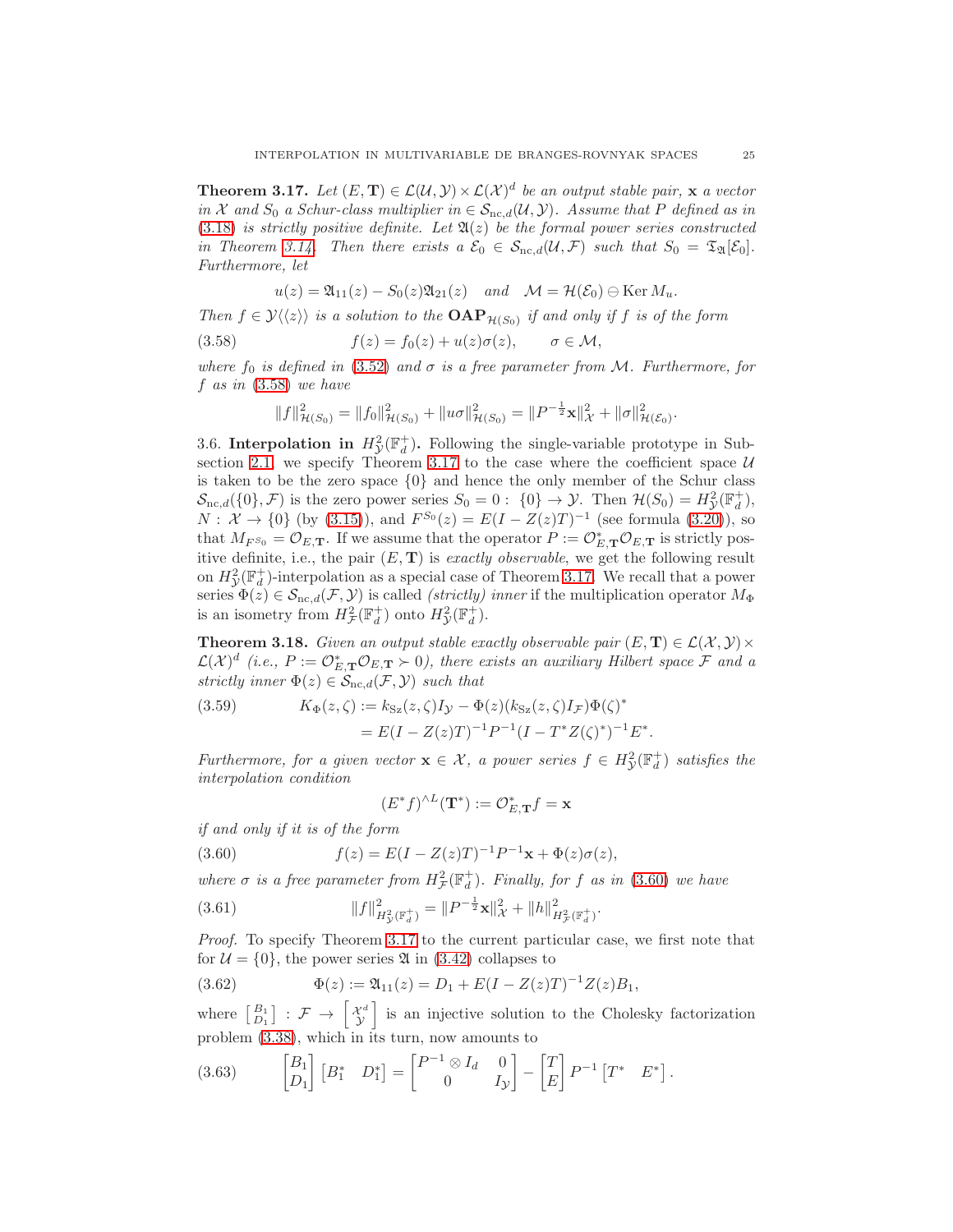**Theorem 3.17.** *Let $(E, \mathbf{T}) \in \mathcal{L}(\mathcal{U}, \mathcal{Y}) \times \mathcal{L}(\mathcal{X})^d$ be an output stable pair, $\mathbf{x}$ a vector in $\mathcal{X}$ and $S_0$ a Schur-class multiplier in $\in \mathcal{S}_{\mathrm{nc},d}(\mathcal{U}, \mathcal{Y})$. Assume that $P$ defined as in (3.18) is strictly positive definite. Let $\mathfrak{A}(z)$ be the formal power series constructed in Theorem 3.14. Then there exists a $\mathcal{E}_0 \in \mathcal{S}_{\mathrm{nc},d}(\mathcal{U}, \mathcal{F})$ such that $S_0 = \mathfrak{T}_{\mathfrak{A}}[\mathcal{E}_0]$. Furthermore, let*

$$u(z) = \mathfrak{A}_{11}(z) - S_0(z)\mathfrak{A}_{21}(z) \quad \text{and} \quad \mathcal{M} = \mathcal{H}(\mathcal{E}_0) \ominus \operatorname{Ker} M_u.$$

*Then $f \in \mathcal{Y}\langle\langle z \rangle\rangle$ is a solution to the $\mathbf{OAP}_{\mathcal{H}(S_0)}$ if and only if $f$ is of the form*

$$f(z) = f_0(z) + u(z)\sigma(z), \qquad \sigma \in \mathcal{M}, \tag{3.58}$$

*where $f_0$ is defined in (3.52) and $\sigma$ is a free parameter from $\mathcal{M}$. Furthermore, for $f$ as in (3.58) we have*

$$\|f\|^2_{\mathcal{H}(S_0)} = \|f_0\|^2_{\mathcal{H}(S_0)} + \|u\sigma\|^2_{\mathcal{H}(S_0)} = \|P^{-\frac{1}{2}}\mathbf{x}\|^2_{\mathcal{X}} + \|\sigma\|^2_{\mathcal{H}(\mathcal{E}_0)}.$$

3.6. **Interpolation in $H^2_{\mathcal{Y}}(\mathbb{F}^+_d)$.** Following the single-variable prototype in Subsection 2.1, we specify Theorem 3.17 to the case where the coefficient space $\mathcal{U}$ is taken to be the zero space $\{0\}$ and hence the only member of the Schur class $\mathcal{S}_{\mathrm{nc},d}(\{0\}, \mathcal{F})$ is the zero power series $S_0 = 0 : \{0\} \to \mathcal{Y}$. Then $\mathcal{H}(S_0) = H^2_{\mathcal{Y}}(\mathbb{F}^+_d)$, $N : \mathcal{X} \to \{0\}$ (by (3.15)), and $F^{S_0}(z) = E(I - Z(z)T)^{-1}$ (see formula (3.20)), so that $M_{F^{S_0}} = \mathcal{O}_{E,\mathbf{T}}$. If we assume that the operator $P := \mathcal{O}^*_{E,\mathbf{T}}\mathcal{O}_{E,\mathbf{T}}$ is strictly positive definite, i.e., the pair $(E, \mathbf{T})$ is *exactly observable*, we get the following result on $H^2_{\mathcal{Y}}(\mathbb{F}^+_d)$-interpolation as a special case of Theorem 3.17. We recall that a power series $\Phi(z) \in \mathcal{S}_{\mathrm{nc},d}(\mathcal{F}, \mathcal{Y})$ is called *(strictly) inner* if the multiplication operator $M_\Phi$ is an isometry from $H^2_{\mathcal{F}}(\mathbb{F}^+_d)$ onto $H^2_{\mathcal{Y}}(\mathbb{F}^+_d)$.

**Theorem 3.18.** *Given an output stable exactly observable pair $(E, \mathbf{T}) \in \mathcal{L}(\mathcal{X}, \mathcal{Y}) \times \mathcal{L}(\mathcal{X})^d$ (i.e., $P := \mathcal{O}^*_{E,\mathbf{T}}\mathcal{O}_{E,\mathbf{T}} \succ 0$), there exists an auxiliary Hilbert space $\mathcal{F}$ and a strictly inner $\Phi(z) \in \mathcal{S}_{\mathrm{nc},d}(\mathcal{F}, \mathcal{Y})$ such that*

$$\begin{aligned} K_\Phi(z, \zeta) &:= k_{\mathrm{Sz}}(z, \zeta)I_{\mathcal{Y}} - \Phi(z)(k_{\mathrm{Sz}}(z, \zeta)I_{\mathcal{F}})\Phi(\zeta)^* \\ &= E(I - Z(z)T)^{-1}P^{-1}(I - T^*Z(\zeta)^*)^{-1}E^*. \end{aligned} \tag{3.59}$$

*Furthermore, for a given vector $\mathbf{x} \in \mathcal{X}$, a power series $f \in H^2_{\mathcal{Y}}(\mathbb{F}^+_d)$ satisfies the interpolation condition*

$$(E^*f)^{\wedge L}(\mathbf{T}^*) := \mathcal{O}^*_{E,\mathbf{T}}f = \mathbf{x}$$

*if and only if it is of the form*

$$f(z) = E(I - Z(z)T)^{-1}P^{-1}\mathbf{x} + \Phi(z)\sigma(z), \tag{3.60}$$

*where $\sigma$ is a free parameter from $H^2_{\mathcal{F}}(\mathbb{F}^+_d)$. Finally, for $f$ as in (3.60) we have*

$$\|f\|^2_{H^2_{\mathcal{Y}}(\mathbb{F}^+_d)} = \|P^{-\frac{1}{2}}\mathbf{x}\|^2_{\mathcal{X}} + \|h\|^2_{H^2_{\mathcal{F}}(\mathbb{F}^+_d)}. \tag{3.61}$$

*Proof.* To specify Theorem 3.17 to the current particular case, we first note that for $\mathcal{U} = \{0\}$, the power series $\mathfrak{A}$ in (3.42) collapses to

$$\Phi(z) := \mathfrak{A}_{11}(z) = D_1 + E(I - Z(z)T)^{-1}Z(z)B_1, \tag{3.62}$$

where $\begin{bmatrix} B_1 \\ D_1 \end{bmatrix} : \mathcal{F} \to \begin{bmatrix} \mathcal{X}^d \\ \mathcal{Y} \end{bmatrix}$ is an injective solution to the Cholesky factorization problem (3.38), which in its turn, now amounts to

$$\begin{bmatrix} B_1 \\ D_1 \end{bmatrix} \begin{bmatrix} B_1^* & D_1^* \end{bmatrix} = \begin{bmatrix} P^{-1} \otimes I_d & 0 \\ 0 & I_{\mathcal{Y}} \end{bmatrix} - \begin{bmatrix} T \\ E \end{bmatrix} P^{-1} \begin{bmatrix} T^* & E^* \end{bmatrix}. \tag{3.63}$$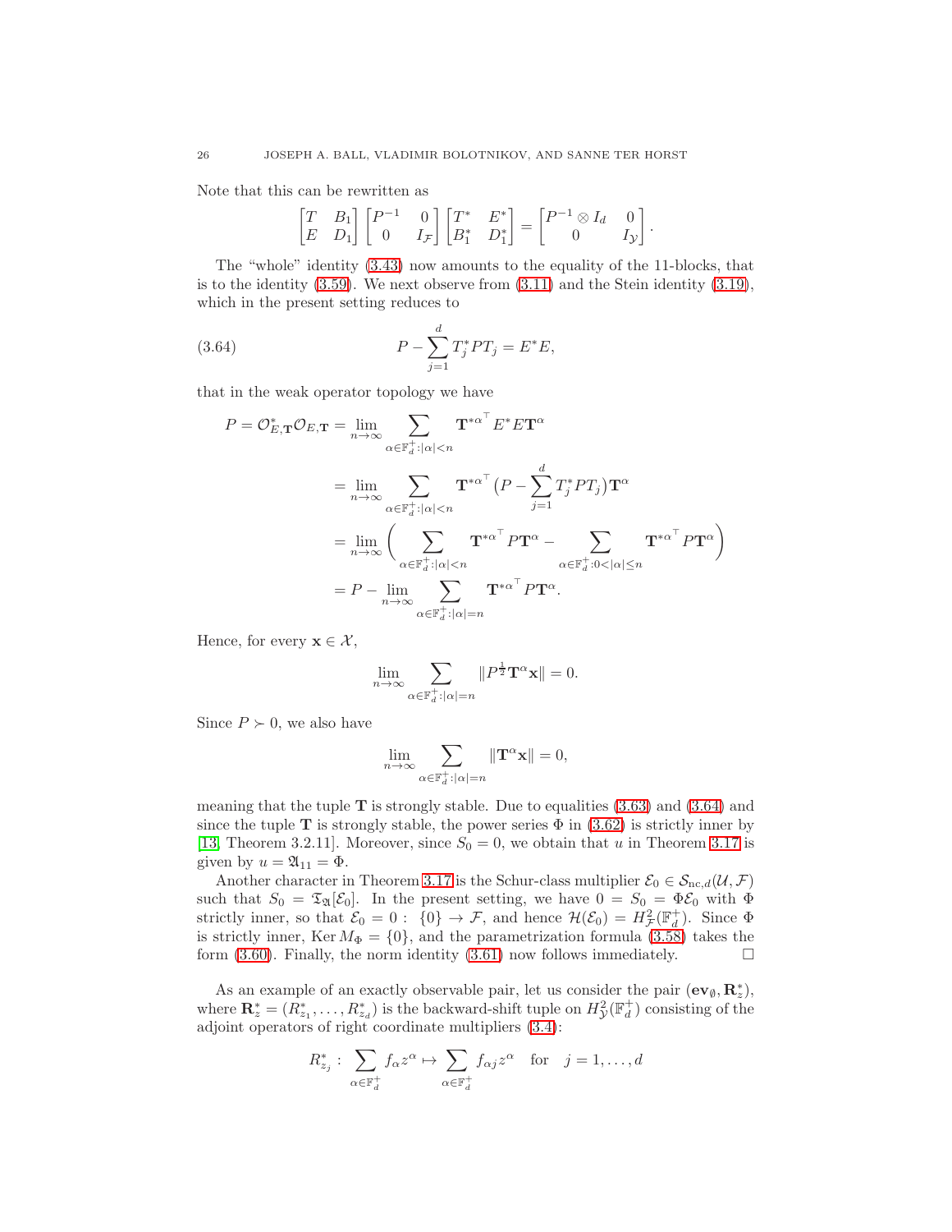Note that this can be rewritten as

$$\begin{bmatrix} T & B_1 \\ E & D_1 \end{bmatrix} \begin{bmatrix} P^{-1} & 0 \\ 0 & I_{\mathcal{F}} \end{bmatrix} \begin{bmatrix} T^* & E^* \\ B_1^* & D_1^* \end{bmatrix} = \begin{bmatrix} P^{-1} \otimes I_d & 0 \\ 0 & I_{\mathcal{Y}} \end{bmatrix}.$$

The "whole" identity (3.43) now amounts to the equality of the 11-blocks, that is to the identity (3.59). We next observe from (3.11) and the Stein identity (3.19), which in the present setting reduces to

$$P - \sum_{j=1}^{d} T_j^* P T_j = E^* E, \tag{3.64}$$

that in the weak operator topology we have

$$\begin{aligned} P = \mathcal{O}_{E,\mathbf{T}}^* \mathcal{O}_{E,\mathbf{T}} &= \lim_{n\to\infty} \sum_{\alpha \in \mathbb{F}_d^+ : |\alpha| < n} \mathbf{T}^{*\alpha^\top} E^* E \mathbf{T}^\alpha \\ &= \lim_{n\to\infty} \sum_{\alpha \in \mathbb{F}_d^+ : |\alpha| < n} \mathbf{T}^{*\alpha^\top} \big( P - \sum_{j=1}^{d} T_j^* P T_j \big) \mathbf{T}^\alpha \\ &= \lim_{n\to\infty} \Big( \sum_{\alpha \in \mathbb{F}_d^+ : |\alpha| < n} \mathbf{T}^{*\alpha^\top} P \mathbf{T}^\alpha - \sum_{\alpha \in \mathbb{F}_d^+ : 0 < |\alpha| \le n} \mathbf{T}^{*\alpha^\top} P \mathbf{T}^\alpha \Big) \\ &= P - \lim_{n\to\infty} \sum_{\alpha \in \mathbb{F}_d^+ : |\alpha| = n} \mathbf{T}^{*\alpha^\top} P \mathbf{T}^\alpha. \end{aligned}$$

Hence, for every $\mathbf{x} \in \mathcal{X}$,

$$\lim_{n\to\infty} \sum_{\alpha \in \mathbb{F}_d^+ : |\alpha| = n} \| P^{\frac{1}{2}} \mathbf{T}^\alpha \mathbf{x} \| = 0.$$

Since $P \succ 0$, we also have

$$\lim_{n\to\infty} \sum_{\alpha \in \mathbb{F}_d^+ : |\alpha| = n} \| \mathbf{T}^\alpha \mathbf{x} \| = 0,$$

meaning that the tuple $\mathbf{T}$ is strongly stable. Due to equalities (3.63) and (3.64) and since the tuple $\mathbf{T}$ is strongly stable, the power series $\Phi$ in (3.62) is strictly inner by [13, Theorem 3.2.11]. Moreover, since $S_0 = 0$, we obtain that $u$ in Theorem 3.17 is given by $u = \mathfrak{A}_{11} = \Phi$.

Another character in Theorem 3.17 is the Schur-class multiplier $\mathcal{E}_0 \in \mathcal{S}_{\mathrm{nc},d}(\mathcal{U}, \mathcal{F})$ such that $S_0 = \mathfrak{T}_{\mathfrak{A}}[\mathcal{E}_0]$. In the present setting, we have $0 = S_0 = \Phi \mathcal{E}_0$ with $\Phi$ strictly inner, so that $\mathcal{E}_0 = 0 : \{0\} \to \mathcal{F}$, and hence $\mathcal{H}(\mathcal{E}_0) = H^2_{\mathcal{F}}(\mathbb{F}_d^+)$. Since $\Phi$ is strictly inner, $\operatorname{Ker} M_\Phi = \{0\}$, and the parametrization formula (3.58) takes the form (3.60). Finally, the norm identity (3.61) now follows immediately. $\square$

As an example of an exactly observable pair, let us consider the pair $(\mathbf{ev}_\emptyset, \mathbf{R}_z^*)$, where $\mathbf{R}_z^* = (R_{z_1}^*, \dots, R_{z_d}^*)$ is the backward-shift tuple on $H^2_{\mathcal{Y}}(\mathbb{F}_d^+)$ consisting of the adjoint operators of right coordinate multipliers (3.4):

$$R_{z_j}^* : \sum_{\alpha \in \mathbb{F}_d^+} f_\alpha z^\alpha \mapsto \sum_{\alpha \in \mathbb{F}_d^+} f_{\alpha j} z^\alpha \quad \text{for} \quad j = 1, \dots, d$$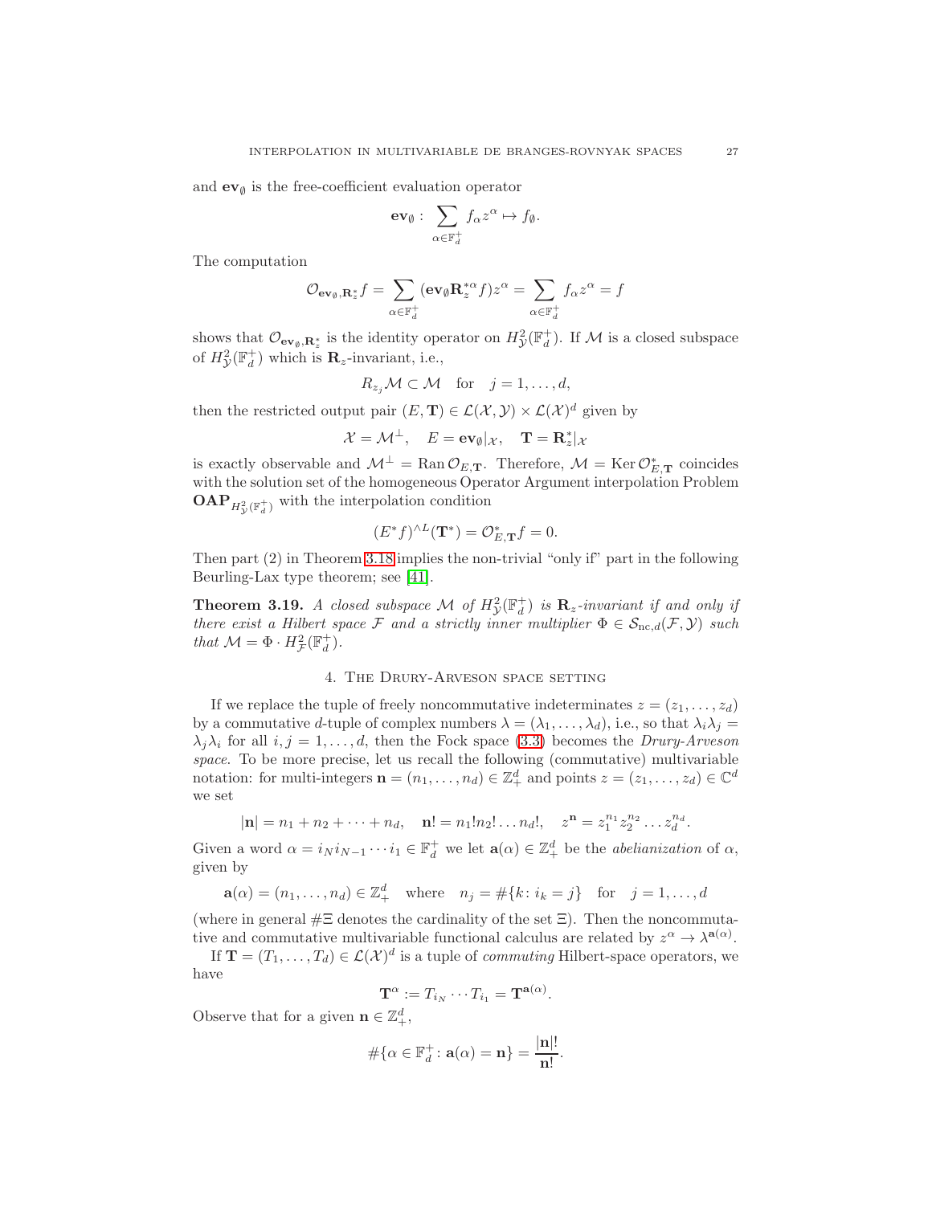and $\mathbf{ev}_\emptyset$ is the free-coefficient evaluation operator

$$\mathbf{ev}_\emptyset \colon \sum_{\alpha \in \mathbb{F}_d^+} f_\alpha z^\alpha \mapsto f_\emptyset.$$

The computation

$$\mathcal{O}_{\mathbf{ev}_\emptyset, \mathbf{R}_z^*} f = \sum_{\alpha \in \mathbb{F}_d^+} (\mathbf{ev}_\emptyset \mathbf{R}_z^{*\alpha} f) z^\alpha = \sum_{\alpha \in \mathbb{F}_d^+} f_\alpha z^\alpha = f$$

shows that $\mathcal{O}_{\mathbf{ev}_\emptyset, \mathbf{R}_z^*}$ is the identity operator on $H^2_{\mathcal{Y}}(\mathbb{F}_d^+)$. If $\mathcal{M}$ is a closed subspace of $H^2_{\mathcal{Y}}(\mathbb{F}_d^+)$ which is $\mathbf{R}_z$-invariant, i.e.,

$$R_{z_j} \mathcal{M} \subset \mathcal{M} \quad \text{for} \quad j = 1, \dots, d,$$

then the restricted output pair $(E, \mathbf{T}) \in \mathcal{L}(\mathcal{X}, \mathcal{Y}) \times \mathcal{L}(\mathcal{X})^d$ given by

$$\mathcal{X} = \mathcal{M}^\perp, \quad E = \mathbf{ev}_\emptyset|_{\mathcal{X}}, \quad \mathbf{T} = \mathbf{R}_z^*|_{\mathcal{X}}$$

is exactly observable and $\mathcal{M}^\perp = \operatorname{Ran} \mathcal{O}_{E, \mathbf{T}}$. Therefore, $\mathcal{M} = \operatorname{Ker} \mathcal{O}^*_{E, \mathbf{T}}$ coincides with the solution set of the homogeneous Operator Argument interpolation Problem $\mathbf{OAP}_{H^2_{\mathcal{Y}}(\mathbb{F}_d^+)}$ with the interpolation condition

$$(E^* f)^{\wedge L}(\mathbf{T}^*) = \mathcal{O}^*_{E, \mathbf{T}} f = 0.$$

Then part (2) in Theorem 3.18 implies the non-trivial "only if" part in the following Beurling-Lax type theorem; see [41].

**Theorem 3.19.** *A closed subspace $\mathcal{M}$ of $H^2_{\mathcal{Y}}(\mathbb{F}_d^+)$ is $\mathbf{R}_z$-invariant if and only if there exist a Hilbert space $\mathcal{F}$ and a strictly inner multiplier $\Phi \in \mathcal{S}_{\mathrm{nc},d}(\mathcal{F}, \mathcal{Y})$ such that $\mathcal{M} = \Phi \cdot H^2_{\mathcal{F}}(\mathbb{F}_d^+)$.*

## 4. The Drury-Arveson space setting

If we replace the tuple of freely noncommutative indeterminates $z = (z_1, \dots, z_d)$ by a commutative $d$-tuple of complex numbers $\lambda = (\lambda_1, \dots, \lambda_d)$, i.e., so that $\lambda_i \lambda_j = \lambda_j \lambda_i$ for all $i, j = 1, \dots, d$, then the Fock space (3.3) becomes the *Drury-Arveson space*. To be more precise, let us recall the following (commutative) multivariable notation: for multi-integers $\mathbf{n} = (n_1, \dots, n_d) \in \mathbb{Z}_+^d$ and points $z = (z_1, \dots, z_d) \in \mathbb{C}^d$ we set

$$|\mathbf{n}| = n_1 + n_2 + \cdots + n_d, \quad \mathbf{n}! = n_1! n_2! \dots n_d!, \quad z^{\mathbf{n}} = z_1^{n_1} z_2^{n_2} \dots z_d^{n_d}.$$

Given a word $\alpha = i_N i_{N-1} \cdots i_1 \in \mathbb{F}_d^+$ we let $\mathbf{a}(\alpha) \in \mathbb{Z}_+^d$ be the *abelianization* of $\alpha$, given by

$$\mathbf{a}(\alpha) = (n_1, \dots, n_d) \in \mathbb{Z}_+^d \quad \text{where} \quad n_j = \#\{k \colon i_k = j\} \quad \text{for} \quad j = 1, \dots, d$$

(where in general $\#\Xi$ denotes the cardinality of the set $\Xi$). Then the noncommutative and commutative multivariable functional calculus are related by $z^\alpha \to \lambda^{\mathbf{a}(\alpha)}$.

If $\mathbf{T} = (T_1, \dots, T_d) \in \mathcal{L}(\mathcal{X})^d$ is a tuple of *commuting* Hilbert-space operators, we have

$$\mathbf{T}^\alpha := T_{i_N} \cdots T_{i_1} = \mathbf{T}^{\mathbf{a}(\alpha)}.$$

Observe that for a given $\mathbf{n} \in \mathbb{Z}_+^d$,

$$\#\{\alpha \in \mathbb{F}_d^+ \colon \mathbf{a}(\alpha) = \mathbf{n}\} = \frac{|\mathbf{n}|!}{\mathbf{n}!}.$$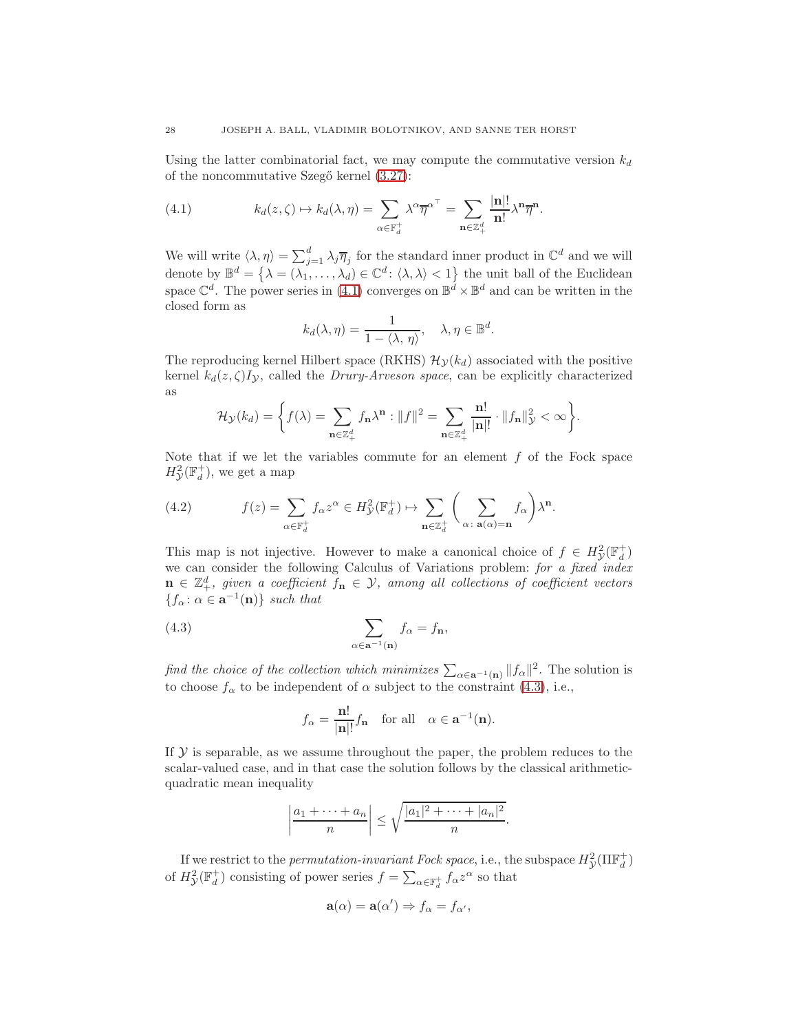Using the latter combinatorial fact, we may compute the commutative version $k_d$ of the noncommutative Szegő kernel (3.27):

$$k_d(z,\zeta) \mapsto k_d(\lambda,\eta) = \sum_{\alpha \in \mathbb{F}_d^+} \lambda^\alpha \overline{\eta}^{\alpha^\top} = \sum_{\mathbf{n} \in \mathbb{Z}_+^d} \frac{|\mathbf{n}|!}{\mathbf{n}!} \lambda^{\mathbf{n}} \overline{\eta}^{\mathbf{n}}. \tag{4.1}$$

We will write $\langle \lambda, \eta \rangle = \sum_{j=1}^d \lambda_j \overline{\eta}_j$ for the standard inner product in $\mathbb{C}^d$ and we will denote by $\mathbb{B}^d = \{\lambda = (\lambda_1, \dots, \lambda_d) \in \mathbb{C}^d \colon \langle \lambda, \lambda \rangle < 1\}$ the unit ball of the Euclidean space $\mathbb{C}^d$. The power series in (4.1) converges on $\mathbb{B}^d \times \mathbb{B}^d$ and can be written in the closed form as

$$k_d(\lambda,\eta) = \frac{1}{1 - \langle \lambda, \eta \rangle}, \quad \lambda, \eta \in \mathbb{B}^d.$$

The reproducing kernel Hilbert space (RKHS) $\mathcal{H}_{\mathcal{Y}}(k_d)$ associated with the positive kernel $k_d(z,\zeta) I_{\mathcal{Y}}$, called the *Drury-Arveson space*, can be explicitly characterized as

$$\mathcal{H}_{\mathcal{Y}}(k_d) = \left\{ f(\lambda) = \sum_{\mathbf{n} \in \mathbb{Z}_+^d} f_{\mathbf{n}} \lambda^{\mathbf{n}} : \|f\|^2 = \sum_{\mathbf{n} \in \mathbb{Z}_+^d} \frac{\mathbf{n}!}{|\mathbf{n}|!} \cdot \|f_{\mathbf{n}}\|^2_{\mathcal{Y}} < \infty \right\}.$$

Note that if we let the variables commute for an element $f$ of the Fock space $H^2_{\mathcal{Y}}(\mathbb{F}_d^+)$, we get a map

$$f(z) = \sum_{\alpha \in \mathbb{F}_d^+} f_\alpha z^\alpha \in H^2_{\mathcal{Y}}(\mathbb{F}_d^+) \mapsto \sum_{\mathbf{n} \in \mathbb{Z}_+^d} \bigg( \sum_{\alpha \colon \mathbf{a}(\alpha) = \mathbf{n}} f_\alpha \bigg) \lambda^{\mathbf{n}}. \tag{4.2}$$

This map is not injective. However to make a canonical choice of $f \in H^2_{\mathcal{Y}}(\mathbb{F}_d^+)$ we can consider the following Calculus of Variations problem: *for a fixed index $\mathbf{n} \in \mathbb{Z}_+^d$, given a coefficient $f_{\mathbf{n}} \in \mathcal{Y}$, among all collections of coefficient vectors $\{f_\alpha \colon \alpha \in \mathbf{a}^{-1}(\mathbf{n})\}$ such that*

$$\sum_{\alpha \in \mathbf{a}^{-1}(\mathbf{n})} f_\alpha = f_{\mathbf{n}}, \tag{4.3}$$

*find the choice of the collection which minimizes $\sum_{\alpha \in \mathbf{a}^{-1}(\mathbf{n})} \|f_\alpha\|^2$.* The solution is to choose $f_\alpha$ to be independent of $\alpha$ subject to the constraint (4.3), i.e.,

$$f_\alpha = \frac{\mathbf{n}!}{|\mathbf{n}|!} f_{\mathbf{n}} \quad \text{for all} \quad \alpha \in \mathbf{a}^{-1}(\mathbf{n}).$$

If $\mathcal{Y}$ is separable, as we assume throughout the paper, the problem reduces to the scalar-valued case, and in that case the solution follows by the classical arithmetic-quadratic mean inequality

$$\left| \frac{a_1 + \cdots + a_n}{n} \right| \leq \sqrt{\frac{|a_1|^2 + \cdots + |a_n|^2}{n}}.$$

If we restrict to the *permutation-invariant Fock space*, i.e., the subspace $H^2_{\mathcal{Y}}(\Pi\mathbb{F}_d^+)$ of $H^2_{\mathcal{Y}}(\mathbb{F}_d^+)$ consisting of power series $f = \sum_{\alpha \in \mathbb{F}_d^+} f_\alpha z^\alpha$ so that

$$\mathbf{a}(\alpha) = \mathbf{a}(\alpha') \Rightarrow f_\alpha = f_{\alpha'},$$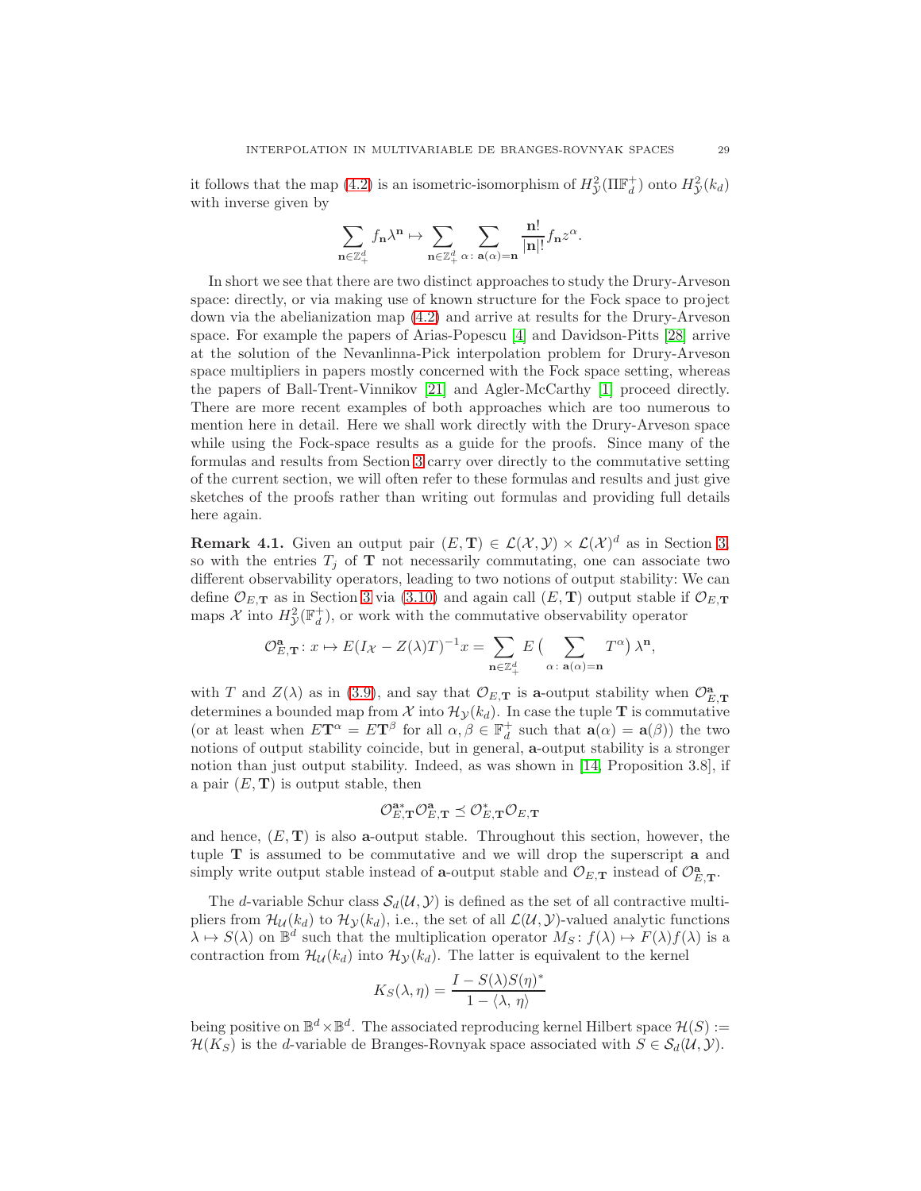it follows that the map (4.2) is an isometric-isomorphism of $H^2_{\mathcal{Y}}(\Pi\mathbb{F}_d^+)$ onto $H^2_{\mathcal{Y}}(k_d)$ with inverse given by

$$\sum_{\mathbf{n}\in\mathbb{Z}_+^d} f_{\mathbf{n}}\lambda^{\mathbf{n}} \mapsto \sum_{\mathbf{n}\in\mathbb{Z}_+^d}\sum_{\alpha\colon \mathbf{a}(\alpha)=\mathbf{n}} \frac{\mathbf{n}!}{|\mathbf{n}|!} f_{\mathbf{n}} z^{\alpha}.$$

In short we see that there are two distinct approaches to study the Drury-Arveson space: directly, or via making use of known structure for the Fock space to project down via the abelianization map (4.2) and arrive at results for the Drury-Arveson space. For example the papers of Arias-Popescu [4] and Davidson-Pitts [28] arrive at the solution of the Nevanlinna-Pick interpolation problem for Drury-Arveson space multipliers in papers mostly concerned with the Fock space setting, whereas the papers of Ball-Trent-Vinnikov [21] and Agler-McCarthy [1] proceed directly. There are more recent examples of both approaches which are too numerous to mention here in detail. Here we shall work directly with the Drury-Arveson space while using the Fock-space results as a guide for the proofs. Since many of the formulas and results from Section 3 carry over directly to the commutative setting of the current section, we will often refer to these formulas and results and just give sketches of the proofs rather than writing out formulas and providing full details here again.

**Remark 4.1.** Given an output pair $(E,\mathbf{T})\in\mathcal{L}(\mathcal{X},\mathcal{Y})\times\mathcal{L}(\mathcal{X})^d$ as in Section 3, so with the entries $T_j$ of $\mathbf{T}$ not necessarily commuting, one can associate two different observability operators, leading to two notions of output stability: We can define $\mathcal{O}_{E,\mathbf{T}}$ as in Section 3 via (3.10) and again call $(E,\mathbf{T})$ output stable if $\mathcal{O}_{E,\mathbf{T}}$ maps $\mathcal{X}$ into $H^2_{\mathcal{Y}}(\mathbb{F}_d^+)$, or work with the commutative observability operator

$$\mathcal{O}^{\mathbf{a}}_{E,\mathbf{T}}\colon x\mapsto E(I_{\mathcal{X}}-Z(\lambda)T)^{-1}x=\sum_{\mathbf{n}\in\mathbb{Z}_+^d} E\,\Big(\sum_{\alpha\colon \mathbf{a}(\alpha)=\mathbf{n}} T^{\alpha}\Big)\,\lambda^{\mathbf{n}},$$

with $T$ and $Z(\lambda)$ as in (3.9), and say that $\mathcal{O}_{E,\mathbf{T}}$ is $\mathbf{a}$-output stability when $\mathcal{O}^{\mathbf{a}}_{E,\mathbf{T}}$ determines a bounded map from $\mathcal{X}$ into $\mathcal{H}_{\mathcal{Y}}(k_d)$. In case the tuple $\mathbf{T}$ is commutative (or at least when $E\mathbf{T}^{\alpha}=E\mathbf{T}^{\beta}$ for all $\alpha,\beta\in\mathbb{F}_d^+$ such that $\mathbf{a}(\alpha)=\mathbf{a}(\beta)$) the two notions of output stability coincide, but in general, $\mathbf{a}$-output stability is a stronger notion than just output stability. Indeed, as was shown in [14, Proposition 3.8], if a pair $(E,\mathbf{T})$ is output stable, then

$$\mathcal{O}^{\mathbf{a}*}_{E,\mathbf{T}}\mathcal{O}^{\mathbf{a}}_{E,\mathbf{T}}\preceq\mathcal{O}^{*}_{E,\mathbf{T}}\mathcal{O}_{E,\mathbf{T}}$$

and hence, $(E,\mathbf{T})$ is also $\mathbf{a}$-output stable. Throughout this section, however, the tuple $\mathbf{T}$ is assumed to be commutative and we will drop the superscript $\mathbf{a}$ and simply write output stable instead of $\mathbf{a}$-output stable and $\mathcal{O}_{E,\mathbf{T}}$ instead of $\mathcal{O}^{\mathbf{a}}_{E,\mathbf{T}}$.

The $d$-variable Schur class $\mathcal{S}_d(\mathcal{U},\mathcal{Y})$ is defined as the set of all contractive multipliers from $\mathcal{H}_{\mathcal{U}}(k_d)$ to $\mathcal{H}_{\mathcal{Y}}(k_d)$, i.e., the set of all $\mathcal{L}(\mathcal{U},\mathcal{Y})$-valued analytic functions $\lambda\mapsto S(\lambda)$ on $\mathbb{B}^d$ such that the multiplication operator $M_S\colon f(\lambda)\mapsto F(\lambda)f(\lambda)$ is a contraction from $\mathcal{H}_{\mathcal{U}}(k_d)$ into $\mathcal{H}_{\mathcal{Y}}(k_d)$. The latter is equivalent to the kernel

$$K_S(\lambda,\eta)=\frac{I-S(\lambda)S(\eta)^*}{1-\langle\lambda,\,\eta\rangle}$$

being positive on $\mathbb{B}^d\times\mathbb{B}^d$. The associated reproducing kernel Hilbert space $\mathcal{H}(S):=\mathcal{H}(K_S)$ is the $d$-variable de Branges-Rovnyak space associated with $S\in\mathcal{S}_d(\mathcal{U},\mathcal{Y})$.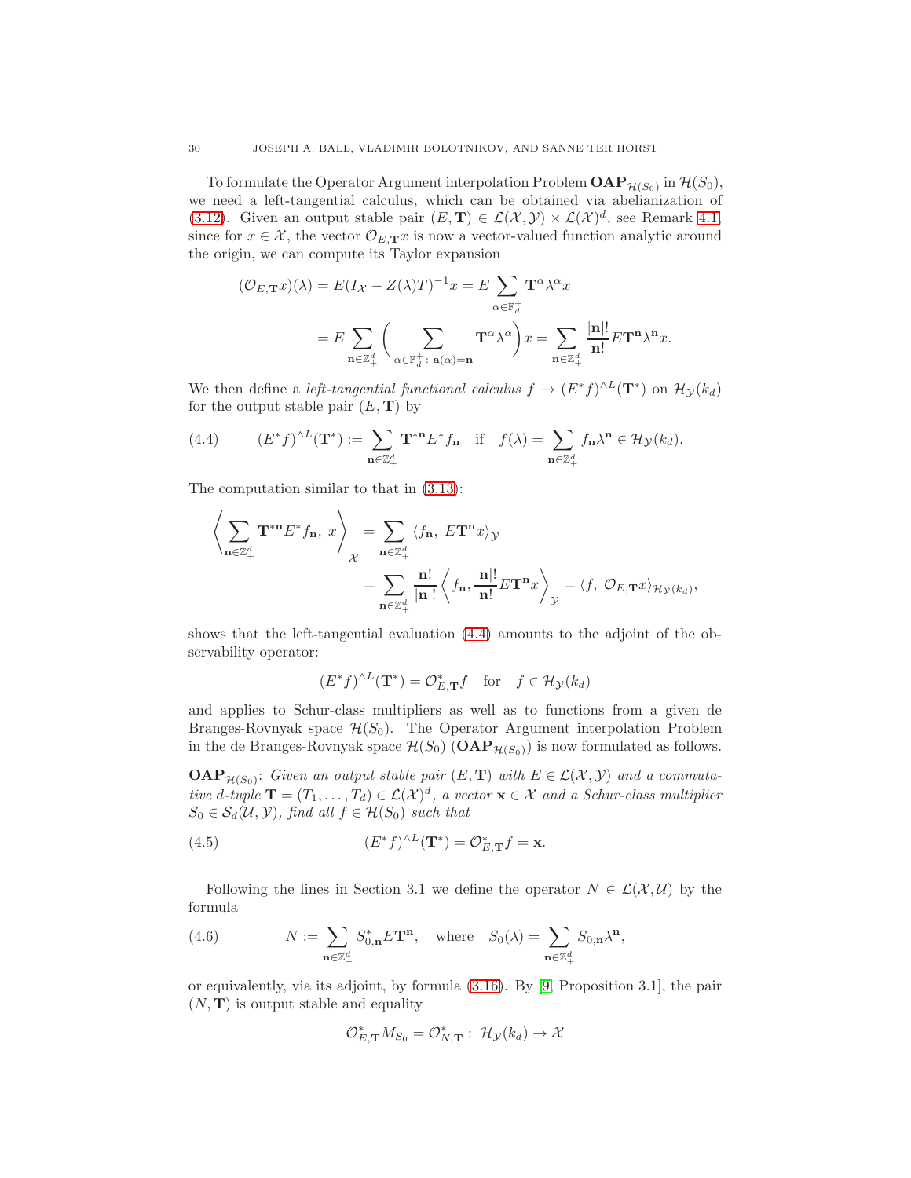To formulate the Operator Argument interpolation Problem $\mathbf{OAP}_{\mathcal{H}(S_0)}$ in $\mathcal{H}(S_0)$, we need a left-tangential calculus, which can be obtained via abelianization of (3.12). Given an output stable pair $(E, \mathbf{T}) \in \mathcal{L}(\mathcal{X}, \mathcal{Y}) \times \mathcal{L}(\mathcal{X})^d$, see Remark 4.1, since for $x \in \mathcal{X}$, the vector $\mathcal{O}_{E,\mathbf{T}}x$ is now a vector-valued function analytic around the origin, we can compute its Taylor expansion

$$
\begin{aligned}
(\mathcal{O}_{E,\mathbf{T}}x)(\lambda) &= E(I_{\mathcal{X}} - Z(\lambda)T)^{-1}x = E\sum_{\alpha \in \mathbb{F}_d^+} \mathbf{T}^{\alpha}\lambda^{\alpha}x \\
&= E\sum_{\mathbf{n}\in\mathbb{Z}_+^d}\Bigg(\sum_{\alpha\in\mathbb{F}_d^+ \colon \mathbf{a}(\alpha)=\mathbf{n}} \mathbf{T}^{\alpha}\lambda^{\alpha}\Bigg)x = \sum_{\mathbf{n}\in\mathbb{Z}_+^d}\frac{|\mathbf{n}|!}{\mathbf{n}!}E\mathbf{T}^{\mathbf{n}}\lambda^{\mathbf{n}}x.
\end{aligned}
$$

We then define a *left-tangential functional calculus* $f \to (E^*f)^{\wedge L}(\mathbf{T}^*)$ on $\mathcal{H}_{\mathcal{Y}}(k_d)$ for the output stable pair $(E, \mathbf{T})$ by

$$
(E^*f)^{\wedge L}(\mathbf{T}^*) := \sum_{\mathbf{n}\in\mathbb{Z}_+^d}\mathbf{T}^{*\mathbf{n}}E^*f_{\mathbf{n}} \quad \text{if} \quad f(\lambda) = \sum_{\mathbf{n}\in\mathbb{Z}_+^d} f_{\mathbf{n}}\lambda^{\mathbf{n}} \in \mathcal{H}_{\mathcal{Y}}(k_d). \tag{4.4}
$$

The computation similar to that in (3.13):

$$
\begin{aligned}
\Bigg\langle \sum_{\mathbf{n}\in\mathbb{Z}_+^d}\mathbf{T}^{*\mathbf{n}}E^*f_{\mathbf{n}},\, x\Bigg\rangle_{\mathcal{X}} &= \sum_{\mathbf{n}\in\mathbb{Z}_+^d}\langle f_{\mathbf{n}},\, E\mathbf{T}^{\mathbf{n}}x\rangle_{\mathcal{Y}} \\
&= \sum_{\mathbf{n}\in\mathbb{Z}_+^d}\frac{\mathbf{n}!}{|\mathbf{n}|!}\left\langle f_{\mathbf{n}}, \frac{|\mathbf{n}|!}{\mathbf{n}!}E\mathbf{T}^{\mathbf{n}}x\right\rangle_{\mathcal{Y}} = \langle f,\, \mathcal{O}_{E,\mathbf{T}}x\rangle_{\mathcal{H}_{\mathcal{Y}}(k_d)},
\end{aligned}
$$

shows that the left-tangential evaluation (4.4) amounts to the adjoint of the observability operator:

$$
(E^*f)^{\wedge L}(\mathbf{T}^*) = \mathcal{O}_{E,\mathbf{T}}^*f \quad \text{for} \quad f \in \mathcal{H}_{\mathcal{Y}}(k_d)
$$

and applies to Schur-class multipliers as well as to functions from a given de Branges-Rovnyak space $\mathcal{H}(S_0)$. The Operator Argument interpolation Problem in the de Branges-Rovnyak space $\mathcal{H}(S_0)$ ($\mathbf{OAP}_{\mathcal{H}(S_0)}$) is now formulated as follows.

$\mathbf{OAP}_{\mathcal{H}(S_0)}$: *Given an output stable pair $(E, \mathbf{T})$ with $E \in \mathcal{L}(\mathcal{X}, \mathcal{Y})$ and a commutative $d$-tuple $\mathbf{T} = (T_1, \dots, T_d) \in \mathcal{L}(\mathcal{X})^d$, a vector $\mathbf{x} \in \mathcal{X}$ and a Schur-class multiplier $S_0 \in \mathcal{S}_d(\mathcal{U}, \mathcal{Y})$, find all $f \in \mathcal{H}(S_0)$ such that*

$$
(E^*f)^{\wedge L}(\mathbf{T}^*) = \mathcal{O}_{E,\mathbf{T}}^*f = \mathbf{x}. \tag{4.5}
$$

Following the lines in Section 3.1 we define the operator $N \in \mathcal{L}(\mathcal{X}, \mathcal{U})$ by the formula

$$
N := \sum_{\mathbf{n}\in\mathbb{Z}_+^d} S_{0,\mathbf{n}}^*E\mathbf{T}^{\mathbf{n}}, \quad \text{where} \quad S_0(\lambda) = \sum_{\mathbf{n}\in\mathbb{Z}_+^d} S_{0,\mathbf{n}}\lambda^{\mathbf{n}}, \tag{4.6}
$$

or equivalently, via its adjoint, by formula (3.16). By [9, Proposition 3.1], the pair $(N, \mathbf{T})$ is output stable and equality

$$
\mathcal{O}_{E,\mathbf{T}}^*M_{S_0} = \mathcal{O}_{N,\mathbf{T}}^* \colon \mathcal{H}_{\mathcal{Y}}(k_d) \to \mathcal{X}
$$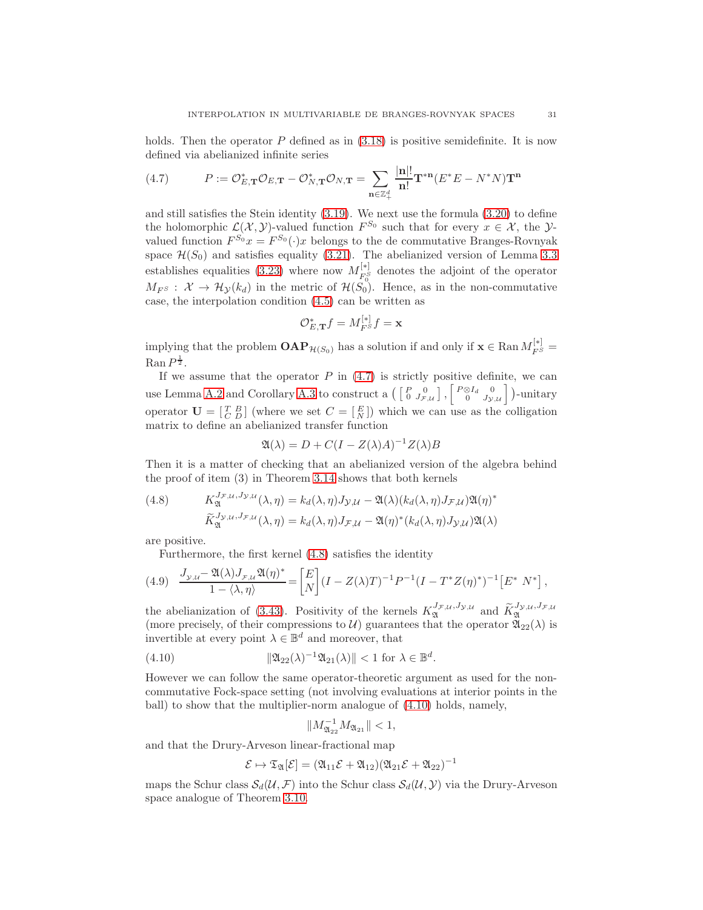holds. Then the operator $P$ defined as in (3.18) is positive semidefinite. It is now defined via abelianized infinite series

$$P := \mathcal{O}_{E,\mathbf{T}}^{*}\mathcal{O}_{E,\mathbf{T}} - \mathcal{O}_{N,\mathbf{T}}^{*}\mathcal{O}_{N,\mathbf{T}} = \sum_{\mathbf{n}\in\mathbb{Z}_{+}^{d}} \frac{|\mathbf{n}|!}{\mathbf{n}!}\mathbf{T}^{*\mathbf{n}}(E^{*}E - N^{*}N)\mathbf{T}^{\mathbf{n}} \tag{4.7}$$

and still satisfies the Stein identity (3.19). We next use the formula (3.20) to define the holomorphic $\mathcal{L}(\mathcal{X},\mathcal{Y})$-valued function $F^{S_0}$ such that for every $x \in \mathcal{X}$, the $\mathcal{Y}$-valued function $F^{S_0}x = F^{S_0}(\cdot)x$ belongs to the de commutative Branges-Rovnyak space $\mathcal{H}(S_0)$ and satisfies equality (3.21). The abelianized version of Lemma 3.3 establishes equalities (3.23) where now $M_{F_0^S}^{[*]}$ denotes the adjoint of the operator $M_{F^S} : \mathcal{X} \to \mathcal{H}_{\mathcal{Y}}(k_d)$ in the metric of $\mathcal{H}(S_0)$. Hence, as in the non-commutative case, the interpolation condition (4.5) can be written as

$$\mathcal{O}_{E,\mathbf{T}}^{*}f = M_{F^S}^{[*]}f = \mathbf{x}$$

implying that the problem $\mathbf{OAP}_{\mathcal{H}(S_0)}$ has a solution if and only if $\mathbf{x} \in \operatorname{Ran} M_{F^S}^{[*]} = \operatorname{Ran} P^{\frac{1}{2}}$.

If we assume that the operator $P$ in (4.7) is strictly positive definite, we can use Lemma A.2 and Corollary A.3 to construct a $\left( \left[\begin{smallmatrix} P & 0 \\ 0 & J_{\mathcal{F},\mathcal{U}} \end{smallmatrix}\right], \left[\begin{smallmatrix} P\otimes I_d & 0 \\ 0 & J_{\mathcal{Y},\mathcal{U}} \end{smallmatrix}\right] \right)$-unitary operator $\mathbf{U} = \left[\begin{smallmatrix} T & B \\ C & D \end{smallmatrix}\right]$ (where we set $C = \left[\begin{smallmatrix} E \\ N \end{smallmatrix}\right]$) which we can use as the colligation matrix to define an abelianized transfer function

$$\mathfrak{A}(\lambda) = D + C(I - Z(\lambda)A)^{-1}Z(\lambda)B$$

Then it is a matter of checking that an abelianized version of the algebra behind the proof of item (3) in Theorem 3.14 shows that both kernels

$$\begin{aligned} K_{\mathfrak{A}}^{J_{\mathcal{F},\mathcal{U}},J_{\mathcal{Y},\mathcal{U}}}(\lambda,\eta) &= k_d(\lambda,\eta)J_{\mathcal{Y},\mathcal{U}} - \mathfrak{A}(\lambda)(k_d(\lambda,\eta)J_{\mathcal{F},\mathcal{U}})\mathfrak{A}(\eta)^{*} \\ \widetilde{K}_{\mathfrak{A}}^{J_{\mathcal{Y},\mathcal{U}},J_{\mathcal{F},\mathcal{U}}}(\lambda,\eta) &= k_d(\lambda,\eta)J_{\mathcal{F},\mathcal{U}} - \mathfrak{A}(\eta)^{*}(k_d(\lambda,\eta)J_{\mathcal{Y},\mathcal{U}})\mathfrak{A}(\lambda) \end{aligned} \tag{4.8}$$

are positive.

Furthermore, the first kernel (4.8) satisfies the identity

$$\frac{J_{\mathcal{Y},\mathcal{U}} - \mathfrak{A}(\lambda)J_{\mathcal{F},\mathcal{U}}\mathfrak{A}(\eta)^{*}}{1-\langle\lambda,\eta\rangle} = \begin{bmatrix} E \\ N \end{bmatrix}(I - Z(\lambda)T)^{-1}P^{-1}(I - T^{*}Z(\eta)^{*})^{-1}\begin{bmatrix} E^{*} & N^{*} \end{bmatrix}, \tag{4.9}$$

the abelianization of (3.43). Positivity of the kernels $K_{\mathfrak{A}}^{J_{\mathcal{F},\mathcal{U}},J_{\mathcal{Y},\mathcal{U}}}$ and $\widetilde{K}_{\mathfrak{A}}^{J_{\mathcal{Y},\mathcal{U}},J_{\mathcal{F},\mathcal{U}}}$ (more precisely, of their compressions to $\mathcal{U}$) guarantees that the operator $\mathfrak{A}_{22}(\lambda)$ is invertible at every point $\lambda \in \mathbb{B}^d$ and moreover, that

$$\|\mathfrak{A}_{22}(\lambda)^{-1}\mathfrak{A}_{21}(\lambda)\| < 1 \text{ for } \lambda \in \mathbb{B}^d. \tag{4.10}$$

However we can follow the same operator-theoretic argument as used for the non-commutative Fock-space setting (not involving evaluations at interior points in the ball) to show that the multiplier-norm analogue of (4.10) holds, namely,

$$\|M_{\mathfrak{A}_{22}}^{-1}M_{\mathfrak{A}_{21}}\| < 1,$$

and that the Drury-Arveson linear-fractional map

$$\mathcal{E} \mapsto \mathfrak{T}_{\mathfrak{A}}[\mathcal{E}] = (\mathfrak{A}_{11}\mathcal{E} + \mathfrak{A}_{12})(\mathfrak{A}_{21}\mathcal{E} + \mathfrak{A}_{22})^{-1}$$

maps the Schur class $\mathcal{S}_d(\mathcal{U},\mathcal{F})$ into the Schur class $\mathcal{S}_d(\mathcal{U},\mathcal{Y})$ via the Drury-Arveson space analogue of Theorem 3.10.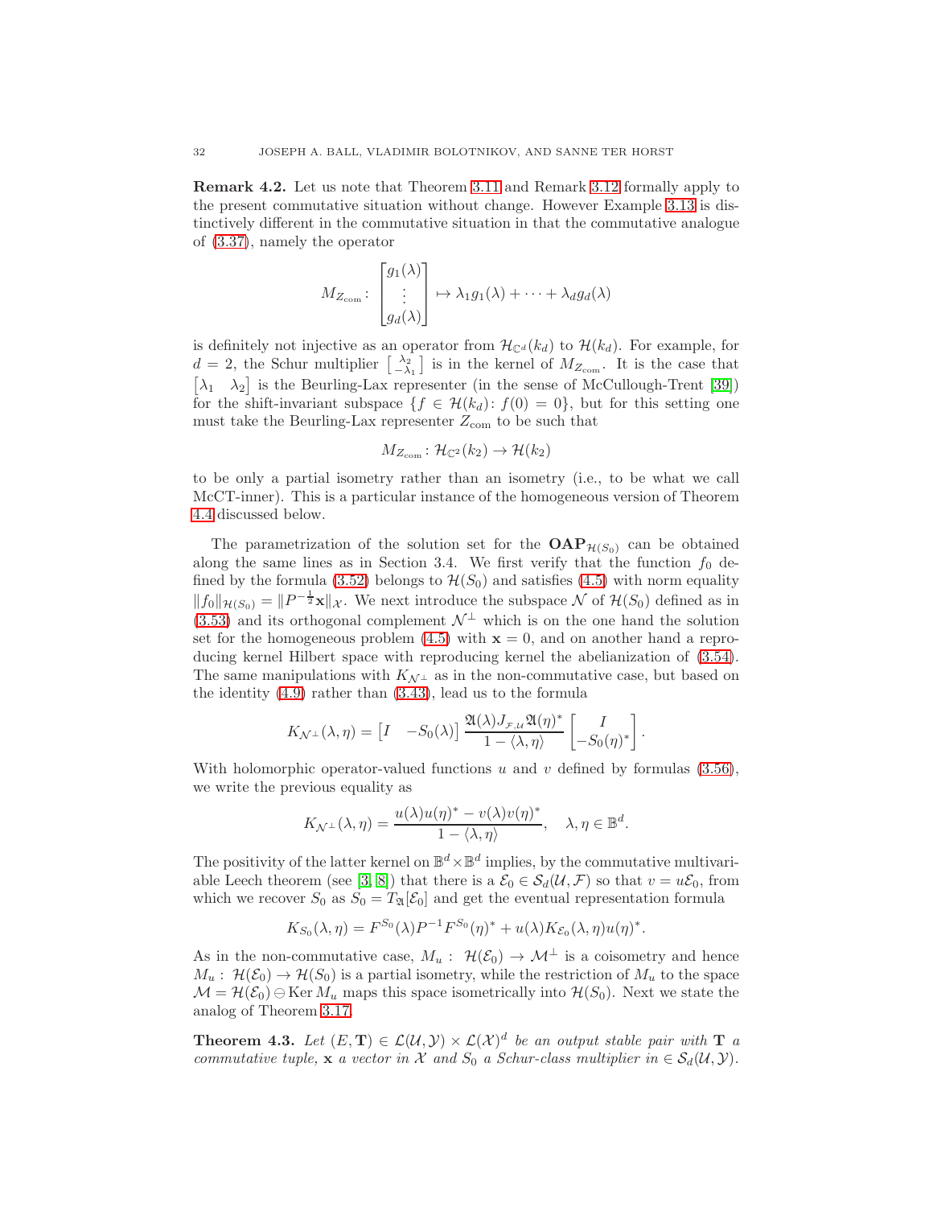**Remark 4.2.** Let us note that Theorem 3.11 and Remark 3.12 formally apply to the present commutative situation without change. However Example 3.13 is distinctively different in the commutative situation in that the commutative analogue of (3.37), namely the operator

$$M_{Z_{\rm com}} \colon \begin{bmatrix} g_1(\lambda) \\ \vdots \\ g_d(\lambda) \end{bmatrix} \mapsto \lambda_1 g_1(\lambda) + \cdots + \lambda_d g_d(\lambda)$$

is definitely not injective as an operator from $\mathcal{H}_{\mathbb{C}^d}(k_d)$ to $\mathcal{H}(k_d)$. For example, for $d = 2$, the Schur multiplier $\left[\begin{smallmatrix} \lambda_2 \\ -\lambda_1 \end{smallmatrix}\right]$ is in the kernel of $M_{Z_{\rm com}}$. It is the case that $\begin{bmatrix} \lambda_1 & \lambda_2 \end{bmatrix}$ is the Beurling-Lax representer (in the sense of McCullough-Trent [39]) for the shift-invariant subspace $\{f \in \mathcal{H}(k_d) \colon f(0) = 0\}$, but for this setting one must take the Beurling-Lax representer $Z_{\rm com}$ to be such that

$$M_{Z_{\rm com}} \colon \mathcal{H}_{\mathbb{C}^2}(k_2) \to \mathcal{H}(k_2)$$

to be only a partial isometry rather than an isometry (i.e., to be what we call McCT-inner). This is a particular instance of the homogeneous version of Theorem 4.4 discussed below.

The parametrization of the solution set for the $\mathbf{OAP}_{\mathcal{H}(S_0)}$ can be obtained along the same lines as in Section 3.4. We first verify that the function $f_0$ defined by the formula (3.52) belongs to $\mathcal{H}(S_0)$ and satisfies (4.5) with norm equality $\|f_0\|_{\mathcal{H}(S_0)} = \|P^{-\frac{1}{2}}\mathbf{x}\|_{\mathcal{X}}$. We next introduce the subspace $\mathcal{N}$ of $\mathcal{H}(S_0)$ defined as in (3.53) and its orthogonal complement $\mathcal{N}^\perp$ which is on the one hand the solution set for the homogeneous problem (4.5) with $\mathbf{x} = 0$, and on another hand a reproducing kernel Hilbert space with reproducing kernel the abelianization of (3.54). The same manipulations with $K_{\mathcal{N}^\perp}$ as in the non-commutative case, but based on the identity (4.9) rather than (3.43), lead us to the formula

$$K_{\mathcal{N}^\perp}(\lambda, \eta) = \begin{bmatrix} I & -S_0(\lambda) \end{bmatrix} \frac{\mathfrak{A}(\lambda) J_{\mathcal{F},\mathcal{U}} \mathfrak{A}(\eta)^*}{1 - \langle \lambda, \eta \rangle} \begin{bmatrix} I \\ -S_0(\eta)^* \end{bmatrix}.$$

With holomorphic operator-valued functions $u$ and $v$ defined by formulas (3.56), we write the previous equality as

$$K_{\mathcal{N}^\perp}(\lambda, \eta) = \frac{u(\lambda)u(\eta)^* - v(\lambda)v(\eta)^*}{1 - \langle \lambda, \eta \rangle}, \quad \lambda, \eta \in \mathbb{B}^d.$$

The positivity of the latter kernel on $\mathbb{B}^d \times \mathbb{B}^d$ implies, by the commutative multivariable Leech theorem (see [3, 8]) that there is a $\mathcal{E}_0 \in \mathcal{S}_d(\mathcal{U}, \mathcal{F})$ so that $v = u\mathcal{E}_0$, from which we recover $S_0$ as $S_0 = T_{\mathfrak{A}}[\mathcal{E}_0]$ and get the eventual representation formula

$$K_{S_0}(\lambda, \eta) = F^{S_0}(\lambda) P^{-1} F^{S_0}(\eta)^* + u(\lambda) K_{\mathcal{E}_0}(\lambda, \eta) u(\eta)^*.$$

As in the non-commutative case, $M_u \colon \mathcal{H}(\mathcal{E}_0) \to \mathcal{M}^\perp$ is a coisometry and hence $M_u \colon \mathcal{H}(\mathcal{E}_0) \to \mathcal{H}(S_0)$ is a partial isometry, while the restriction of $M_u$ to the space $\mathcal{M} = \mathcal{H}(\mathcal{E}_0) \ominus \operatorname{Ker} M_u$ maps this space isometrically into $\mathcal{H}(S_0)$. Next we state the analog of Theorem 3.17.

**Theorem 4.3.** *Let $(E, \mathbf{T}) \in \mathcal{L}(\mathcal{U}, \mathcal{Y}) \times \mathcal{L}(\mathcal{X})^d$ be an output stable pair with $\mathbf{T}$ a commutative tuple, $\mathbf{x}$ a vector in $\mathcal{X}$ and $S_0$ a Schur-class multiplier in $\in \mathcal{S}_d(\mathcal{U}, \mathcal{Y})$.*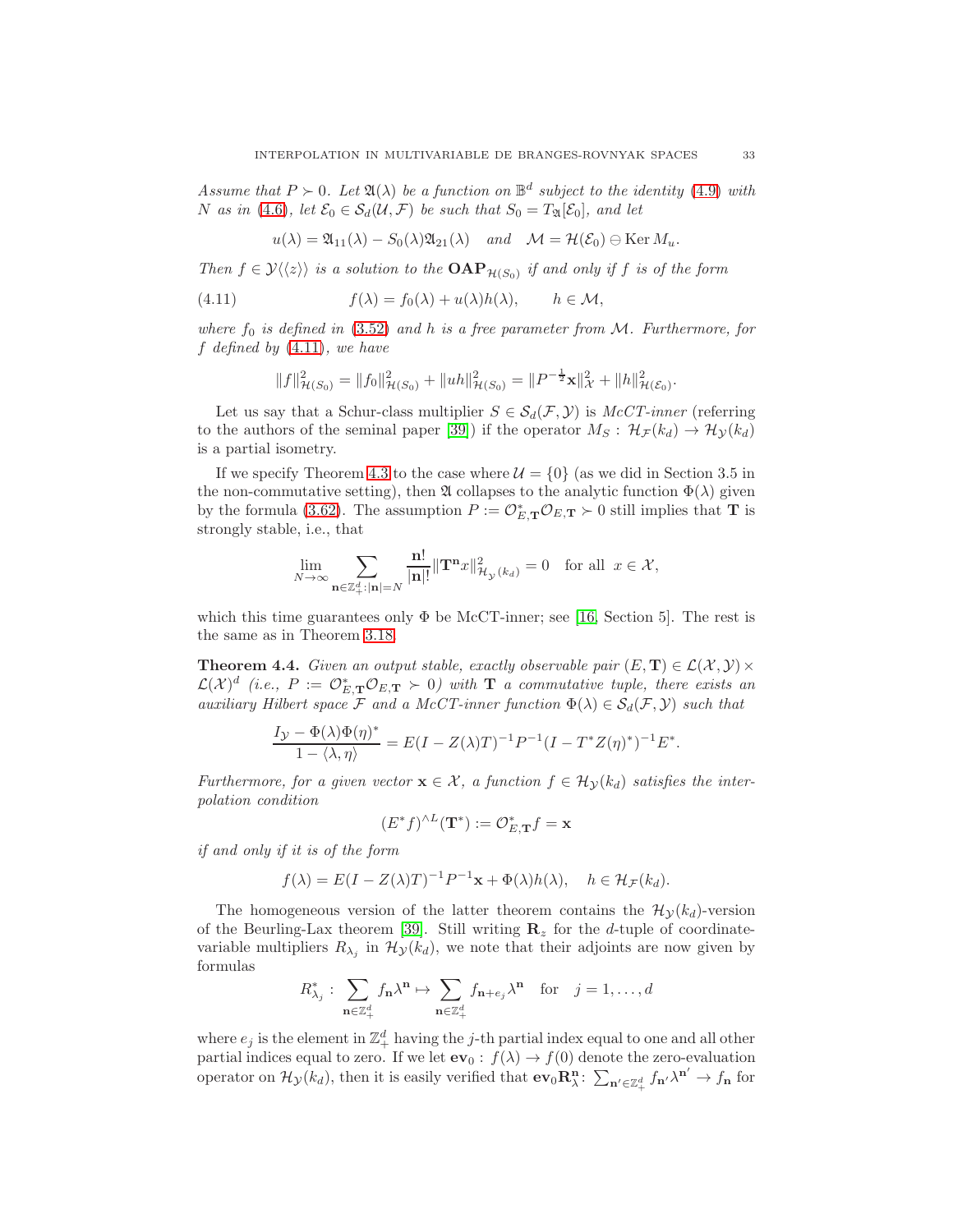*Assume that $P \succ 0$. Let $\mathfrak{A}(\lambda)$ be a function on $\mathbb{B}^d$ subject to the identity (4.9) with $N$ as in (4.6), let $\mathcal{E}_0 \in \mathcal{S}_d(\mathcal{U}, \mathcal{F})$ be such that $S_0 = T_{\mathfrak{A}}[\mathcal{E}_0]$, and let*

$$u(\lambda) = \mathfrak{A}_{11}(\lambda) - S_0(\lambda)\mathfrak{A}_{21}(\lambda) \quad \textit{and} \quad \mathcal{M} = \mathcal{H}(\mathcal{E}_0) \ominus \operatorname{Ker} M_u.$$

*Then $f \in \mathcal{Y}\langle\langle z \rangle\rangle$ is a solution to the $\mathbf{OAP}_{\mathcal{H}(S_0)}$ if and only if $f$ is of the form*

$$f(\lambda) = f_0(\lambda) + u(\lambda)h(\lambda), \qquad h \in \mathcal{M}, \tag{4.11}$$

*where $f_0$ is defined in (3.52) and $h$ is a free parameter from $\mathcal{M}$. Furthermore, for $f$ defined by (4.11), we have*

$$\|f\|^2_{\mathcal{H}(S_0)} = \|f_0\|^2_{\mathcal{H}(S_0)} + \|uh\|^2_{\mathcal{H}(S_0)} = \|P^{-\frac{1}{2}}\mathbf{x}\|^2_{\mathcal{X}} + \|h\|^2_{\mathcal{H}(\mathcal{E}_0)}.$$

Let us say that a Schur-class multiplier $S \in \mathcal{S}_d(\mathcal{F}, \mathcal{Y})$ is *McCT-inner* (referring to the authors of the seminal paper [39]) if the operator $M_S : \mathcal{H}_{\mathcal{F}}(k_d) \to \mathcal{H}_{\mathcal{Y}}(k_d)$ is a partial isometry.

If we specify Theorem 4.3 to the case where $\mathcal{U} = \{0\}$ (as we did in Section 3.5 in the non-commutative setting), then $\mathfrak{A}$ collapses to the analytic function $\Phi(\lambda)$ given by the formula (3.62). The assumption $P := \mathcal{O}^*_{E,\mathbf{T}}\mathcal{O}_{E,\mathbf{T}} \succ 0$ still implies that $\mathbf{T}$ is strongly stable, i.e., that

$$\lim_{N\to\infty} \sum_{\mathbf{n}\in\mathbb{Z}^d_+ : |\mathbf{n}|=N} \frac{\mathbf{n}!}{|\mathbf{n}|!}\|\mathbf{T}^{\mathbf{n}}x\|^2_{\mathcal{H}_{\mathcal{Y}}(k_d)} = 0 \quad \text{for all } \ x \in \mathcal{X},$$

which this time guarantees only $\Phi$ be McCT-inner; see [16, Section 5]. The rest is the same as in Theorem 3.18.

**Theorem 4.4.** *Given an output stable, exactly observable pair $(E, \mathbf{T}) \in \mathcal{L}(\mathcal{X}, \mathcal{Y}) \times \mathcal{L}(\mathcal{X})^d$ (i.e., $P := \mathcal{O}^*_{E,\mathbf{T}}\mathcal{O}_{E,\mathbf{T}} \succ 0$) with $\mathbf{T}$ a commutative tuple, there exists an auxiliary Hilbert space $\mathcal{F}$ and a McCT-inner function $\Phi(\lambda) \in \mathcal{S}_d(\mathcal{F}, \mathcal{Y})$ such that*

$$\frac{I_{\mathcal{Y}} - \Phi(\lambda)\Phi(\eta)^*}{1 - \langle \lambda, \eta \rangle} = E(I - Z(\lambda)T)^{-1}P^{-1}(I - T^*Z(\eta)^*)^{-1}E^*.$$

*Furthermore, for a given vector $\mathbf{x} \in \mathcal{X}$, a function $f \in \mathcal{H}_{\mathcal{Y}}(k_d)$ satisfies the interpolation condition*

$$(E^*f)^{\wedge L}(\mathbf{T}^*) := \mathcal{O}^*_{E,\mathbf{T}}f = \mathbf{x}$$

*if and only if it is of the form*

$$f(\lambda) = E(I - Z(\lambda)T)^{-1}P^{-1}\mathbf{x} + \Phi(\lambda)h(\lambda), \quad h \in \mathcal{H}_{\mathcal{F}}(k_d).$$

The homogeneous version of the latter theorem contains the $\mathcal{H}_{\mathcal{Y}}(k_d)$-version of the Beurling-Lax theorem [39]. Still writing $\mathbf{R}_z$ for the $d$-tuple of coordinate-variable multipliers $R_{\lambda_j}$ in $\mathcal{H}_{\mathcal{Y}}(k_d)$, we note that their adjoints are now given by formulas

$$R^*_{\lambda_j} : \sum_{\mathbf{n}\in\mathbb{Z}^d_+} f_{\mathbf{n}}\lambda^{\mathbf{n}} \mapsto \sum_{\mathbf{n}\in\mathbb{Z}^d_+} f_{\mathbf{n}+e_j}\lambda^{\mathbf{n}} \quad \text{for} \quad j = 1, \ldots, d$$

where $e_j$ is the element in $\mathbb{Z}^d_+$ having the $j$-th partial index equal to one and all other partial indices equal to zero. If we let $\mathbf{ev}_0 : f(\lambda) \to f(0)$ denote the zero-evaluation operator on $\mathcal{H}_{\mathcal{Y}}(k_d)$, then it is easily verified that $\mathbf{ev}_0\mathbf{R}^{\mathbf{n}}_{\lambda}$: $\sum_{\mathbf{n}'\in\mathbb{Z}^d_+} f_{\mathbf{n}'}\lambda^{\mathbf{n}'} \to f_{\mathbf{n}}$ for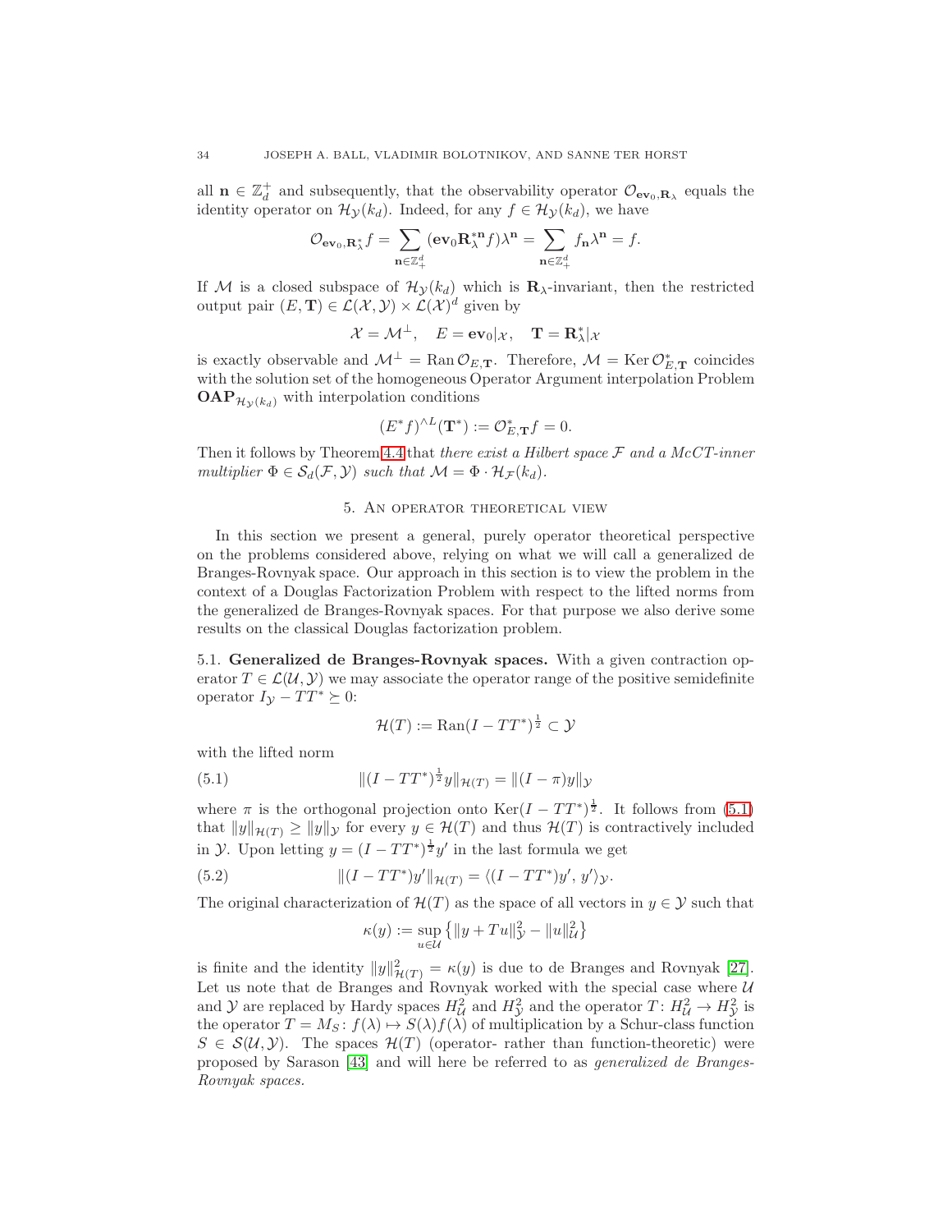all $\mathbf{n} \in \mathbb{Z}_d^+$ and subsequently, that the observability operator $\mathcal{O}_{\mathbf{ev}_0,\mathbf{R}_\lambda}$ equals the identity operator on $\mathcal{H}_\mathcal{Y}(k_d)$. Indeed, for any $f \in \mathcal{H}_\mathcal{Y}(k_d)$, we have

$$\mathcal{O}_{\mathbf{ev}_0,\mathbf{R}_\lambda^*} f = \sum_{\mathbf{n}\in\mathbb{Z}_+^d} (\mathbf{ev}_0 \mathbf{R}_\lambda^{*\mathbf{n}} f)\lambda^{\mathbf{n}} = \sum_{\mathbf{n}\in\mathbb{Z}_+^d} f_{\mathbf{n}}\lambda^{\mathbf{n}} = f.$$

If $\mathcal{M}$ is a closed subspace of $\mathcal{H}_\mathcal{Y}(k_d)$ which is $\mathbf{R}_\lambda$-invariant, then the restricted output pair $(E, \mathbf{T}) \in \mathcal{L}(\mathcal{X}, \mathcal{Y}) \times \mathcal{L}(\mathcal{X})^d$ given by

$$\mathcal{X} = \mathcal{M}^\perp, \quad E = \mathbf{ev}_0|_\mathcal{X}, \quad \mathbf{T} = \mathbf{R}_\lambda^*|_\mathcal{X}$$

is exactly observable and $\mathcal{M}^\perp = \operatorname{Ran}\mathcal{O}_{E,\mathbf{T}}$. Therefore, $\mathcal{M} = \operatorname{Ker}\mathcal{O}_{E,\mathbf{T}}^*$ coincides with the solution set of the homogeneous Operator Argument interpolation Problem $\mathbf{OAP}_{\mathcal{H}_\mathcal{Y}(k_d)}$ with interpolation conditions

$$(E^*f)^{\wedge L}(\mathbf{T}^*) := \mathcal{O}_{E,\mathbf{T}}^* f = 0.$$

Then it follows by Theorem 4.4 that *there exist a Hilbert space $\mathcal{F}$ and a McCT-inner multiplier $\Phi \in \mathcal{S}_d(\mathcal{F}, \mathcal{Y})$ such that $\mathcal{M} = \Phi \cdot \mathcal{H}_\mathcal{F}(k_d)$.*

## 5. An operator theoretical view

In this section we present a general, purely operator theoretical perspective on the problems considered above, relying on what we will call a generalized de Branges-Rovnyak space. Our approach in this section is to view the problem in the context of a Douglas Factorization Problem with respect to the lifted norms from the generalized de Branges-Rovnyak spaces. For that purpose we also derive some results on the classical Douglas factorization problem.

5.1. **Generalized de Branges-Rovnyak spaces.** With a given contraction operator $T \in \mathcal{L}(\mathcal{U}, \mathcal{Y})$ we may associate the operator range of the positive semidefinite operator $I_\mathcal{Y} - TT^* \succeq 0$:

$$\mathcal{H}(T) := \operatorname{Ran}(I - TT^*)^{\frac{1}{2}} \subset \mathcal{Y}$$

with the lifted norm

$$\|(I - TT^*)^{\frac{1}{2}} y\|_{\mathcal{H}(T)} = \|(I - \pi)y\|_\mathcal{Y} \tag{5.1}$$

where $\pi$ is the orthogonal projection onto $\operatorname{Ker}(I - TT^*)^{\frac{1}{2}}$. It follows from (5.1) that $\|y\|_{\mathcal{H}(T)} \geq \|y\|_\mathcal{Y}$ for every $y \in \mathcal{H}(T)$ and thus $\mathcal{H}(T)$ is contractively included in $\mathcal{Y}$. Upon letting $y = (I - TT^*)^{\frac{1}{2}} y'$ in the last formula we get

$$\|(I - TT^*)y'\|_{\mathcal{H}(T)} = \langle (I - TT^*)y',\, y'\rangle_\mathcal{Y}. \tag{5.2}$$

The original characterization of $\mathcal{H}(T)$ as the space of all vectors in $y \in \mathcal{Y}$ such that

$$\kappa(y) := \sup_{u\in\mathcal{U}} \left\{ \|y + Tu\|_\mathcal{Y}^2 - \|u\|_\mathcal{U}^2 \right\}$$

is finite and the identity $\|y\|_{\mathcal{H}(T)}^2 = \kappa(y)$ is due to de Branges and Rovnyak [27]. Let us note that de Branges and Rovnyak worked with the special case where $\mathcal{U}$ and $\mathcal{Y}$ are replaced by Hardy spaces $H_\mathcal{U}^2$ and $H_\mathcal{Y}^2$ and the operator $T\colon H_\mathcal{U}^2 \to H_\mathcal{Y}^2$ is the operator $T = M_S\colon f(\lambda) \mapsto S(\lambda)f(\lambda)$ of multiplication by a Schur-class function $S \in \mathcal{S}(\mathcal{U}, \mathcal{Y})$. The spaces $\mathcal{H}(T)$ (operator- rather than function-theoretic) were proposed by Sarason [43] and will here be referred to as *generalized de Branges-Rovnyak spaces.*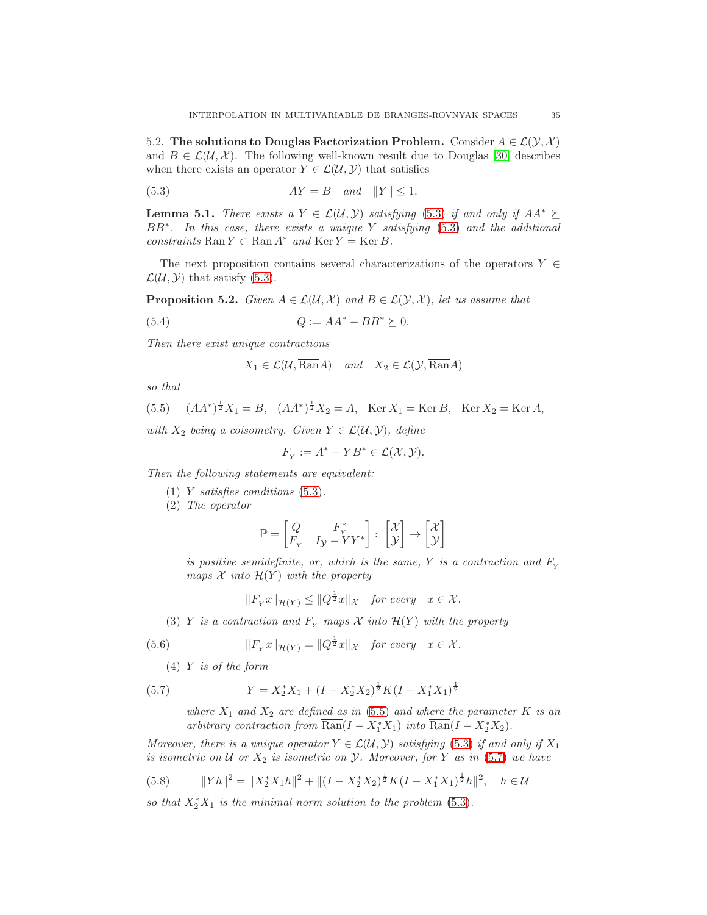**5.2. The solutions to Douglas Factorization Problem.** Consider $A \in \mathcal{L}(\mathcal{Y}, \mathcal{X})$ and $B \in \mathcal{L}(\mathcal{U}, \mathcal{X})$. The following well-known result due to Douglas [30] describes when there exists an operator $Y \in \mathcal{L}(\mathcal{U}, \mathcal{Y})$ that satisfies

$$AY = B \quad \text{and} \quad \|Y\| \le 1. \tag{5.3}$$

**Lemma 5.1.** *There exists a $Y \in \mathcal{L}(\mathcal{U}, \mathcal{Y})$ satisfying (5.3) if and only if $AA^* \succeq BB^*$. In this case, there exists a unique $Y$ satisfying (5.3) and the additional constraints $\operatorname{Ran} Y \subset \operatorname{Ran} A^*$ and $\operatorname{Ker} Y = \operatorname{Ker} B$.*

The next proposition contains several characterizations of the operators $Y \in \mathcal{L}(\mathcal{U}, \mathcal{Y})$ that satisfy (5.3).

**Proposition 5.2.** *Given $A \in \mathcal{L}(\mathcal{U}, \mathcal{X})$ and $B \in \mathcal{L}(\mathcal{Y}, \mathcal{X})$, let us assume that*

$$Q := AA^* - BB^* \succeq 0. \tag{5.4}$$

*Then there exist unique contractions*

$$X_1 \in \mathcal{L}(\mathcal{U}, \overline{\operatorname{Ran}} A) \quad \text{and} \quad X_2 \in \mathcal{L}(\mathcal{Y}, \overline{\operatorname{Ran}} A)$$

*so that*

$$(AA^*)^{\frac{1}{2}} X_1 = B, \quad (AA^*)^{\frac{1}{2}} X_2 = A, \quad \operatorname{Ker} X_1 = \operatorname{Ker} B, \quad \operatorname{Ker} X_2 = \operatorname{Ker} A, \tag{5.5}$$

*with $X_2$ being a coisometry. Given $Y \in \mathcal{L}(\mathcal{U}, \mathcal{Y})$, define*

$$F_Y := A^* - YB^* \in \mathcal{L}(\mathcal{X}, \mathcal{Y}).$$

*Then the following statements are equivalent:*

1. *$Y$ satisfies conditions (5.3).*
2. *The operator*

   $$\mathbb{P} = \begin{bmatrix} Q & F_Y^* \\ F_Y & I_{\mathcal{Y}} - YY^* \end{bmatrix} : \begin{bmatrix} \mathcal{X} \\ \mathcal{Y} \end{bmatrix} \to \begin{bmatrix} \mathcal{X} \\ \mathcal{Y} \end{bmatrix}$$

   *is positive semidefinite, or, which is the same, $Y$ is a contraction and $F_Y$ maps $\mathcal{X}$ into $\mathcal{H}(Y)$ with the property*

   $$\|F_Y x\|_{\mathcal{H}(Y)} \le \|Q^{\frac{1}{2}} x\|_{\mathcal{X}} \quad \text{for every} \quad x \in \mathcal{X}.$$

3. *$Y$ is a contraction and $F_Y$ maps $\mathcal{X}$ into $\mathcal{H}(Y)$ with the property*

   $$\|F_Y x\|_{\mathcal{H}(Y)} = \|Q^{\frac{1}{2}} x\|_{\mathcal{X}} \quad \text{for every} \quad x \in \mathcal{X}. \tag{5.6}$$

4. *$Y$ is of the form*

   $$Y = X_2^* X_1 + (I - X_2^* X_2)^{\frac{1}{2}} K (I - X_1^* X_1)^{\frac{1}{2}} \tag{5.7}$$

   *where $X_1$ and $X_2$ are defined as in (5.5) and where the parameter $K$ is an arbitrary contraction from $\overline{\operatorname{Ran}}(I - X_1^* X_1)$ into $\overline{\operatorname{Ran}}(I - X_2^* X_2)$.*

*Moreover, there is a unique operator $Y \in \mathcal{L}(\mathcal{U}, \mathcal{Y})$ satisfying (5.3) if and only if $X_1$ is isometric on $\mathcal{U}$ or $X_2$ is isometric on $\mathcal{Y}$. Moreover, for $Y$ as in (5.7) we have*

$$\|Yh\|^2 = \|X_2^* X_1 h\|^2 + \|(I - X_2^* X_2)^{\frac{1}{2}} K (I - X_1^* X_1)^{\frac{1}{2}} h\|^2, \quad h \in \mathcal{U} \tag{5.8}$$

*so that $X_2^* X_1$ is the minimal norm solution to the problem (5.3).*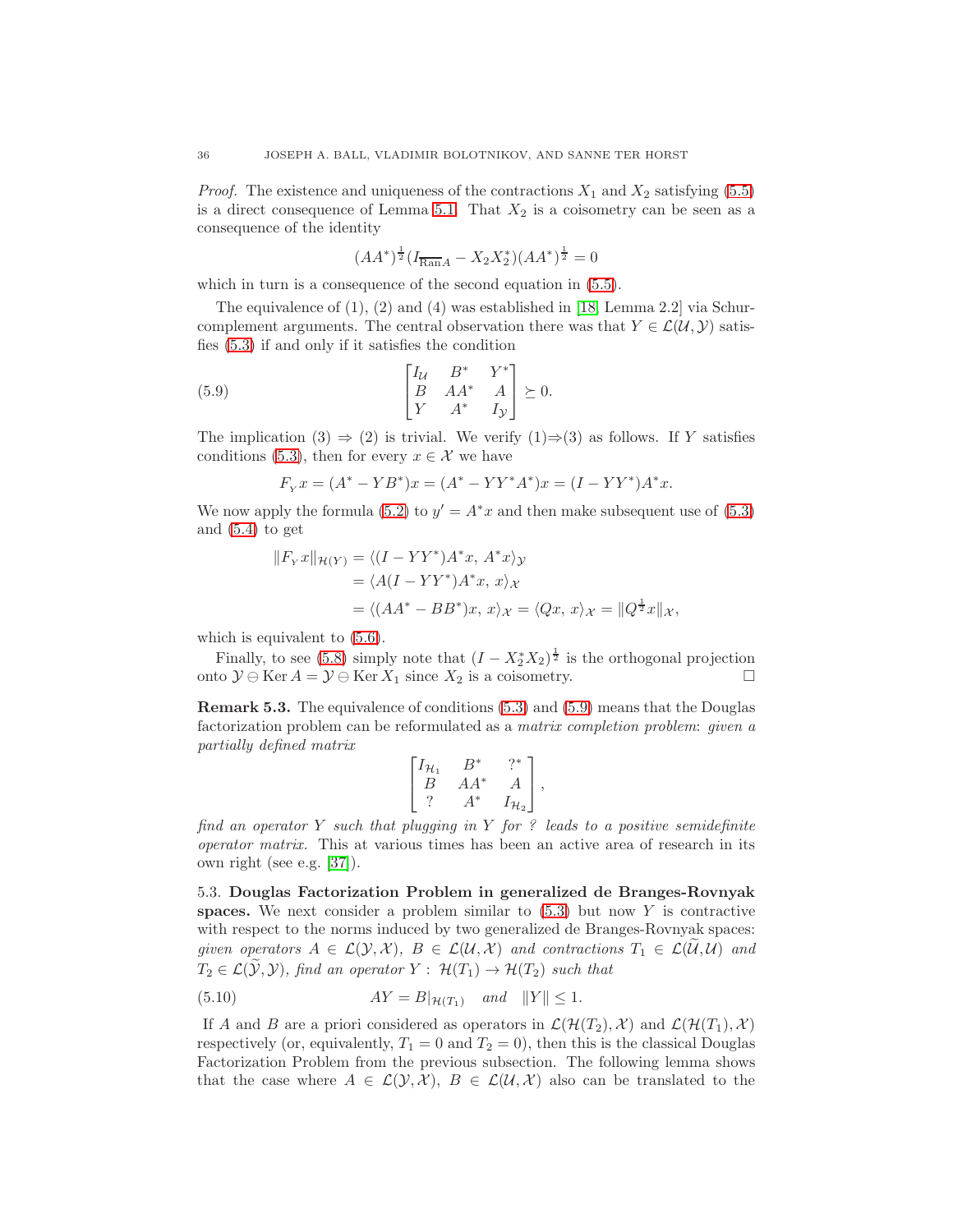*Proof.* The existence and uniqueness of the contractions $X_1$ and $X_2$ satisfying (5.5) is a direct consequence of Lemma 5.1. That $X_2$ is a coisometry can be seen as a consequence of the identity

$$(AA^*)^{\frac{1}{2}}(I_{\overline{\operatorname{Ran} A}} - X_2X_2^*)(AA^*)^{\frac{1}{2}} = 0$$

which in turn is a consequence of the second equation in (5.5).

The equivalence of (1), (2) and (4) was established in [18, Lemma 2.2] via Schur-complement arguments. The central observation there was that $Y \in \mathcal{L}(\mathcal{U}, \mathcal{Y})$ satisfies (5.3) if and only if it satisfies the condition

$$\begin{bmatrix} I_{\mathcal{U}} & B^* & Y^* \\ B & AA^* & A \\ Y & A^* & I_{\mathcal{Y}} \end{bmatrix} \succeq 0. \tag{5.9}$$

The implication (3) $\Rightarrow$ (2) is trivial. We verify (1)$\Rightarrow$(3) as follows. If $Y$ satisfies conditions (5.3), then for every $x \in \mathcal{X}$ we have

$$F_{Y}x = (A^* - YB^*)x = (A^* - YY^*A^*)x = (I - YY^*)A^*x.$$

We now apply the formula (5.2) to $y' = A^*x$ and then make subsequent use of (5.3) and (5.4) to get

$$\begin{aligned} \|F_{Y}x\|_{\mathcal{H}(Y)} &= \langle (I - YY^*)A^*x,\, A^*x\rangle_{\mathcal{Y}} \\ &= \langle A(I - YY^*)A^*x,\, x\rangle_{\mathcal{X}} \\ &= \langle (AA^* - BB^*)x,\, x\rangle_{\mathcal{X}} = \langle Qx,\, x\rangle_{\mathcal{X}} = \|Q^{\frac{1}{2}}x\|_{\mathcal{X}}, \end{aligned}$$

which is equivalent to (5.6).

Finally, to see (5.8) simply note that $(I - X_2^*X_2)^{\frac{1}{2}}$ is the orthogonal projection onto $\mathcal{Y} \ominus \operatorname{Ker} A = \mathcal{Y} \ominus \operatorname{Ker} X_1$ since $X_2$ is a coisometry. $\square$

**Remark 5.3.** The equivalence of conditions (5.3) and (5.9) means that the Douglas factorization problem can be reformulated as a *matrix completion problem*: *given a partially defined matrix*

$$\begin{bmatrix} I_{\mathcal{H}_1} & B^* & ?^* \\ B & AA^* & A \\ ? & A^* & I_{\mathcal{H}_2} \end{bmatrix},$$

*find an operator $Y$ such that plugging in $Y$ for ? leads to a positive semidefinite operator matrix.* This at various times has been an active area of research in its own right (see e.g. [37]).

5.3. **Douglas Factorization Problem in generalized de Branges-Rovnyak spaces.** We next consider a problem similar to (5.3) but now $Y$ is contractive with respect to the norms induced by two generalized de Branges-Rovnyak spaces: *given operators $A \in \mathcal{L}(\mathcal{Y}, \mathcal{X})$, $B \in \mathcal{L}(\mathcal{U}, \mathcal{X})$ and contractions $T_1 \in \mathcal{L}(\widetilde{\mathcal{U}}, \mathcal{U})$ and $T_2 \in \mathcal{L}(\widetilde{\mathcal{Y}}, \mathcal{Y})$, find an operator $Y\colon\, \mathcal{H}(T_1) \to \mathcal{H}(T_2)$ such that*

$$AY = B|_{\mathcal{H}(T_1)} \quad \text{and} \quad \|Y\| \le 1. \tag{5.10}$$

If $A$ and $B$ are a priori considered as operators in $\mathcal{L}(\mathcal{H}(T_2), \mathcal{X})$ and $\mathcal{L}(\mathcal{H}(T_1), \mathcal{X})$ respectively (or, equivalently, $T_1 = 0$ and $T_2 = 0$), then this is the classical Douglas Factorization Problem from the previous subsection. The following lemma shows that the case where $A \in \mathcal{L}(\mathcal{Y}, \mathcal{X})$, $B \in \mathcal{L}(\mathcal{U}, \mathcal{X})$ also can be translated to the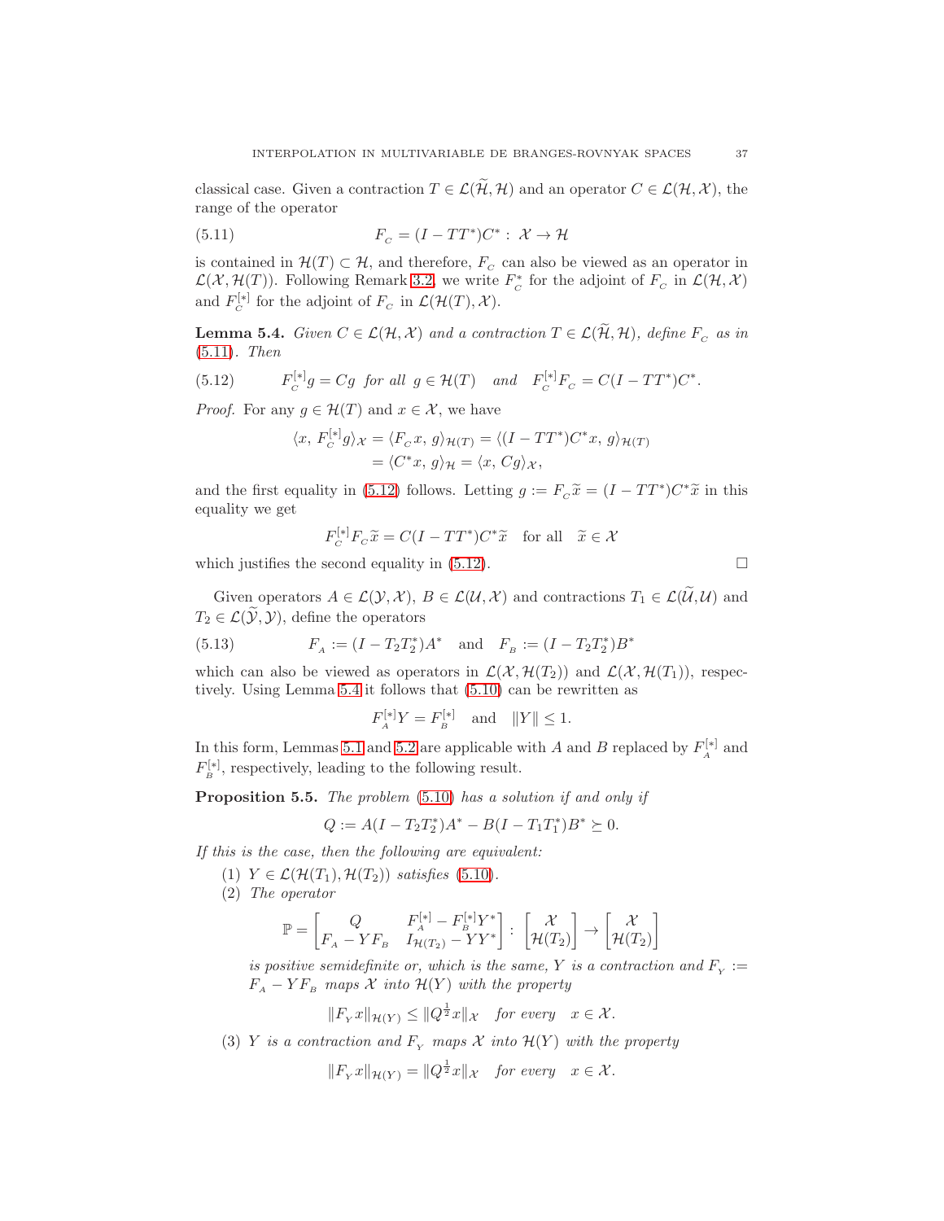classical case. Given a contraction $T \in \mathcal{L}(\widetilde{\mathcal{H}}, \mathcal{H})$ and an operator $C \in \mathcal{L}(\mathcal{H}, \mathcal{X})$, the range of the operator

$$F_{_C} = (I - TT^*)C^* : \mathcal{X} \to \mathcal{H} \tag{5.11}$$

is contained in $\mathcal{H}(T) \subset \mathcal{H}$, and therefore, $F_{_C}$ can also be viewed as an operator in $\mathcal{L}(\mathcal{X}, \mathcal{H}(T))$. Following Remark 3.2, we write $F_{_C}^*$ for the adjoint of $F_{_C}$ in $\mathcal{L}(\mathcal{H}, \mathcal{X})$ and $F_{_C}^{[*]}$ for the adjoint of $F_{_C}$ in $\mathcal{L}(\mathcal{H}(T), \mathcal{X})$.

**Lemma 5.4.** *Given $C \in \mathcal{L}(\mathcal{H}, \mathcal{X})$ and a contraction $T \in \mathcal{L}(\widetilde{\mathcal{H}}, \mathcal{H})$, define $F_{_C}$ as in (5.11). Then*

$$F_{_C}^{[*]} g = Cg \ \text{ for all } \ g \in \mathcal{H}(T) \quad \text{and} \quad F_{_C}^{[*]} F_{_C} = C(I - TT^*)C^*. \tag{5.12}$$

*Proof.* For any $g \in \mathcal{H}(T)$ and $x \in \mathcal{X}$, we have

$$\begin{aligned}
\langle x, \, F_{_C}^{[*]} g \rangle_{\mathcal{X}} &= \langle F_{_C} x, \, g \rangle_{\mathcal{H}(T)} = \langle (I - TT^*)C^* x, \, g \rangle_{\mathcal{H}(T)} \\
&= \langle C^* x, \, g \rangle_{\mathcal{H}} = \langle x, \, Cg \rangle_{\mathcal{X}},
\end{aligned}$$

and the first equality in (5.12) follows. Letting $g := F_{_C} \widetilde{x} = (I - TT^*)C^* \widetilde{x}$ in this equality we get

$$F_{_C}^{[*]} F_{_C} \widetilde{x} = C(I - TT^*)C^* \widetilde{x} \quad \text{for all} \quad \widetilde{x} \in \mathcal{X}$$

which justifies the second equality in (5.12). $\square$

Given operators $A \in \mathcal{L}(\mathcal{Y}, \mathcal{X})$, $B \in \mathcal{L}(\mathcal{U}, \mathcal{X})$ and contractions $T_1 \in \mathcal{L}(\widetilde{\mathcal{U}}, \mathcal{U})$ and $T_2 \in \mathcal{L}(\widetilde{\mathcal{Y}}, \mathcal{Y})$, define the operators

$$F_{_A} := (I - T_2 T_2^*)A^* \quad \text{and} \quad F_{_B} := (I - T_2 T_2^*)B^* \tag{5.13}$$

which can also be viewed as operators in $\mathcal{L}(\mathcal{X}, \mathcal{H}(T_2))$ and $\mathcal{L}(\mathcal{X}, \mathcal{H}(T_1))$, respectively. Using Lemma 5.4 it follows that (5.10) can be rewritten as

$$F_{_A}^{[*]} Y = F_{_B}^{[*]} \quad \text{and} \quad \|Y\| \leq 1.$$

In this form, Lemmas 5.1 and 5.2 are applicable with $A$ and $B$ replaced by $F_{_A}^{[*]}$ and $F_{_B}^{[*]}$, respectively, leading to the following result.

**Proposition 5.5.** *The problem (5.10) has a solution if and only if*

$$Q := A(I - T_2 T_2^*)A^* - B(I - T_1 T_1^*)B^* \succeq 0.$$

*If this is the case, then the following are equivalent:*

1. *$Y \in \mathcal{L}(\mathcal{H}(T_1), \mathcal{H}(T_2))$ satisfies (5.10).*
2. *The operator*

$$\mathbb{P} = \begin{bmatrix} Q & F_{_A}^{[*]} - F_{_B}^{[*]} Y^* \\ F_{_A} - Y F_{_B} & I_{\mathcal{H}(T_2)} - YY^* \end{bmatrix} : \begin{bmatrix} \mathcal{X} \\ \mathcal{H}(T_2) \end{bmatrix} \to \begin{bmatrix} \mathcal{X} \\ \mathcal{H}(T_2) \end{bmatrix}$$

   *is positive semidefinite or, which is the same, $Y$ is a contraction and $F_{_Y} := F_{_A} - Y F_{_B}$ maps $\mathcal{X}$ into $\mathcal{H}(Y)$ with the property*

$$\|F_{_Y} x\|_{\mathcal{H}(Y)} \leq \|Q^{\frac{1}{2}} x\|_{\mathcal{X}} \quad \text{for every} \quad x \in \mathcal{X}.$$

3. *$Y$ is a contraction and $F_{_Y}$ maps $\mathcal{X}$ into $\mathcal{H}(Y)$ with the property*

$$\|F_{_Y} x\|_{\mathcal{H}(Y)} = \|Q^{\frac{1}{2}} x\|_{\mathcal{X}} \quad \text{for every} \quad x \in \mathcal{X}.$$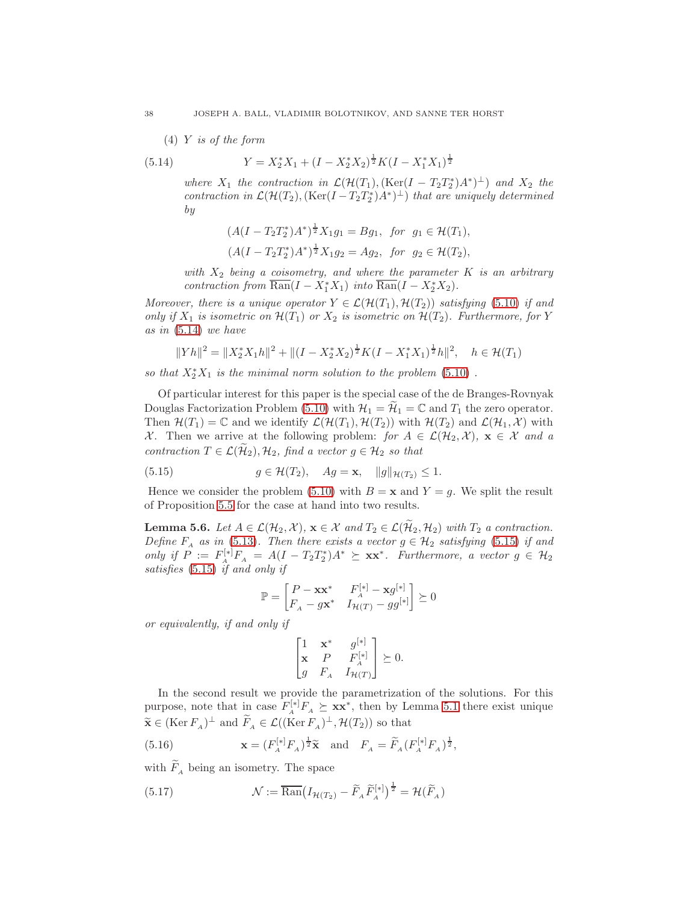(4) $Y$ *is of the form*

$$Y = X_2^* X_1 + (I - X_2^* X_2)^{\frac{1}{2}} K (I - X_1^* X_1)^{\frac{1}{2}} \tag{5.14}$$

*where* $X_1$ *the contraction in* $\mathcal{L}(\mathcal{H}(T_1), (\operatorname{Ker}(I - T_2 T_2^*)A^*)^\perp)$ *and* $X_2$ *the contraction in* $\mathcal{L}(\mathcal{H}(T_2), (\operatorname{Ker}(I - T_2 T_2^*)A^*)^\perp)$ *that are uniquely determined by*

$$(A(I - T_2 T_2^*)A^*)^{\frac{1}{2}} X_1 g_1 = B g_1, \quad \text{for} \quad g_1 \in \mathcal{H}(T_1),$$
$$(A(I - T_2 T_2^*)A^*)^{\frac{1}{2}} X_1 g_2 = A g_2, \quad \text{for} \quad g_2 \in \mathcal{H}(T_2),$$

*with* $X_2$ *being a coisometry, and where the parameter* $K$ *is an arbitrary contraction from* $\overline{\operatorname{Ran}}(I - X_1^* X_1)$ *into* $\overline{\operatorname{Ran}}(I - X_2^* X_2)$.

*Moreover, there is a unique operator* $Y \in \mathcal{L}(\mathcal{H}(T_1), \mathcal{H}(T_2))$ *satisfying* (5.10) *if and only if* $X_1$ *is isometric on* $\mathcal{H}(T_1)$ *or* $X_2$ *is isometric on* $\mathcal{H}(T_2)$. *Furthermore, for* $Y$ *as in* (5.14) *we have*

$$\|Yh\|^2 = \|X_2^* X_1 h\|^2 + \|(I - X_2^* X_2)^{\frac{1}{2}} K (I - X_1^* X_1)^{\frac{1}{2}} h\|^2, \quad h \in \mathcal{H}(T_1)$$

*so that* $X_2^* X_1$ *is the minimal norm solution to the problem* (5.10) *.*

Of particular interest for this paper is the special case of the de Branges-Rovnyak Douglas Factorization Problem (5.10) with $\mathcal{H}_1 = \widetilde{\mathcal{H}}_1 = \mathbb{C}$ and $T_1$ the zero operator. Then $\mathcal{H}(T_1) = \mathbb{C}$ and we identify $\mathcal{L}(\mathcal{H}(T_1), \mathcal{H}(T_2))$ with $\mathcal{H}(T_2)$ and $\mathcal{L}(\mathcal{H}_1, \mathcal{X})$ with $\mathcal{X}$. Then we arrive at the following problem: *for* $A \in \mathcal{L}(\mathcal{H}_2, \mathcal{X})$, $\mathbf{x} \in \mathcal{X}$ *and a contraction* $T \in \mathcal{L}(\widetilde{\mathcal{H}}_2), \mathcal{H}_2$, *find a vector* $g \in \mathcal{H}_2$ *so that*

$$g \in \mathcal{H}(T_2), \quad Ag = \mathbf{x}, \quad \|g\|_{\mathcal{H}(T_2)} \le 1. \tag{5.15}$$

Hence we consider the problem (5.10) with $B = \mathbf{x}$ and $Y = g$. We split the result of Proposition 5.5 for the case at hand into two results.

**Lemma 5.6.** *Let* $A \in \mathcal{L}(\mathcal{H}_2, \mathcal{X})$, $\mathbf{x} \in \mathcal{X}$ *and* $T_2 \in \mathcal{L}(\widetilde{\mathcal{H}}_2, \mathcal{H}_2)$ *with* $T_2$ *a contraction. Define* $F_A$ *as in* (5.13). *Then there exists a vector* $g \in \mathcal{H}_2$ *satisfying* (5.15) *if and only if* $P := F_A^{[*]} F_A = A(I - T_2 T_2^*)A^* \succeq \mathbf{x}\mathbf{x}^*$. *Furthermore, a vector* $g \in \mathcal{H}_2$ *satisfies* (5.15) *if and only if*

$$\mathbb{P} = \begin{bmatrix} P - \mathbf{x}\mathbf{x}^* & F_A^{[*]} - \mathbf{x} g^{[*]} \\ F_A - g\mathbf{x}^* & I_{\mathcal{H}(T)} - g g^{[*]} \end{bmatrix} \succeq 0$$

*or equivalently, if and only if*

$$\begin{bmatrix} 1 & \mathbf{x}^* & g^{[*]} \\ \mathbf{x} & P & F_A^{[*]} \\ g & F_A & I_{\mathcal{H}(T)} \end{bmatrix} \succeq 0.$$

In the second result we provide the parametrization of the solutions. For this purpose, note that in case $F_A^{[*]} F_A \succeq \mathbf{x}\mathbf{x}^*$, then by Lemma 5.1 there exist unique $\widetilde{\mathbf{x}} \in (\operatorname{Ker} F_A)^\perp$ and $\widetilde{F}_A \in \mathcal{L}((\operatorname{Ker} F_A)^\perp, \mathcal{H}(T_2))$ so that

$$\mathbf{x} = (F_A^{[*]} F_A)^{\frac{1}{2}} \widetilde{\mathbf{x}} \quad \text{and} \quad F_A = \widetilde{F}_A (F_A^{[*]} F_A)^{\frac{1}{2}}, \tag{5.16}$$

with $\widetilde{F}_A$ being an isometry. The space

$$\mathcal{N} := \overline{\operatorname{Ran}}\big(I_{\mathcal{H}(T_2)} - \widetilde{F}_A \widetilde{F}_A^{[*]}\big)^{\frac{1}{2}} = \mathcal{H}(\widetilde{F}_A) \tag{5.17}$$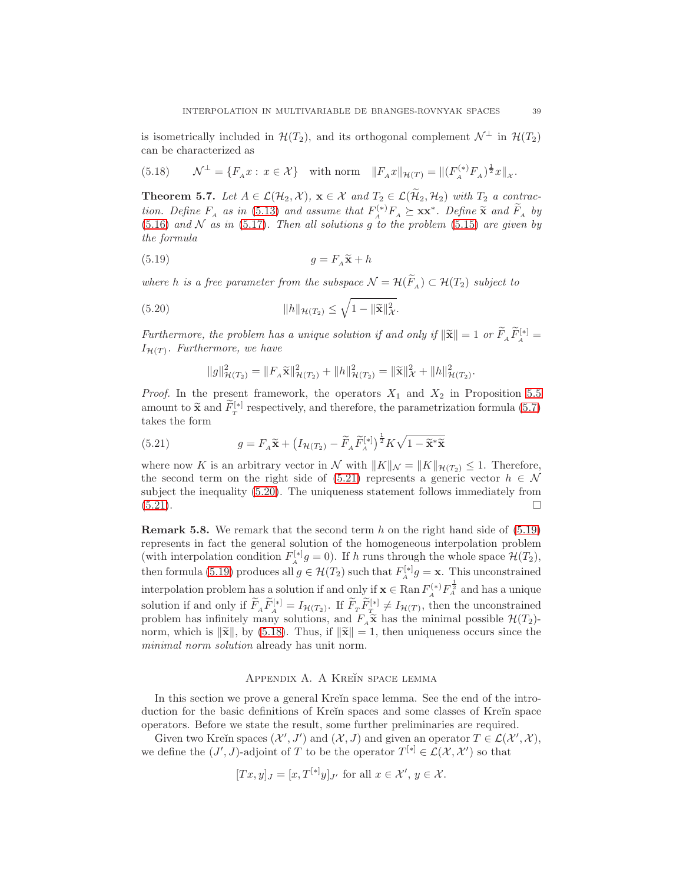is isometrically included in $\mathcal{H}(T_2)$, and its orthogonal complement $\mathcal{N}^\perp$ in $\mathcal{H}(T_2)$ can be characterized as

$$\mathcal{N}^\perp = \{F_{{}_A} x : x \in \mathcal{X}\} \quad \text{with norm} \quad \|F_{{}_A} x\|_{\mathcal{H}(T)} = \|(F_{{}_A}^{(*)} F_{{}_A})^{\frac{1}{2}} x\|_{\mathcal{X}}. \tag{5.18}$$

**Theorem 5.7.** *Let $A \in \mathcal{L}(\mathcal{H}_2, \mathcal{X})$, $\mathbf{x} \in \mathcal{X}$ and $T_2 \in \mathcal{L}(\widetilde{\mathcal{H}}_2, \mathcal{H}_2)$ with $T_2$ a contraction. Define $F_{{}_A}$ as in (5.13) and assume that $F_{{}_A}^{(*)} F_{{}_A} \succeq \mathbf{x}\mathbf{x}^*$. Define $\widetilde{\mathbf{x}}$ and $\widetilde{F}_{{}_A}$ by (5.16) and $\mathcal{N}$ as in (5.17). Then all solutions $g$ to the problem (5.15) are given by the formula*

$$g = F_{{}_A} \widetilde{\mathbf{x}} + h \tag{5.19}$$

*where $h$ is a free parameter from the subspace $\mathcal{N} = \mathcal{H}(\widetilde{F}_{{}_A}) \subset \mathcal{H}(T_2)$ subject to*

$$\|h\|_{\mathcal{H}(T_2)} \le \sqrt{1 - \|\widetilde{\mathbf{x}}\|^2_{\mathcal{X}}}. \tag{5.20}$$

*Furthermore, the problem has a unique solution if and only if $\|\widetilde{\mathbf{x}}\| = 1$ or $\widetilde{F}_{{}_A} \widetilde{F}_{{}_A}^{[*]} = I_{\mathcal{H}(T)}$. Furthermore, we have*

$$\|g\|^2_{\mathcal{H}(T_2)} = \|F_{{}_A} \widetilde{\mathbf{x}}\|^2_{\mathcal{H}(T_2)} + \|h\|^2_{\mathcal{H}(T_2)} = \|\widetilde{\mathbf{x}}\|^2_{\mathcal{X}} + \|h\|^2_{\mathcal{H}(T_2)}.$$

*Proof.* In the present framework, the operators $X_1$ and $X_2$ in Proposition 5.5 amount to $\widetilde{\mathbf{x}}$ and $\widetilde{F}_{{}_T}^{[*]}$ respectively, and therefore, the parametrization formula (5.7) takes the form

$$g = F_{{}_A} \widetilde{\mathbf{x}} + \big(I_{\mathcal{H}(T_2)} - \widetilde{F}_{{}_A} \widetilde{F}_{{}_A}^{[*]}\big)^{\frac{1}{2}} K \sqrt{1 - \widetilde{\mathbf{x}}^* \widetilde{\mathbf{x}}} \tag{5.21}$$

where now $K$ is an arbitrary vector in $\mathcal{N}$ with $\|K\|_{\mathcal{N}} = \|K\|_{\mathcal{H}(T_2)} \le 1$. Therefore, the second term on the right side of (5.21) represents a generic vector $h \in \mathcal{N}$ subject the inequality (5.20). The uniqueness statement follows immediately from (5.21). $\square$

**Remark 5.8.** We remark that the second term $h$ on the right hand side of (5.19) represents in fact the general solution of the homogeneous interpolation problem (with interpolation condition $F_{{}_A}^{[*]} g = 0$). If $h$ runs through the whole space $\mathcal{H}(T_2)$, then formula (5.19) produces all $g \in \mathcal{H}(T_2)$ such that $F_{{}_A}^{[*]} g = \mathbf{x}$. This unconstrained interpolation problem has a solution if and only if $\mathbf{x} \in \operatorname{Ran} F_{{}_A}^{(*)} F_{{}_A}^{\frac{1}{2}}$ and has a unique solution if and only if $\widetilde{F}_{{}_A} \widetilde{F}_{{}_A}^{[*]} = I_{\mathcal{H}(T_2)}$. If $\widetilde{F}_{{}_T} \widetilde{F}_{{}_T}^{[*]} \neq I_{\mathcal{H}(T)}$, then the unconstrained problem has infinitely many solutions, and $F_{{}_A} \widetilde{\mathbf{x}}$ has the minimal possible $\mathcal{H}(T_2)$-norm, which is $\|\widetilde{\mathbf{x}}\|$, by (5.18). Thus, if $\|\widetilde{\mathbf{x}}\| = 1$, then uniqueness occurs since the *minimal norm solution* already has unit norm.

## Appendix A. A Kreĭn space lemma

In this section we prove a general Kreĭn space lemma. See the end of the introduction for the basic definitions of Kreĭn spaces and some classes of Kreĭn space operators. Before we state the result, some further preliminaries are required.

Given two Kreĭn spaces $(\mathcal{X}', J')$ and $(\mathcal{X}, J)$ and given an operator $T \in \mathcal{L}(\mathcal{X}', \mathcal{X})$, we define the $(J', J)$-adjoint of $T$ to be the operator $T^{[*]} \in \mathcal{L}(\mathcal{X}, \mathcal{X}')$ so that

$$[Tx, y]_J = [x, T^{[*]} y]_{J'} \text{ for all } x \in \mathcal{X}',\ y \in \mathcal{X}.$$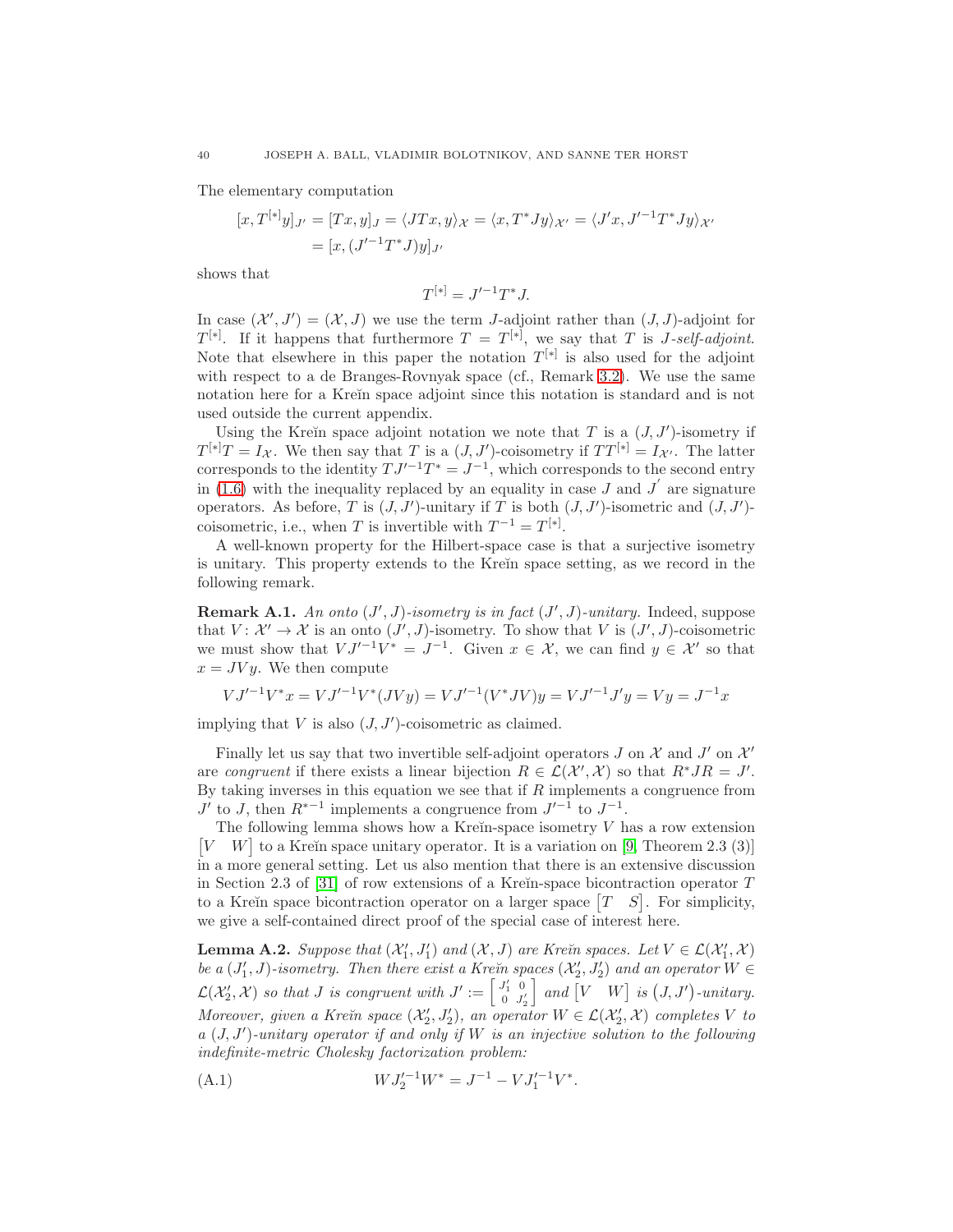The elementary computation

$$
\begin{aligned}
[x, T^{[*]}y]_{J'} &= [Tx, y]_J = \langle JTx, y\rangle_{\mathcal{X}} = \langle x, T^*Jy\rangle_{\mathcal{X}'} = \langle J'x, J'^{-1}T^*Jy\rangle_{\mathcal{X}'} \\
&= [x, (J'^{-1}T^*J)y]_{J'}
\end{aligned}
$$

shows that

$$
T^{[*]} = J'^{-1}T^*J.
$$

In case $(\mathcal{X}', J') = (\mathcal{X}, J)$ we use the term $J$-adjoint rather than $(J, J)$-adjoint for $T^{[*]}$. If it happens that furthermore $T = T^{[*]}$, we say that $T$ is *$J$-self-adjoint*. Note that elsewhere in this paper the notation $T^{[*]}$ is also used for the adjoint with respect to a de Branges-Rovnyak space (cf., Remark 3.2). We use the same notation here for a Kreĭn space adjoint since this notation is standard and is not used outside the current appendix.

Using the Kreĭn space adjoint notation we note that $T$ is a $(J, J')$-isometry if $T^{[*]}T = I_{\mathcal{X}}$. We then say that $T$ is a $(J, J')$-coisometry if $TT^{[*]} = I_{\mathcal{X}'}$. The latter corresponds to the identity $TJ'^{-1}T^* = J^{-1}$, which corresponds to the second entry in (1.6) with the inequality replaced by an equality in case $J$ and $J'$ are signature operators. As before, $T$ is $(J, J')$-unitary if $T$ is both $(J, J')$-isometric and $(J, J')$-coisometric, i.e., when $T$ is invertible with $T^{-1} = T^{[*]}$.

A well-known property for the Hilbert-space case is that a surjective isometry is unitary. This property extends to the Kreĭn space setting, as we record in the following remark.

**Remark A.1.** *An onto $(J', J)$-isometry is in fact $(J', J)$-unitary.* Indeed, suppose that $V\colon \mathcal{X}' \to \mathcal{X}$ is an onto $(J', J)$-isometry. To show that $V$ is $(J', J)$-coisometric we must show that $VJ'^{-1}V^* = J^{-1}$. Given $x \in \mathcal{X}$, we can find $y \in \mathcal{X}'$ so that $x = JVy$. We then compute

$$
VJ'^{-1}V^*x = VJ'^{-1}V^*(JVy) = VJ'^{-1}(V^*JV)y = VJ'^{-1}J'y = Vy = J^{-1}x
$$

implying that $V$ is also $(J, J')$-coisometric as claimed.

Finally let us say that two invertible self-adjoint operators $J$ on $\mathcal{X}$ and $J'$ on $\mathcal{X}'$ are *congruent* if there exists a linear bijection $R \in \mathcal{L}(\mathcal{X}', \mathcal{X})$ so that $R^*JR = J'$. By taking inverses in this equation we see that if $R$ implements a congruence from $J'$ to $J$, then $R^{*-1}$ implements a congruence from $J'^{-1}$ to $J^{-1}$.

The following lemma shows how a Kreĭn-space isometry $V$ has a row extension $\begin{bmatrix} V & W \end{bmatrix}$ to a Kreĭn space unitary operator. It is a variation on [9, Theorem 2.3 (3)] in a more general setting. Let us also mention that there is an extensive discussion in Section 2.3 of [31] of row extensions of a Kreĭn-space bicontraction operator $T$ to a Kreĭn space bicontraction operator on a larger space $\begin{bmatrix} T & S \end{bmatrix}$. For simplicity, we give a self-contained direct proof of the special case of interest here.

**Lemma A.2.** *Suppose that $(\mathcal{X}_1', J_1')$ and $(\mathcal{X}, J)$ are Kreĭn spaces. Let $V \in \mathcal{L}(\mathcal{X}_1', \mathcal{X})$ be a $(J_1', J)$-isometry. Then there exist a Kreĭn spaces $(\mathcal{X}_2', J_2')$ and an operator $W \in \mathcal{L}(\mathcal{X}_2', \mathcal{X})$ so that $J$ is congruent with $J' := \begin{bmatrix} J_1' & 0 \\ 0 & J_2' \end{bmatrix}$ and $\begin{bmatrix} V & W \end{bmatrix}$ is $(J, J')$-unitary. Moreover, given a Kreĭn space $(\mathcal{X}_2', J_2')$, an operator $W \in \mathcal{L}(\mathcal{X}_2', \mathcal{X})$ completes $V$ to a $(J, J')$-unitary operator if and only if $W$ is an injective solution to the following indefinite-metric Cholesky factorization problem:*

$$
WJ_2'^{-1}W^* = J^{-1} - VJ_1'^{-1}V^*. \tag{A.1}
$$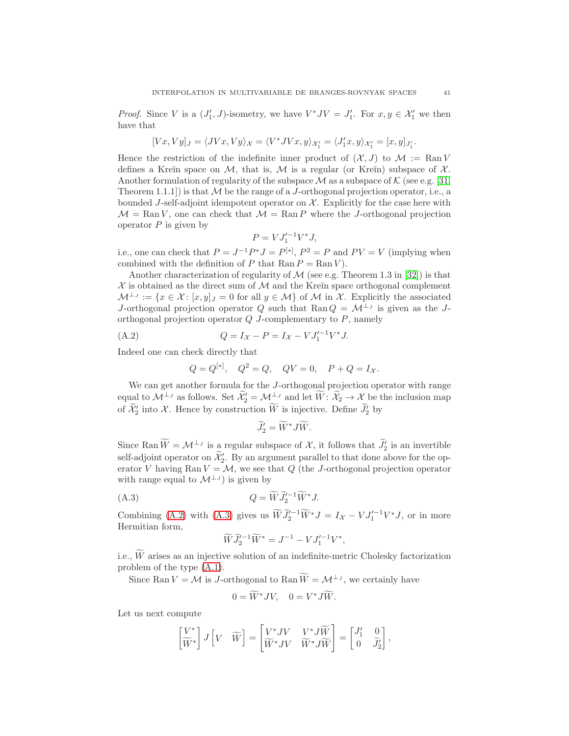*Proof.* Since $V$ is a $(J_1', J)$-isometry, we have $V^*JV = J_1'$. For $x, y \in \mathcal{X}_1'$ we then have that

$$[Vx, Vy]_J = \langle JVx, Vy \rangle_{\mathcal{X}} = \langle V^*JVx, y \rangle_{\mathcal{X}_1'} = \langle J_1'x, y \rangle_{\mathcal{X}_1'} = [x, y]_{J_1'}.$$

Hence the restriction of the indefinite inner product of $(\mathcal{X}, J)$ to $\mathcal{M} := \operatorname{Ran} V$ defines a Kreĭn space on $\mathcal{M}$, that is, $\mathcal{M}$ is a regular (or Kreĭn) subspace of $\mathcal{X}$. Another formulation of regularity of the subspace $\mathcal{M}$ as a subspace of $\mathcal{K}$ (see e.g. [31, Theorem 1.1.1]) is that $\mathcal{M}$ be the range of a $J$-orthogonal projection operator, i.e., a bounded $J$-self-adjoint idempotent operator on $\mathcal{X}$. Explicitly for the case here with $\mathcal{M} = \operatorname{Ran} V$, one can check that $\mathcal{M} = \operatorname{Ran} P$ where the $J$-orthogonal projection operator $P$ is given by

$$P = VJ_1'^{-1}V^*J,$$

i.e., one can check that $P = J^{-1}P^*J = P^{[*]}$, $P^2 = P$ and $PV = V$ (implying when combined with the definition of $P$ that $\operatorname{Ran} P = \operatorname{Ran} V$).

Another characterization of regularity of $\mathcal{M}$ (see e.g. Theorem 1.3 in [32]) is that $\mathcal{X}$ is obtained as the direct sum of $\mathcal{M}$ and the Kreĭn space orthogonal complement $\mathcal{M}^{\perp_J} := \{x \in \mathcal{X} \colon [x, y]_J = 0 \text{ for all } y \in \mathcal{M}\}$ of $\mathcal{M}$ in $\mathcal{X}$. Explicitly the associated $J$-orthogonal projection operator $Q$ such that $\operatorname{Ran} Q = \mathcal{M}^{\perp_J}$ is given as the $J$-orthogonal projection operator $Q$ $J$-complementary to $P$, namely

$$Q = I_{\mathcal{X}} - P = I_{\mathcal{X}} - VJ_1'^{-1}V^*J. \tag{A.2}$$

Indeed one can check directly that

$$Q = Q^{[*]}, \quad Q^2 = Q, \quad QV = 0, \quad P + Q = I_{\mathcal{X}}.$$

We can get another formula for the $J$-orthogonal projection operator with range equal to $\mathcal{M}^{\perp_J}$ as follows. Set $\widetilde{\mathcal{X}}_2' = \mathcal{M}^{\perp_J}$ and let $\widetilde{W} \colon \widetilde{\mathcal{X}}_2 \to \mathcal{X}$ be the inclusion map of $\widetilde{\mathcal{X}}_2'$ into $\mathcal{X}$. Hence by construction $\widetilde{W}$ is injective. Define $\widetilde{J}_2'$ by

$$\widetilde{J}_2' = \widetilde{W}^*J\widetilde{W}.$$

Since $\operatorname{Ran} \widetilde{W} = \mathcal{M}^{\perp_J}$ is a regular subspace of $\mathcal{X}$, it follows that $\widetilde{J}_2'$ is an invertible self-adjoint operator on $\widetilde{\mathcal{X}}_2'$. By an argument parallel to that done above for the operator $V$ having $\operatorname{Ran} V = \mathcal{M}$, we see that $Q$ (the $J$-orthogonal projection operator with range equal to $\mathcal{M}^{\perp_J}$) is given by

$$Q = \widetilde{W}\widetilde{J}_2'^{-1}\widetilde{W}^*J. \tag{A.3}$$

Combining (A.2) with (A.3) gives us $\widetilde{W}\widetilde{J}_2'^{-1}\widetilde{W}^*J = I_{\mathcal{X}} - VJ_1'^{-1}V^*J$, or in more Hermitian form,

$$\widetilde{W}\widetilde{J}_2'^{-1}\widetilde{W}^* = J^{-1} - VJ_1'^{-1}V^*,$$

i.e., $\widetilde{W}$ arises as an injective solution of an indefinite-metric Cholesky factorization problem of the type (A.1).

Since $\operatorname{Ran} V = \mathcal{M}$ is $J$-orthogonal to $\operatorname{Ran} \widetilde{W} = \mathcal{M}^{\perp_J}$, we certainly have

$$0 = \widetilde{W}^*JV, \quad 0 = V^*J\widetilde{W}.$$

Let us next compute

$$\begin{bmatrix} V^* \\ \widetilde{W}^* \end{bmatrix} J \begin{bmatrix} V & \widetilde{W} \end{bmatrix} = \begin{bmatrix} V^*JV & V^*J\widetilde{W} \\ \widetilde{W}^*JV & \widetilde{W}^*J\widetilde{W} \end{bmatrix} = \begin{bmatrix} J_1' & 0 \\ 0 & \widetilde{J}_2' \end{bmatrix},$$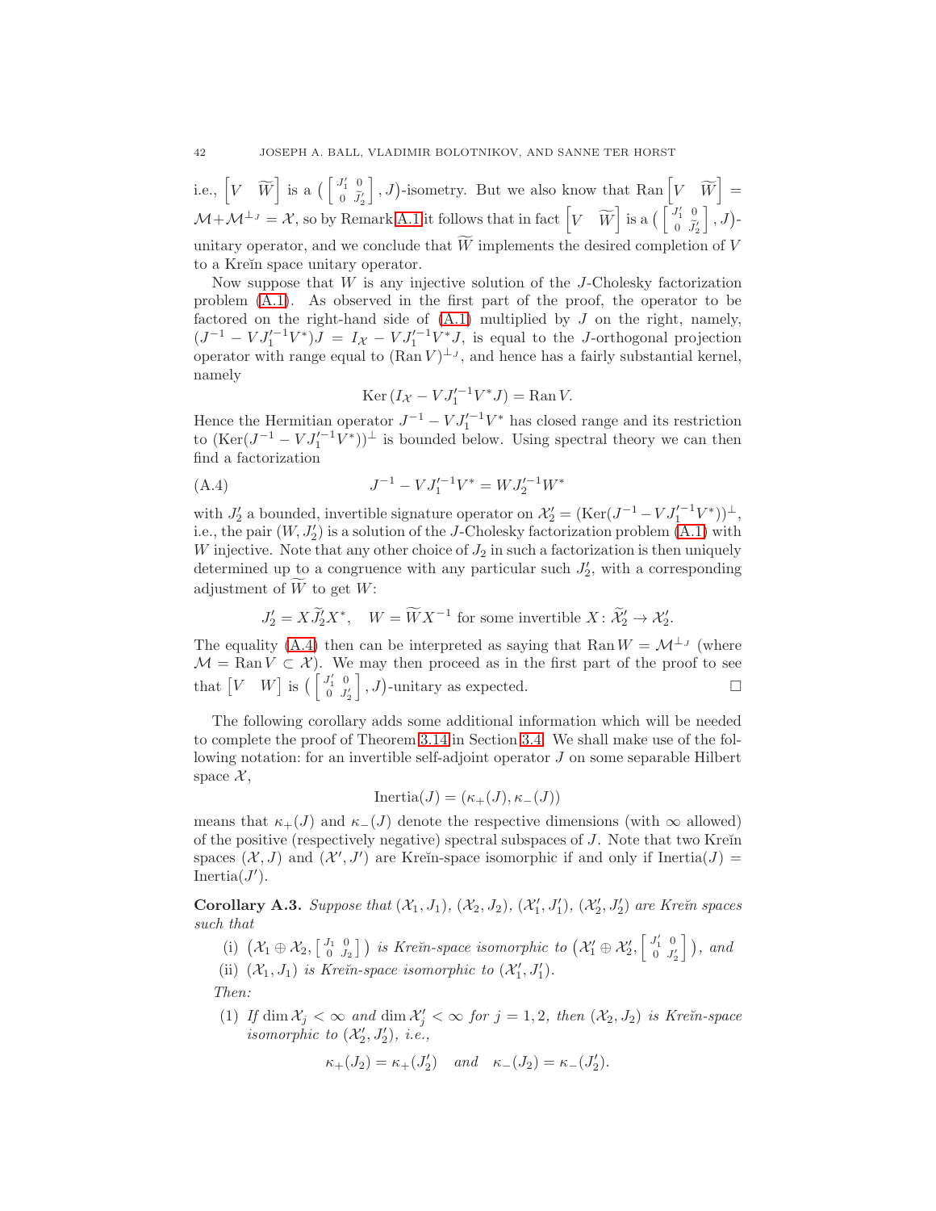i.e., $\begin{bmatrix} V & \widetilde{W} \end{bmatrix}$ is a $\left( \left[\begin{smallmatrix} J_1' & 0 \\ 0 & \widetilde{J}_2' \end{smallmatrix}\right], J \right)$-isometry. But we also know that $\operatorname{Ran} \begin{bmatrix} V & \widetilde{W} \end{bmatrix} = \mathcal{M} + \mathcal{M}^{\perp_J} = \mathcal{X}$, so by Remark A.1 it follows that in fact $\begin{bmatrix} V & \widetilde{W} \end{bmatrix}$ is a $\left( \left[\begin{smallmatrix} J_1' & 0 \\ 0 & \widetilde{J}_2' \end{smallmatrix}\right], J \right)$-unitary operator, and we conclude that $\widetilde{W}$ implements the desired completion of $V$ to a Kreĭn space unitary operator.

Now suppose that $W$ is any injective solution of the $J$-Cholesky factorization problem (A.1). As observed in the first part of the proof, the operator to be factored on the right-hand side of (A.1) multiplied by $J$ on the right, namely, $(J^{-1} - VJ_1'^{-1}V^*)J = I_{\mathcal{X}} - VJ_1'^{-1}V^*J$, is equal to the $J$-orthogonal projection operator with range equal to $(\operatorname{Ran} V)^{\perp_J}$, and hence has a fairly substantial kernel, namely

$$\operatorname{Ker}(I_{\mathcal{X}} - VJ_1'^{-1}V^*J) = \operatorname{Ran} V.$$

Hence the Hermitian operator $J^{-1} - VJ_1'^{-1}V^*$ has closed range and its restriction to $(\operatorname{Ker}(J^{-1} - VJ_1'^{-1}V^*))^{\perp}$ is bounded below. Using spectral theory we can then find a factorization

$$J^{-1} - VJ_1'^{-1}V^* = WJ_2'^{-1}W^* \tag{A.4}$$

with $J_2'$ a bounded, invertible signature operator on $\mathcal{X}_2' = (\operatorname{Ker}(J^{-1} - VJ_1'^{-1}V^*))^{\perp}$, i.e., the pair $(W, J_2')$ is a solution of the $J$-Cholesky factorization problem (A.1) with $W$ injective. Note that any other choice of $J_2$ in such a factorization is then uniquely determined up to a congruence with any particular such $J_2'$, with a corresponding adjustment of $\widetilde{W}$ to get $W$:

$$J_2' = X\widetilde{J}_2'X^*, \quad W = \widetilde{W}X^{-1} \text{ for some invertible } X\colon \widetilde{\mathcal{X}}_2' \to \mathcal{X}_2'.$$

The equality (A.4) then can be interpreted as saying that $\operatorname{Ran} W = \mathcal{M}^{\perp_J}$ (where $\mathcal{M} = \operatorname{Ran} V \subset \mathcal{X}$). We may then proceed as in the first part of the proof to see that $\begin{bmatrix} V & W \end{bmatrix}$ is $\left( \left[\begin{smallmatrix} J_1' & 0 \\ 0 & J_2' \end{smallmatrix}\right], J \right)$-unitary as expected. $\square$

The following corollary adds some additional information which will be needed to complete the proof of Theorem 3.14 in Section 3.4. We shall make use of the following notation: for an invertible self-adjoint operator $J$ on some separable Hilbert space $\mathcal{X}$,

$$\operatorname{Inertia}(J) = (\kappa_+(J), \kappa_-(J))$$

means that $\kappa_+(J)$ and $\kappa_-(J)$ denote the respective dimensions (with $\infty$ allowed) of the positive (respectively negative) spectral subspaces of $J$. Note that two Kreĭn spaces $(\mathcal{X}, J)$ and $(\mathcal{X}', J')$ are Kreĭn-space isomorphic if and only if $\operatorname{Inertia}(J) = \operatorname{Inertia}(J')$.

**Corollary A.3.** *Suppose that $(\mathcal{X}_1, J_1)$, $(\mathcal{X}_2, J_2)$, $(\mathcal{X}_1', J_1')$, $(\mathcal{X}_2', J_2')$ are Kreĭn spaces such that*

(i) $\left(\mathcal{X}_1 \oplus \mathcal{X}_2, \left[\begin{smallmatrix} J_1 & 0 \\ 0 & J_2 \end{smallmatrix}\right]\right)$ *is Kreĭn-space isomorphic to* $\left(\mathcal{X}_1' \oplus \mathcal{X}_2', \left[\begin{smallmatrix} J_1' & 0 \\ 0 & J_2' \end{smallmatrix}\right]\right)$*, and*

(ii) $(\mathcal{X}_1, J_1)$ *is Kreĭn-space isomorphic to* $(\mathcal{X}_1', J_1')$.

*Then:*

(1) *If $\dim \mathcal{X}_j < \infty$ and $\dim \mathcal{X}_j' < \infty$ for $j = 1, 2$, then $(\mathcal{X}_2, J_2)$ is Kreĭn-space isomorphic to $(\mathcal{X}_2', J_2')$, i.e.,*

$$\kappa_+(J_2) = \kappa_+(J_2') \quad \textit{and} \quad \kappa_-(J_2) = \kappa_-(J_2').$$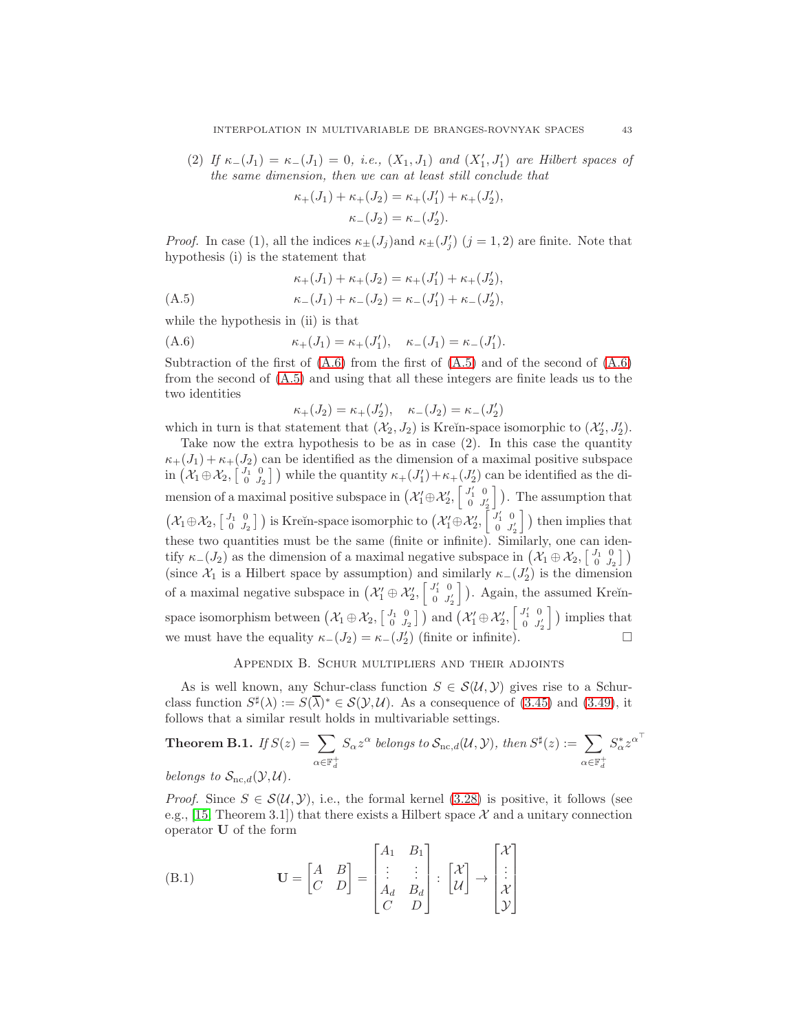(2) *If $\kappa_-(J_1) = \kappa_-(J_1) = 0$, i.e., $(X_1, J_1)$ and $(X_1', J_1')$ are Hilbert spaces of the same dimension, then we can at least still conclude that*

$$\kappa_+(J_1) + \kappa_+(J_2) = \kappa_+(J_1') + \kappa_+(J_2'),$$
$$\kappa_-(J_2) = \kappa_-(J_2').$$

*Proof.* In case (1), all the indices $\kappa_\pm(J_j)$and $\kappa_\pm(J_j')$ $(j = 1, 2)$ are finite. Note that hypothesis (i) is the statement that

$$\kappa_+(J_1) + \kappa_+(J_2) = \kappa_+(J_1') + \kappa_+(J_2'),$$
$$\kappa_-(J_1) + \kappa_-(J_2) = \kappa_-(J_1') + \kappa_-(J_2'), \tag{A.5}$$

while the hypothesis in (ii) is that

$$\kappa_+(J_1) = \kappa_+(J_1'), \quad \kappa_-(J_1) = \kappa_-(J_1'). \tag{A.6}$$

Subtraction of the first of (A.6) from the first of (A.5) and of the second of (A.6) from the second of (A.5) and using that all these integers are finite leads us to the two identities

$$\kappa_+(J_2) = \kappa_+(J_2'), \quad \kappa_-(J_2) = \kappa_-(J_2')$$

which in turn is that statement that $(\mathcal{X}_2, J_2)$ is Kreĭn-space isomorphic to $(\mathcal{X}_2', J_2')$.

Take now the extra hypothesis to be as in case (2). In this case the quantity $\kappa_+(J_1) + \kappa_+(J_2)$ can be identified as the dimension of a maximal positive subspace in $\left(\mathcal{X}_1 \oplus \mathcal{X}_2, \left[\begin{smallmatrix} J_1 & 0 \\ 0 & J_2 \end{smallmatrix}\right]\right)$ while the quantity $\kappa_+(J_1') + \kappa_+(J_2')$ can be identified as the dimension of a maximal positive subspace in $\left(\mathcal{X}_1' \oplus \mathcal{X}_2', \left[\begin{smallmatrix} J_1' & 0 \\ 0 & J_2' \end{smallmatrix}\right]\right)$. The assumption that $\left(\mathcal{X}_1 \oplus \mathcal{X}_2, \left[\begin{smallmatrix} J_1 & 0 \\ 0 & J_2 \end{smallmatrix}\right]\right)$ is Kreĭn-space isomorphic to $\left(\mathcal{X}_1' \oplus \mathcal{X}_2', \left[\begin{smallmatrix} J_1' & 0 \\ 0 & J_2' \end{smallmatrix}\right]\right)$ then implies that these two quantities must be the same (finite or infinite). Similarly, one can identify $\kappa_-(J_2)$ as the dimension of a maximal negative subspace in $\left(\mathcal{X}_1 \oplus \mathcal{X}_2, \left[\begin{smallmatrix} J_1 & 0 \\ 0 & J_2 \end{smallmatrix}\right]\right)$ (since $\mathcal{X}_1$ is a Hilbert space by assumption) and similarly $\kappa_-(J_2')$ is the dimension of a maximal negative subspace in $\left(\mathcal{X}_1' \oplus \mathcal{X}_2', \left[\begin{smallmatrix} J_1' & 0 \\ 0 & J_2' \end{smallmatrix}\right]\right)$. Again, the assumed Kreĭn-space isomorphism between $\left(\mathcal{X}_1 \oplus \mathcal{X}_2, \left[\begin{smallmatrix} J_1 & 0 \\ 0 & J_2 \end{smallmatrix}\right]\right)$ and $\left(\mathcal{X}_1' \oplus \mathcal{X}_2', \left[\begin{smallmatrix} J_1' & 0 \\ 0 & J_2' \end{smallmatrix}\right]\right)$ implies that we must have the equality $\kappa_-(J_2) = \kappa_-(J_2')$ (finite or infinite). □

## Appendix B. Schur multipliers and their adjoints

As is well known, any Schur-class function $S \in \mathcal{S}(\mathcal{U}, \mathcal{Y})$ gives rise to a Schur-class function $S^\sharp(\lambda) := S(\overline{\lambda})^* \in \mathcal{S}(\mathcal{Y}, \mathcal{U})$. As a consequence of (3.45) and (3.49), it follows that a similar result holds in multivariable settings.

**Theorem B.1.** *If $S(z) = \sum_{\alpha \in \mathbb{F}_d^+} S_\alpha z^\alpha$ belongs to $\mathcal{S}_{\mathrm{nc},d}(\mathcal{U}, \mathcal{Y})$, then $S^\sharp(z) := \sum_{\alpha \in \mathbb{F}_d^+} S_\alpha^* z^{\alpha^\top}$ belongs to $\mathcal{S}_{\mathrm{nc},d}(\mathcal{Y}, \mathcal{U})$.*

*Proof.* Since $S \in \mathcal{S}(\mathcal{U}, \mathcal{Y})$, i.e., the formal kernel (3.28) is positive, it follows (see e.g., [15, Theorem 3.1]) that there exists a Hilbert space $\mathcal{X}$ and a unitary connection operator $\mathbf{U}$ of the form

$$\mathbf{U} = \begin{bmatrix} A & B \\ C & D \end{bmatrix} = \begin{bmatrix} A_1 & B_1 \\ \vdots & \vdots \\ A_d & B_d \\ C & D \end{bmatrix} : \begin{bmatrix} \mathcal{X} \\ \mathcal{U} \end{bmatrix} \to \begin{bmatrix} \mathcal{X} \\ \vdots \\ \mathcal{X} \\ \mathcal{Y} \end{bmatrix} \tag{B.1}$$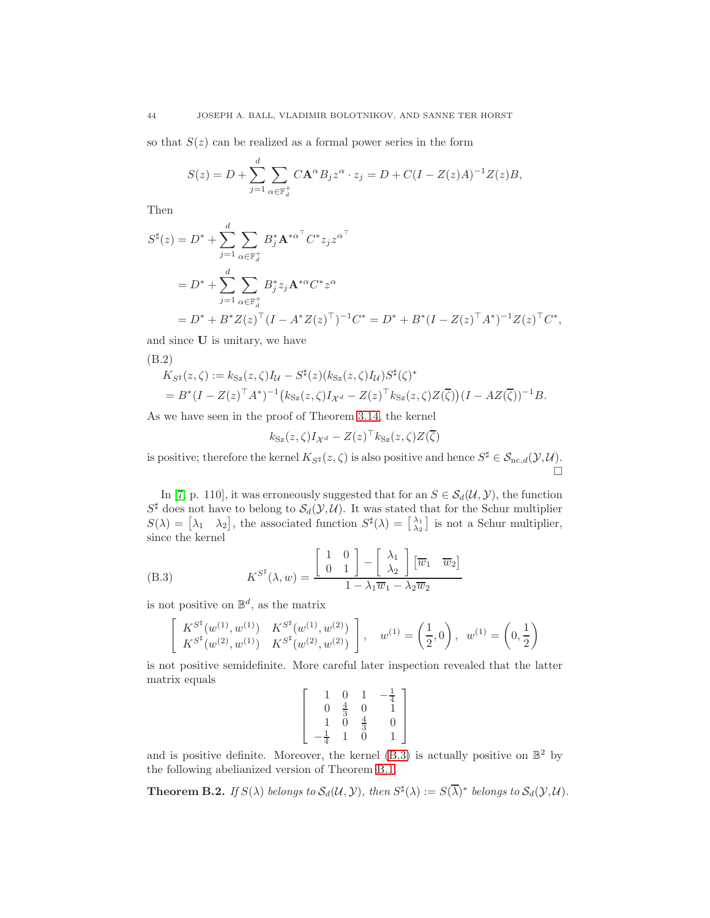so that $S(z)$ can be realized as a formal power series in the form

$$S(z) = D + \sum_{j=1}^{d} \sum_{\alpha \in \mathbb{F}_d^+} C\mathbf{A}^{\alpha} B_j z^{\alpha} \cdot z_j = D + C(I - Z(z)A)^{-1} Z(z)B,$$

Then

$$\begin{aligned}
S^{\sharp}(z) &= D^* + \sum_{j=1}^{d} \sum_{\alpha \in \mathbb{F}_d^+} B_j^* \mathbf{A}^{*\alpha^{\top}} C^* z_j z^{\alpha^{\top}} \\
&= D^* + \sum_{j=1}^{d} \sum_{\alpha \in \mathbb{F}_d^+} B_j^* z_j \mathbf{A}^{*\alpha} C^* z^{\alpha} \\
&= D^* + B^* Z(z)^{\top} (I - A^* Z(z)^{\top})^{-1} C^* = D^* + B^*(I - Z(z)^{\top} A^*)^{-1} Z(z)^{\top} C^*,
\end{aligned}$$

and since $\mathbf{U}$ is unitary, we have

(B.2)

$$\begin{aligned}
&K_{S^{\sharp}}(z,\zeta) := k_{\mathrm{Sz}}(z,\zeta) I_{\mathcal{U}} - S^{\sharp}(z)(k_{\mathrm{Sz}}(z,\zeta) I_{\mathcal{U}}) S^{\sharp}(\zeta)^* \\
&= B^*(I - Z(z)^{\top} A^*)^{-1} \big(k_{\mathrm{Sz}}(z,\zeta) I_{\mathcal{X}^d} - Z(z)^{\top} k_{\mathrm{Sz}}(z,\zeta) Z(\overline{\zeta})\big)(I - AZ(\overline{\zeta}))^{-1} B.
\end{aligned}$$

As we have seen in the proof of Theorem 3.14, the kernel

$$k_{\mathrm{Sz}}(z,\zeta) I_{\mathcal{X}^d} - Z(z)^{\top} k_{\mathrm{Sz}}(z,\zeta) Z(\overline{\zeta})$$

is positive; therefore the kernel $K_{S^{\sharp}}(z,\zeta)$ is also positive and hence $S^{\sharp} \in \mathcal{S}_{\mathrm{nc},d}(\mathcal{Y},\mathcal{U})$. □

In [7, p. 110], it was erroneously suggested that for an $S \in \mathcal{S}_d(\mathcal{U},\mathcal{Y})$, the function $S^{\sharp}$ does not have to belong to $\mathcal{S}_d(\mathcal{Y},\mathcal{U})$. It was stated that for the Schur multiplier $S(\lambda) = \begin{bmatrix} \lambda_1 & \lambda_2 \end{bmatrix}$, the associated function $S^{\sharp}(\lambda) = \left[\begin{smallmatrix} \lambda_1 \\ \lambda_2 \end{smallmatrix}\right]$ is not a Schur multiplier, since the kernel

$$K^{S^{\sharp}}(\lambda,w) = \frac{\begin{bmatrix} 1 & 0 \\ 0 & 1 \end{bmatrix} - \begin{bmatrix} \lambda_1 \\ \lambda_2 \end{bmatrix} \begin{bmatrix} \overline{w}_1 & \overline{w}_2 \end{bmatrix}}{1 - \lambda_1 \overline{w}_1 - \lambda_2 \overline{w}_2} \tag{B.3}$$

is not positive on $\mathbb{B}^d$, as the matrix

$$\begin{bmatrix} K^{S^{\sharp}}(w^{(1)},w^{(1)}) & K^{S^{\sharp}}(w^{(1)},w^{(2)}) \\ K^{S^{\sharp}}(w^{(2)},w^{(1)}) & K^{S^{\sharp}}(w^{(2)},w^{(2)}) \end{bmatrix}, \quad w^{(1)} = \left(\frac{1}{2}, 0\right), \quad w^{(1)} = \left(0, \frac{1}{2}\right)$$

is not positive semidefinite. More careful later inspection revealed that the latter matrix equals

$$\begin{bmatrix} 1 & 0 & 1 & -\frac{1}{4} \\ 0 & \frac{4}{3} & 0 & 1 \\ 1 & 0 & \frac{4}{3} & 0 \\ -\frac{1}{4} & 1 & 0 & 1 \end{bmatrix}$$

and is positive definite. Moreover, the kernel (B.3) is actually positive on $\mathbb{B}^2$ by the following abelianized version of Theorem B.1.

**Theorem B.2.** *If $S(\lambda)$ belongs to $\mathcal{S}_d(\mathcal{U},\mathcal{Y})$, then $S^{\sharp}(\lambda) := S(\overline{\lambda})^*$ belongs to $\mathcal{S}_d(\mathcal{Y},\mathcal{U})$.*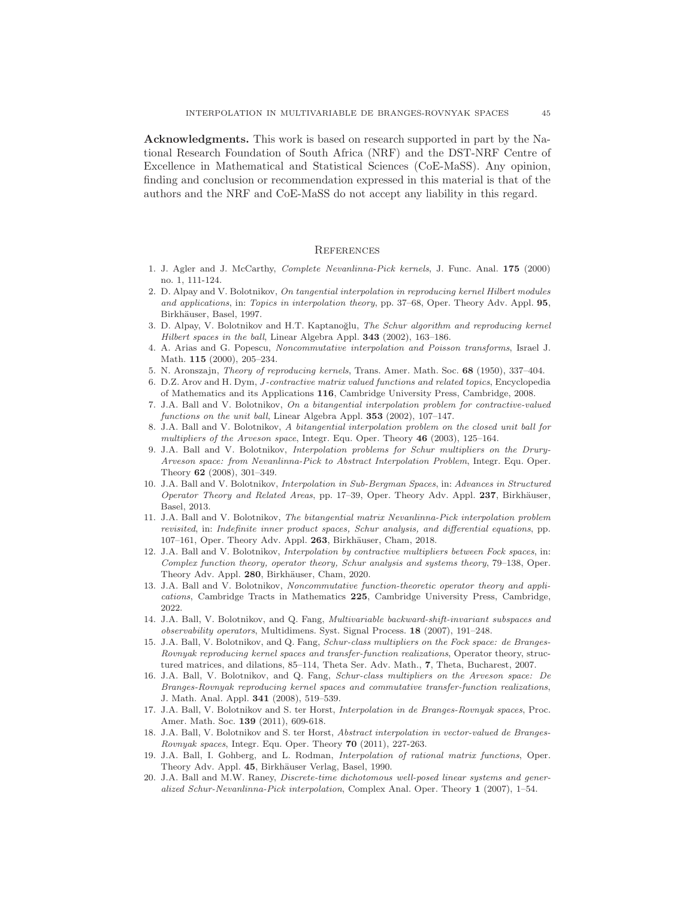**Acknowledgments.** This work is based on research supported in part by the National Research Foundation of South Africa (NRF) and the DST-NRF Centre of Excellence in Mathematical and Statistical Sciences (CoE-MaSS). Any opinion, finding and conclusion or recommendation expressed in this material is that of the authors and the NRF and CoE-MaSS do not accept any liability in this regard.

## References

1. J. Agler and J. McCarthy, *Complete Nevanlinna-Pick kernels*, J. Func. Anal. **175** (2000) no. 1, 111-124.
2. D. Alpay and V. Bolotnikov, *On tangential interpolation in reproducing kernel Hilbert modules and applications*, in: *Topics in interpolation theory*, pp. 37–68, Oper. Theory Adv. Appl. **95**, Birkhäuser, Basel, 1997.
3. D. Alpay, V. Bolotnikov and H.T. Kaptanoğlu, *The Schur algorithm and reproducing kernel Hilbert spaces in the ball*, Linear Algebra Appl. **343** (2002), 163–186.
4. A. Arias and G. Popescu, *Noncommutative interpolation and Poisson transforms*, Israel J. Math. **115** (2000), 205–234.
5. N. Aronszajn, *Theory of reproducing kernels*, Trans. Amer. Math. Soc. **68** (1950), 337–404.
6. D.Z. Arov and H. Dym, *J-contractive matrix valued functions and related topics*, Encyclopedia of Mathematics and its Applications **116**, Cambridge University Press, Cambridge, 2008.
7. J.A. Ball and V. Bolotnikov, *On a bitangential interpolation problem for contractive-valued functions on the unit ball*, Linear Algebra Appl. **353** (2002), 107–147.
8. J.A. Ball and V. Bolotnikov, *A bitangential interpolation problem on the closed unit ball for multipliers of the Arveson space*, Integr. Equ. Oper. Theory **46** (2003), 125–164.
9. J.A. Ball and V. Bolotnikov, *Interpolation problems for Schur multipliers on the Drury-Arveson space: from Nevanlinna-Pick to Abstract Interpolation Problem*, Integr. Equ. Oper. Theory **62** (2008), 301–349.
10. J.A. Ball and V. Bolotnikov, *Interpolation in Sub-Bergman Spaces*, in: *Advances in Structured Operator Theory and Related Areas*, pp. 17–39, Oper. Theory Adv. Appl. **237**, Birkhäuser, Basel, 2013.
11. J.A. Ball and V. Bolotnikov, *The bitangential matrix Nevanlinna-Pick interpolation problem revisited*, in: *Indefinite inner product spaces, Schur analysis, and differential equations*, pp. 107–161, Oper. Theory Adv. Appl. **263**, Birkhäuser, Cham, 2018.
12. J.A. Ball and V. Bolotnikov, *Interpolation by contractive multipliers between Fock spaces*, in: *Complex function theory, operator theory, Schur analysis and systems theory*, 79–138, Oper. Theory Adv. Appl. **280**, Birkhäuser, Cham, 2020.
13. J.A. Ball and V. Bolotnikov, *Noncommutative function-theoretic operator theory and applications*, Cambridge Tracts in Mathematics **225**, Cambridge University Press, Cambridge, 2022.
14. J.A. Ball, V. Bolotnikov, and Q. Fang, *Multivariable backward-shift-invariant subspaces and observability operators*, Multidimens. Syst. Signal Process. **18** (2007), 191–248.
15. J.A. Ball, V. Bolotnikov, and Q. Fang, *Schur-class multipliers on the Fock space: de Branges-Rovnyak reproducing kernel spaces and transfer-function realizations*, Operator theory, structured matrices, and dilations, 85–114, Theta Ser. Adv. Math., **7**, Theta, Bucharest, 2007.
16. J.A. Ball, V. Bolotnikov, and Q. Fang, *Schur-class multipliers on the Arveson space: De Branges-Rovnyak reproducing kernel spaces and commutative transfer-function realizations*, J. Math. Anal. Appl. **341** (2008), 519–539.
17. J.A. Ball, V. Bolotnikov and S. ter Horst, *Interpolation in de Branges-Rovnyak spaces*, Proc. Amer. Math. Soc. **139** (2011), 609-618.
18. J.A. Ball, V. Bolotnikov and S. ter Horst, *Abstract interpolation in vector-valued de Branges-Rovnyak spaces*, Integr. Equ. Oper. Theory **70** (2011), 227-263.
19. J.A. Ball, I. Gohberg, and L. Rodman, *Interpolation of rational matrix functions*, Oper. Theory Adv. Appl. **45**, Birkhäuser Verlag, Basel, 1990.
20. J.A. Ball and M.W. Raney, *Discrete-time dichotomous well-posed linear systems and generalized Schur-Nevanlinna-Pick interpolation*, Complex Anal. Oper. Theory **1** (2007), 1–54.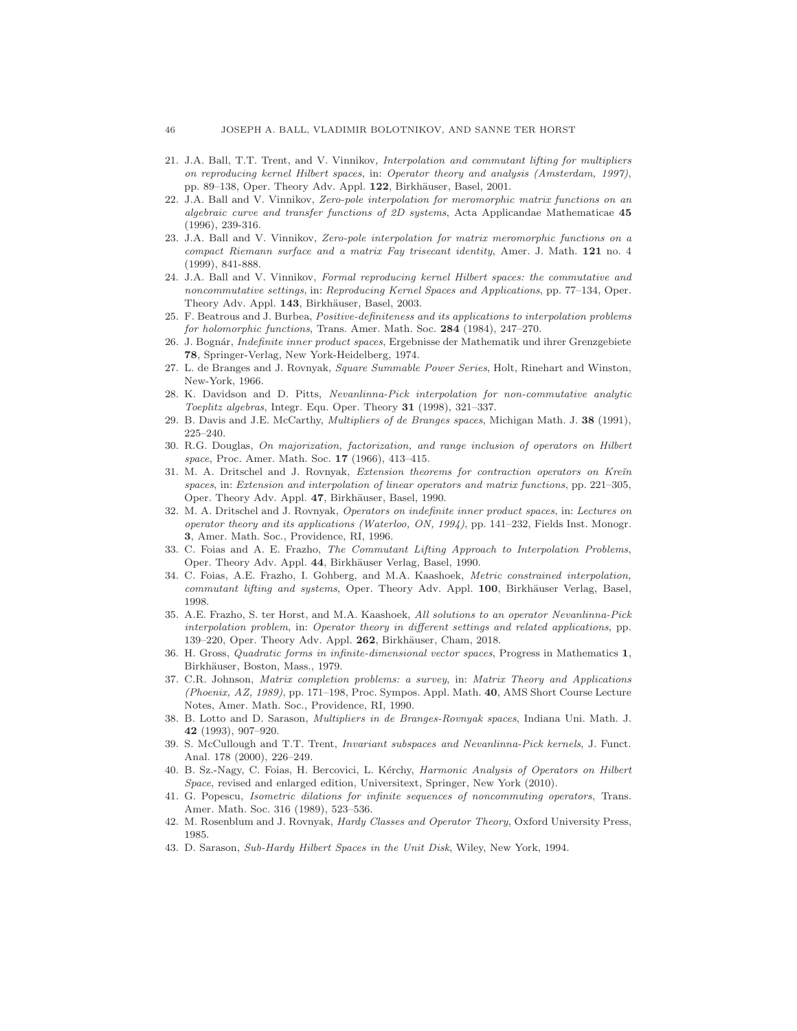21. J.A. Ball, T.T. Trent, and V. Vinnikov, *Interpolation and commutant lifting for multipliers on reproducing kernel Hilbert spaces*, in: *Operator theory and analysis (Amsterdam, 1997)*, pp. 89–138, Oper. Theory Adv. Appl. **122**, Birkhäuser, Basel, 2001.
22. J.A. Ball and V. Vinnikov, *Zero-pole interpolation for meromorphic matrix functions on an algebraic curve and transfer functions of 2D systems*, Acta Applicandae Mathematicae **45** (1996), 239-316.
23. J.A. Ball and V. Vinnikov, *Zero-pole interpolation for matrix meromorphic functions on a compact Riemann surface and a matrix Fay trisecant identity*, Amer. J. Math. **121** no. 4 (1999), 841-888.
24. J.A. Ball and V. Vinnikov, *Formal reproducing kernel Hilbert spaces: the commutative and noncommutative settings*, in: *Reproducing Kernel Spaces and Applications*, pp. 77–134, Oper. Theory Adv. Appl. **143**, Birkhäuser, Basel, 2003.
25. F. Beatrous and J. Burbea, *Positive-definiteness and its applications to interpolation problems for holomorphic functions*, Trans. Amer. Math. Soc. **284** (1984), 247–270.
26. J. Bognár, *Indefinite inner product spaces*, Ergebnisse der Mathematik und ihrer Grenzgebiete **78**, Springer-Verlag, New York-Heidelberg, 1974.
27. L. de Branges and J. Rovnyak, *Square Summable Power Series*, Holt, Rinehart and Winston, New-York, 1966.
28. K. Davidson and D. Pitts, *Nevanlinna-Pick interpolation for non-commutative analytic Toeplitz algebras*, Integr. Equ. Oper. Theory **31** (1998), 321–337.
29. B. Davis and J.E. McCarthy, *Multipliers of de Branges spaces*, Michigan Math. J. **38** (1991), 225–240.
30. R.G. Douglas, *On majorization, factorization, and range inclusion of operators on Hilbert space*, Proc. Amer. Math. Soc. **17** (1966), 413–415.
31. M. A. Dritschel and J. Rovnyak, *Extension theorems for contraction operators on Kreĭn spaces*, in: *Extension and interpolation of linear operators and matrix functions*, pp. 221–305, Oper. Theory Adv. Appl. **47**, Birkhäuser, Basel, 1990.
32. M. A. Dritschel and J. Rovnyak, *Operators on indefinite inner product spaces*, in: *Lectures on operator theory and its applications (Waterloo, ON, 1994)*, pp. 141–232, Fields Inst. Monogr. **3**, Amer. Math. Soc., Providence, RI, 1996.
33. C. Foias and A. E. Frazho, *The Commutant Lifting Approach to Interpolation Problems*, Oper. Theory Adv. Appl. **44**, Birkhäuser Verlag, Basel, 1990.
34. C. Foias, A.E. Frazho, I. Gohberg, and M.A. Kaashoek, *Metric constrained interpolation, commutant lifting and systems*, Oper. Theory Adv. Appl. **100**, Birkhäuser Verlag, Basel, 1998.
35. A.E. Frazho, S. ter Horst, and M.A. Kaashoek, *All solutions to an operator Nevanlinna-Pick interpolation problem*, in: *Operator theory in different settings and related applications*, pp. 139–220, Oper. Theory Adv. Appl. **262**, Birkhäuser, Cham, 2018.
36. H. Gross, *Quadratic forms in infinite-dimensional vector spaces*, Progress in Mathematics **1**, Birkhäuser, Boston, Mass., 1979.
37. C.R. Johnson, *Matrix completion problems: a survey*, in: *Matrix Theory and Applications (Phoenix, AZ, 1989)*, pp. 171–198, Proc. Sympos. Appl. Math. **40**, AMS Short Course Lecture Notes, Amer. Math. Soc., Providence, RI, 1990.
38. B. Lotto and D. Sarason, *Multipliers in de Branges-Rovnyak spaces*, Indiana Uni. Math. J. **42** (1993), 907–920.
39. S. McCullough and T.T. Trent, *Invariant subspaces and Nevanlinna-Pick kernels*, J. Funct. Anal. 178 (2000), 226–249.
40. B. Sz.-Nagy, C. Foias, H. Bercovici, L. Kérchy, *Harmonic Analysis of Operators on Hilbert Space*, revised and enlarged edition, Universitext, Springer, New York (2010).
41. G. Popescu, *Isometric dilations for infinite sequences of noncommuting operators*, Trans. Amer. Math. Soc. 316 (1989), 523–536.
42. M. Rosenblum and J. Rovnyak, *Hardy Classes and Operator Theory*, Oxford University Press, 1985.
43. D. Sarason, *Sub-Hardy Hilbert Spaces in the Unit Disk*, Wiley, New York, 1994.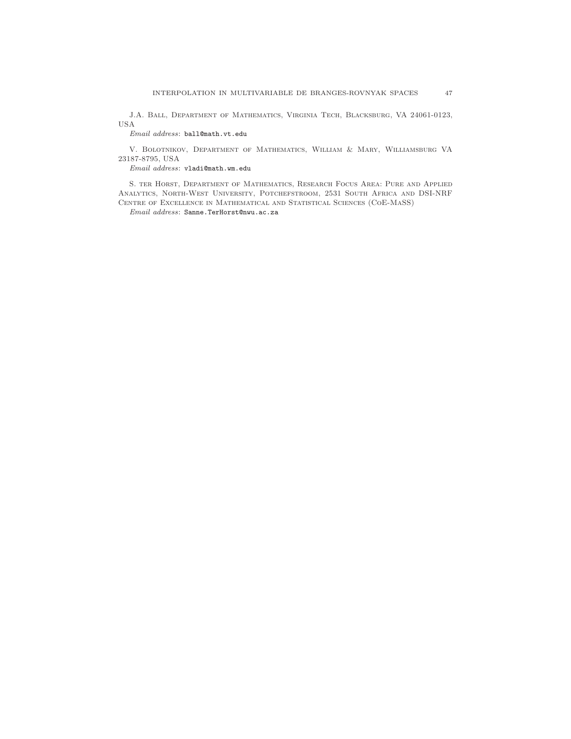J.A. Ball, Department of Mathematics, Virginia Tech, Blacksburg, VA 24061-0123, USA

*Email address*: ball@math.vt.edu

V. Bolotnikov, Department of Mathematics, William & Mary, Williamsburg VA 23187-8795, USA

*Email address*: vladi@math.wm.edu

S. ter Horst, Department of Mathematics, Research Focus Area: Pure and Applied Analytics, North-West University, Potchefstroom, 2531 South Africa and DSI-NRF Centre of Excellence in Mathematical and Statistical Sciences (CoE-MaSS)

*Email address*: Sanne.TerHorst@nwu.ac.za